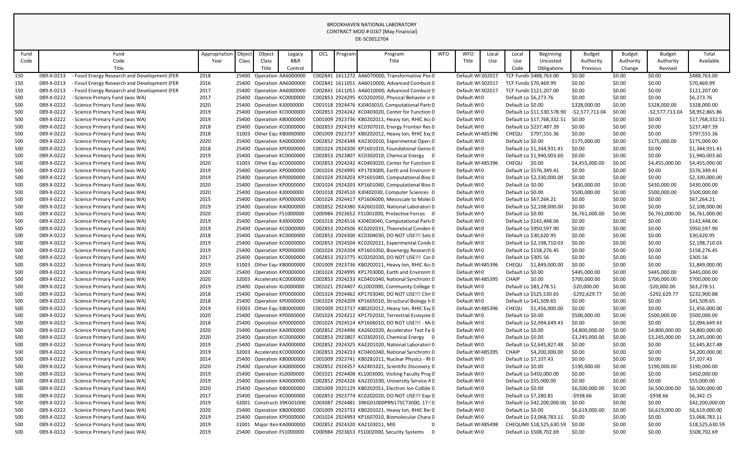BROOKHAVEN NATIONAL LABORATORY
CONTRACT MOD # 0167 [May Financial]
DE-SC0012704

| Fund Code | Fund Code Title | Appropriation Year | Object Class | Object Class Title | Legacy B&R Control | OCL | Program | Program Title | WFO | WFO Title | Local Use | Local Use Code | Beginning Uncosted Obligations | Budget Authority Previous | Budget Authority Change | Budget Authority Revised | Total Available |
|---|---|---|---|---|---|---|---|---|---|---|---|---|---|---|---|---|---|
| 150 | 089-X-0213 - Fossil Energy Research and Development (FER | 2018 | 25400 | Operation | AA6000000 | C002841 | 1611272 | AA6070000, Transformative Pow | 0 | Default WI | 302017 | | TCF Fundir $488,763.00 | $0.00 | $0.00 | $0.00 | $488,763.00 |
| 150 | 089-X-0213 - Fossil Energy Research and Development (FER | 2016 | 25400 | Operation | AA6000000 | C002841 | 1611051 | AA6010000, Advanced Combust | 0 | Default WI | 302017 | | TCF Fundir $70,469.99 | $0.00 | $0.00 | $0.00 | $70,469.99 |
| 150 | 089-X-0213 - Fossil Energy Research and Development (FER | 2017 | 25400 | Operation | AA6000000 | C002841 | 1611051 | AA6010000, Advanced Combust | 0 | Default WI | 302017 | | TCF Fundir $121,207.00 | $0.00 | $0.00 | $0.00 | $121,207.00 |
| 500 | 089-X-0222 - Science Primary Fund (was WA) | 2017 | 25400 | Operation | KC0000000 | C002853 | 2924295 | KC0202050, Physical Behavior o | 0 | Default WI | 0 | | Default Lo $6,273.76 | $0.00 | $0.00 | $0.00 | $6,273.76 |
| 500 | 089-X-0222 - Science Primary Fund (was WA) | 2020 | 25400 | Operation | KJ0000000 | C001018 | 2924476 | KJ0403010, Computational Parti | 0 | Default WI | 0 | | Default Lo $0.00 | $328,000.00 | $0.00 | $328,000.00 | $328,000.00 |
| 500 | 089-X-0222 - Science Primary Fund (was WA) | 2019 | 25400 | Operation | KC0000000 | C002853 | 2924242 | KC0403020, Center for Function | 0 | Default WI | 0 | | Default Lo $11,530,578.90 | -$2,577,713.04 | $0.00 | -$2,577,713.04 | $8,952,865.86 |
| 500 | 089-X-0222 - Science Primary Fund (was WA) | 2019 | 25400 | Operation | KB0000000 | C001009 | 2923736 | KB0202011, Heavy Ion, RHIC Acc | 0 | Default WI | 0 | | Default Lo $17,768,332.51 | $0.00 | $0.00 | $0.00 | $17,768,332.51 |
| 500 | 089-X-0222 - Science Primary Fund (was WA) | 2018 | 25400 | Operation | KC0000000 | C002853 | 2924193 | KC0307010, Energy Frontier Res | 0 | Default WI | 0 | | Default Lo $237,487.39 | $0.00 | $0.00 | $0.00 | $237,487.39 |
| 500 | 089-X-0222 - Science Primary Fund (was WA) | 2018 | 31003 | Other Equ | KB0000000 | C001009 | 2923737 | KB0202012, Heavy Ion, RHIC Exp | 0 | Default WI | 485396 | CHEQU | $797,555.36 | $0.00 | $0.00 | $0.00 | $797,555.36 |
| 500 | 089-X-0222 - Science Primary Fund (was WA) | 2020 | 25400 | Operation | KA0000000 | C002852 | 2924348 | KA2302010, Experimental Opera | 0 | Default WI | 0 | | Default Lo $0.00 | $175,000.00 | $0.00 | $175,000.00 | $175,000.00 |
| 500 | 089-X-0222 - Science Primary Fund (was WA) | 2018 | 25400 | Operation | KP0000000 | C001024 | 2924200 | KP1601010, Foundational Genor | 0 | Default WI | 0 | | Default Lo $1,344,931.41 | $0.00 | $0.00 | $0.00 | $1,344,931.41 |
| 500 | 089-X-0222 - Science Primary Fund (was WA) | 2019 | 25400 | Operation | KC0000000 | C002853 | 2923807 | KC0302010, Chemical Energy | 0 | Default WI | 0 | | Default Lo $1,940,003.60 | $0.00 | $0.00 | $0.00 | $1,940,003.60 |
| 500 | 089-X-0222 - Science Primary Fund (was WA) | 2020 | 31003 | Other Equ | KC0000000 | C002853 | 2924242 | KC0403020, Center for Function | 0 | Default WI | 485396 | CHEQU | $0.00 | $4,455,000.00 | $0.00 | $4,455,000.00 | $4,455,000.00 |
| 500 | 089-X-0222 - Science Primary Fund (was WA) | 2019 | 25400 | Operation | KP0000000 | C001024 | 2924995 | KP1703000, Earth and Environm | 0 | Default WI | 0 | | Default Lo $576,349.41 | $0.00 | $0.00 | $0.00 | $576,349.41 |
| 500 | 089-X-0222 - Science Primary Fund (was WA) | 2019 | 25400 | Operation | KP0000000 | C001024 | 2924203 | KP1601040, Computational Bios | 0 | Default WI | 0 | | Default Lo $2,330,000.00 | $0.00 | $0.00 | $0.00 | $2,330,000.00 |
| 500 | 089-X-0222 - Science Primary Fund (was WA) | 2020 | 25400 | Operation | KP0000000 | C001024 | 2924203 | KP1601040, Computational Bios | 0 | Default WI | 0 | | Default Lo $0.00 | $430,000.00 | $0.00 | $430,000.00 | $430,000.00 |
| 500 | 089-X-0222 - Science Primary Fund (was WA) | 2020 | 25400 | Operation | KJ0000000 | C001018 | 2924510 | KJ0402030, Computer Sciences | 0 | Default WI | 0 | | Default Lo $0.00 | $500,000.00 | $0.00 | $500,000.00 | $500,000.00 |
| 500 | 089-X-0222 - Science Primary Fund (was WA) | 2015 | 25400 | Operation | KP0000000 | C001024 | 2924417 | KP1606000, Mesoscale to Molec | 0 | Default WI | 0 | | Default Lo $67,264.21 | $0.00 | $0.00 | $0.00 | $67,264.21 |
| 500 | 089-X-0222 - Science Primary Fund (was WA) | 2019 | 25400 | Operation | KA0000000 | C002852 | 2924380 | KA2601020, National Laboratori | 0 | Default WI | 0 | | Default Lo $2,108,000.00 | $0.00 | $0.00 | $0.00 | $2,108,000.00 |
| 500 | 089-X-0222 - Science Primary Fund (was WA) | 2020 | 25400 | Operation | FS1000000 | C000984 | 2923652 | FS1001000, Protective Forces | 0 | Default WI | 0 | | Default Lo $0.00 | $6,761,000.00 | $0.00 | $6,761,000.00 | $6,761,000.00 |
| 500 | 089-X-0222 - Science Primary Fund (was WA) | 2019 | 25400 | Operation | KJ0000000 | C001018 | 2924516 | KJ0403040, Computational Parti | 0 | Default WI | 0 | | Default Lo $142,448.06 | $0.00 | $0.00 | $0.00 | $142,448.06 |
| 500 | 089-X-0222 - Science Primary Fund (was WA) | 2019 | 25400 | Operation | KC0000000 | C002853 | 2924506 | KC0202031, Theoretical Conden | 0 | Default WI | 0 | | Default Lo $950,597.90 | $0.00 | $0.00 | $0.00 | $950,597.90 |
| 500 | 089-X-0222 - Science Primary Fund (was WA) | 2018 | 25400 | Operation | KC0000000 | C002853 | 2924300 | KC0304030, DO NOT USE!!! Sola | 0 | Default WI | 0 | | Default Lo $30,620.95 | $0.00 | $0.00 | $0.00 | $30,620.95 |
| 500 | 089-X-0222 - Science Primary Fund (was WA) | 2019 | 25400 | Operation | KC0000000 | C002853 | 2924504 | KC0202021, Experimental Conde | 0 | Default WI | 0 | | Default Lo $2,198,710.03 | $0.00 | $0.00 | $0.00 | $2,198,710.03 |
| 500 | 089-X-0222 - Science Primary Fund (was WA) | 2019 | 25400 | Operation | KP0000000 | C001024 | 2924204 | KP1601050, Bioenergy Research | 0 | Default WI | 0 | | Default Lo $158,276.45 | $0.00 | $0.00 | $0.00 | $158,276.45 |
| 500 | 089-X-0222 - Science Primary Fund (was WA) | 2017 | 25400 | Operation | KC0000000 | C002853 | 2923775 | KC0202030, DO NOT USE!!! Cor | 0 | Default WI | 0 | | Default Lo $305.56 | $0.00 | $0.00 | $0.00 | $305.56 |
| 500 | 089-X-0222 - Science Primary Fund (was WA) | 2019 | 31003 | Other Equ | KB0000000 | C001009 | 2923736 | KB0202011, Heavy Ion, RHIC Acc | 0 | Default WI | 485396 | CHEQU | $1,849,000.00 | $0.00 | $0.00 | $0.00 | $1,849,000.00 |
| 500 | 089-X-0222 - Science Primary Fund (was WA) | 2020 | 25400 | Operation | KP0000000 | C001024 | 2924995 | KP1703000, Earth and Environm | 0 | Default WI | 0 | | Default Lo $0.00 | $445,000.00 | $0.00 | $445,000.00 | $445,000.00 |
| 500 | 089-X-0222 - Science Primary Fund (was WA) | 2020 | 32003 | Accelerato | KC0000000 | C002853 | 2924233 | KC0401040, National Synchrotro | 0 | Default WI | 485395 | CHAIP | $0.00 | $700,000.00 | $0.00 | $700,000.00 | $700,000.00 |
| 500 | 089-X-0222 - Science Primary Fund (was WA) | 2019 | 25400 | Operation | KL0000000 | C001021 | 2924407 | KL1002000, Community College | 0 | Default WI | 0 | | Default Lo $83,278.51 | -$20,000.00 | $0.00 | -$20,000.00 | $63,278.51 |
| 500 | 089-X-0222 - Science Primary Fund (was WA) | 2018 | 25400 | Operation | KP0000000 | C001024 | 2924462 | KP1703040, DO NOT USE!!! Clim | 0 | Default WI | 0 | | Default Lo $525,530.65 | -$292,629.77 | $0.00 | -$292,629.77 | $232,900.88 |
| 500 | 089-X-0222 - Science Primary Fund (was WA) | 2018 | 25400 | Operation | KP0000000 | C001024 | 2924209 | KP1605010, Structural Biology Ir | 0 | Default WI | 0 | | Default Lo $41,509.65 | $0.00 | $0.00 | $0.00 | $41,509.65 |
| 500 | 089-X-0222 - Science Primary Fund (was WA) | 2019 | 31003 | Other Equ | KB0000000 | C001009 | 2923737 | KB0202012, Heavy Ion, RHIC Exp | 0 | Default WI | 485396 | CHEQU | $1,456,000.00 | $0.00 | $0.00 | $0.00 | $1,456,000.00 |
| 500 | 089-X-0222 - Science Primary Fund (was WA) | 2020 | 25400 | Operation | KP0000000 | C001024 | 2924212 | KP1702010, Terrestrial Ecosyste | 0 | Default WI | 0 | | Default Lo $0.00 | $500,000.00 | $0.00 | $500,000.00 | $500,000.00 |
| 500 | 089-X-0222 - Science Primary Fund (was WA) | 2018 | 25400 | Operation | KP0000000 | C001024 | 2924514 | KP1606010, DO NOT USE!!! - Mo | 0 | Default WI | 0 | | Default Lo $2,094,649.43 | $0.00 | $0.00 | $0.00 | $2,094,649.43 |
| 500 | 089-X-0222 - Science Primary Fund (was WA) | 2020 | 25400 | Operation | KA0000000 | C002852 | 2924496 | KA2602020, Accelerator Test Fa | 0 | Default WI | 0 | | Default Lo $0.00 | $4,800,000.00 | $0.00 | $4,800,000.00 | $4,800,000.00 |
| 500 | 089-X-0222 - Science Primary Fund (was WA) | 2020 | 25400 | Operation | KC0000000 | C002853 | 2923807 | KC0302010, Chemical Energy | 0 | Default WI | 0 | | Default Lo $0.00 | $3,245,000.00 | $0.00 | $3,245,000.00 | $3,245,000.00 |
| 500 | 089-X-0222 - Science Primary Fund (was WA) | 2019 | 25400 | Operation | KA0000000 | C002852 | 2924325 | KA2201020, National Laboratori | 0 | Default WI | 0 | | Default Lo $2,645,827.48 | $0.00 | $0.00 | $0.00 | $2,645,827.48 |
| 500 | 089-X-0222 - Science Primary Fund (was WA) | 2019 | 32003 | Accelerato | KC0000000 | C002853 | 2924233 | KC0401040, National Synchrotro | 0 | Default WI | 485395 | CHAIP | $4,200,000.00 | $0.00 | $0.00 | $0.00 | $4,200,000.00 |
| 500 | 089-X-0222 - Science Primary Fund (was WA) | 2014 | 25400 | Operation | KB0000000 | C001009 | 2923741 | KB0281011, Nuclear Physics - RI | 0 | Default WI | 0 | | Default Lo $7,107.43 | $0.00 | $0.00 | $0.00 | $7,107.43 |
| 500 | 089-X-0222 - Science Primary Fund (was WA) | 2020 | 25400 | Operation | KA0000000 | C002852 | 2924357 | KA2401021, Scientific Discovery | 0 | Default WI | 0 | | Default Lo $0.00 | $190,000.00 | $0.00 | $190,000.00 | $190,000.00 |
| 500 | 089-X-0222 - Science Primary Fund (was WA) | 2019 | 25400 | Operation | KL0000000 | C001021 | 2924408 | KL1003000, Visiting Faculty Prog | 0 | Default WI | 0 | | Default Lo $450,000.00 | $0.00 | $0.00 | $0.00 | $450,000.00 |
| 500 | 089-X-0222 - Science Primary Fund (was WA) | 2019 | 25400 | Operation | KA0000000 | C002852 | 2924326 | KA2201030, University Service A | 0 | Default WI | 0 | | Default Lo $55,000.00 | $0.00 | $0.00 | $0.00 | $55,000.00 |
| 500 | 089-X-0222 - Science Primary Fund (was WA) | 2020 | 25400 | Operation | KB0000000 | C001009 | 2925129 | KB0202051, Electron Ion Collide | 0 | Default WI | 0 | | Default Lo $0.00 | $6,500,000.00 | $0.00 | $6,500,000.00 | $6,500,000.00 |
| 500 | 089-X-0222 - Science Primary Fund (was WA) | 2017 | 25400 | Operation | KC0000000 | C002853 | 2923774 | KC0202020, DO NOT USE!!! Exp | 0 | Default WI | 0 | | Default Lo $7,280.81 | -$938.66 | $0.00 | -$938.66 | $6,342.15 |
| 500 | 089-X-0222 - Science Primary Fund (was WA) | 2019 | 32001 | Constructi | 39KG01000 | C003087 | 2924481 | 39KG01000PRN17SC73000, 17-S | 0 | Default WI | 0 | | Default Lo $42,200,000.00 | $0.00 | $0.00 | $0.00 | $42,200,000.00 |
| 500 | 089-X-0222 - Science Primary Fund (was WA) | 2020 | 25400 | Operation | KB0000000 | C001009 | 2923733 | KB0201021, Heavy Ion, RHIC Res | 0 | Default WI | 0 | | Default Lo $0.00 | $6,619,000.00 | $0.00 | $6,619,000.00 | $6,619,000.00 |
| 500 | 089-X-0222 - Science Primary Fund (was WA) | 2019 | 25400 | Operation | KP0000000 | C001024 | 2924993 | KP1607010, Biomolecular Chara | 0 | Default WI | 0 | | Default Lo $3,068,783.11 | $0.00 | $0.00 | $0.00 | $3,068,783.11 |
| 500 | 089-X-0222 - Science Primary Fund (was WA) | 2019 | 31001 | Major Iten | KA0000000 | C002852 | 2924320 | KA2103011, MIE | 0 | Default WI | 485498 | CHEQUMI | $18,525,630.59 | $0.00 | $0.00 | $0.00 | $18,525,630.59 |
| 500 | 089-X-0222 - Science Primary Fund (was WA) | 2019 | 25400 | Operation | FS1000000 | C000984 | 2923653 | FS1002000, Security Systems | 0 | Default WI | 0 | | Default Lo $508,702.69 | $0.00 | $0.00 | $0.00 | $508,702.69 |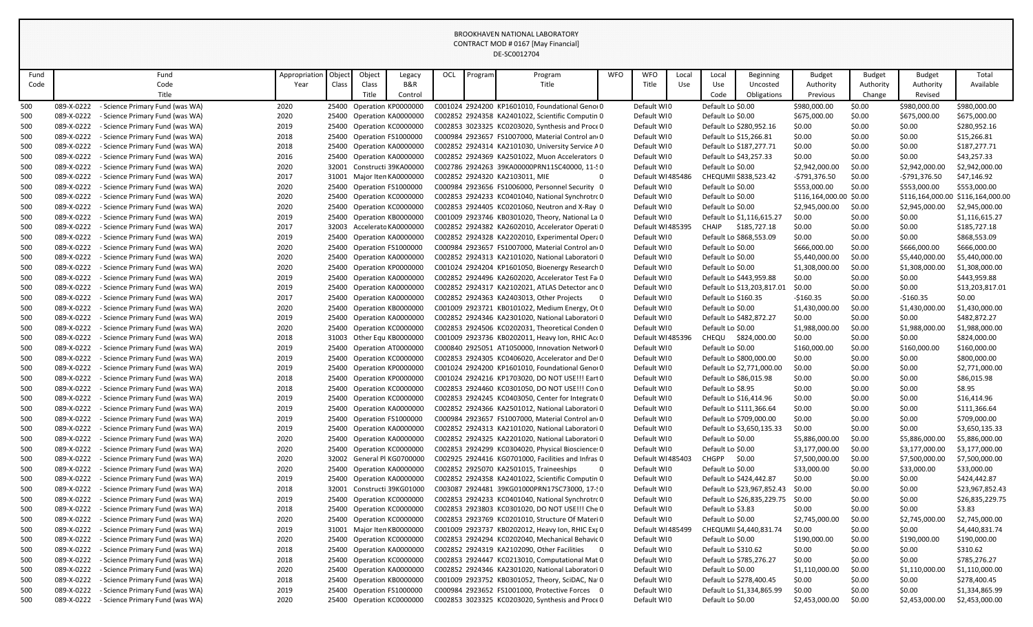BROOKHAVEN NATIONAL LABORATORY
CONTRACT MOD # 0167 [May Financial]
DE-SC0012704

| Fund Code | Fund Code Title | Appropriation Year | Object Class | Object Class Title | Legacy B&R Control | OCL | Program | Program Title | WFO | WFO Title | Local Use | Local Use Code | Beginning Uncosted Obligations | Budget Authority Previous | Budget Authority Change | Budget Authority Revised | Total Available |
|---|---|---|---|---|---|---|---|---|---|---|---|---|---|---|---|---|---|
| 500 | 089-X-0222 - Science Primary Fund (was WA) | 2020 | 25400 | Operation | KP0000000 | C001024 | 2924200 | KP1601010, Foundational Genor | 0 | Default WI | 0 | Default Lo | $0.00 | $980,000.00 | $0.00 | $980,000.00 | $980,000.00 |
| 500 | 089-X-0222 - Science Primary Fund (was WA) | 2020 | 25400 | Operation | KA0000000 | C002852 | 2924358 | KA2401022, Scientific Computin | 0 | Default WI | 0 | Default Lo | $0.00 | $675,000.00 | $0.00 | $675,000.00 | $675,000.00 |
| 500 | 089-X-0222 - Science Primary Fund (was WA) | 2019 | 25400 | Operation | KC0000000 | C002853 | 3023325 | KC0203020, Synthesis and Proce | 0 | Default WI | 0 | Default Lo | $280,952.16 | $0.00 | $0.00 | $0.00 | $280,952.16 |
| 500 | 089-X-0222 - Science Primary Fund (was WA) | 2018 | 25400 | Operation | FS1000000 | C000984 | 2923657 | FS1007000, Material Control an | 0 | Default WI | 0 | Default Lo | $15,266.81 | $0.00 | $0.00 | $0.00 | $15,266.81 |
| 500 | 089-X-0222 - Science Primary Fund (was WA) | 2018 | 25400 | Operation | KA0000000 | C002852 | 2924314 | KA2101030, University Service A | 0 | Default WI | 0 | Default Lo | $187,277.71 | $0.00 | $0.00 | $0.00 | $187,277.71 |
| 500 | 089-X-0222 - Science Primary Fund (was WA) | 2016 | 25400 | Operation | KA0000000 | C002852 | 2924369 | KA2501022, Muon Accelerators | 0 | Default WI | 0 | Default Lo | $43,257.33 | $0.00 | $0.00 | $0.00 | $43,257.33 |
| 500 | 089-X-0222 - Science Primary Fund (was WA) | 2020 | 32001 | Constructi | 39KA00000 | C002786 | 2924263 | 39KA00000PRN11SC40000, 11-S | 0 | Default WI | 0 | Default Lo | $0.00 | $2,942,000.00 | $0.00 | $2,942,000.00 | $2,942,000.00 |
| 500 | 089-X-0222 - Science Primary Fund (was WA) | 2017 | 31001 | Major Iten | KA0000000 | C002852 | 2924320 | KA2103011, MIE | 0 | Default WI | 485486 | CHEQUMI | $838,523.42 | -$791,376.50 | $0.00 | -$791,376.50 | $47,146.92 |
| 500 | 089-X-0222 - Science Primary Fund (was WA) | 2020 | 25400 | Operation | FS1000000 | C000984 | 2923656 | FS1006000, Personnel Security | 0 | Default WI | 0 | Default Lo | $0.00 | $553,000.00 | $0.00 | $553,000.00 | $553,000.00 |
| 500 | 089-X-0222 - Science Primary Fund (was WA) | 2020 | 25400 | Operation | KC0000000 | C002853 | 2924233 | KC0401040, National Synchrotr | 0 | Default WI | 0 | Default Lo | $0.00 | $116,164,000.00 | $0.00 | $116,164,000.00 | $116,164,000.00 |
| 500 | 089-X-0222 - Science Primary Fund (was WA) | 2020 | 25400 | Operation | KC0000000 | C002853 | 2924405 | KC0201060, Neutron and X-Ray | 0 | Default WI | 0 | Default Lo | $0.00 | $2,945,000.00 | $0.00 | $2,945,000.00 | $2,945,000.00 |
| 500 | 089-X-0222 - Science Primary Fund (was WA) | 2019 | 25400 | Operation | KB0000000 | C001009 | 2923746 | KB0301020, Theory, National La | 0 | Default WI | 0 | Default Lo | $1,116,615.27 | $0.00 | $0.00 | $0.00 | $1,116,615.27 |
| 500 | 089-X-0222 - Science Primary Fund (was WA) | 2017 | 32003 | Accelerato | KA0000000 | C002852 | 2924382 | KA2602010, Accelerator Operati | 0 | Default WI | 485395 | CHAIP | $185,727.18 | $0.00 | $0.00 | $0.00 | $185,727.18 |
| 500 | 089-X-0222 - Science Primary Fund (was WA) | 2019 | 25400 | Operation | KA0000000 | C002852 | 2924328 | KA2202010, Experimental Opera | 0 | Default WI | 0 | Default Lo | $868,553.09 | $0.00 | $0.00 | $0.00 | $868,553.09 |
| 500 | 089-X-0222 - Science Primary Fund (was WA) | 2020 | 25400 | Operation | FS1000000 | C000984 | 2923657 | FS1007000, Material Control an | 0 | Default WI | 0 | Default Lo | $0.00 | $666,000.00 | $0.00 | $666,000.00 | $666,000.00 |
| 500 | 089-X-0222 - Science Primary Fund (was WA) | 2020 | 25400 | Operation | KA0000000 | C002852 | 2924313 | KA2101020, National Laboratori | 0 | Default WI | 0 | Default Lo | $0.00 | $5,440,000.00 | $0.00 | $5,440,000.00 | $5,440,000.00 |
| 500 | 089-X-0222 - Science Primary Fund (was WA) | 2020 | 25400 | Operation | KP0000000 | C001024 | 2924204 | KP1601050, Bioenergy Research | 0 | Default WI | 0 | Default Lo | $0.00 | $1,308,000.00 | $0.00 | $1,308,000.00 | $1,308,000.00 |
| 500 | 089-X-0222 - Science Primary Fund (was WA) | 2019 | 25400 | Operation | KA0000000 | C002852 | 2924496 | KA2602020, Accelerator Test Fa | 0 | Default WI | 0 | Default Lo | $443,959.88 | $0.00 | $0.00 | $0.00 | $443,959.88 |
| 500 | 089-X-0222 - Science Primary Fund (was WA) | 2019 | 25400 | Operation | KA0000000 | C002852 | 2924317 | KA2102021, ATLAS Detector and | 0 | Default WI | 0 | Default Lo | $13,203,817.01 | $0.00 | $0.00 | $0.00 | $13,203,817.01 |
| 500 | 089-X-0222 - Science Primary Fund (was WA) | 2017 | 25400 | Operation | KA0000000 | C002852 | 2924363 | KA2403013, Other Projects | 0 | Default WI | 0 | Default Lo | $160.35 | -$160.35 | $0.00 | -$160.35 | $0.00 |
| 500 | 089-X-0222 - Science Primary Fund (was WA) | 2020 | 25400 | Operation | KB0000000 | C001009 | 2923721 | KB0101022, Medium Energy, Ot | 0 | Default WI | 0 | Default Lo | $0.00 | $1,430,000.00 | $0.00 | $1,430,000.00 | $1,430,000.00 |
| 500 | 089-X-0222 - Science Primary Fund (was WA) | 2019 | 25400 | Operation | KA0000000 | C002852 | 2924346 | KA2301020, National Laboratori | 0 | Default WI | 0 | Default Lo | $482,872.27 | $0.00 | $0.00 | $0.00 | $482,872.27 |
| 500 | 089-X-0222 - Science Primary Fund (was WA) | 2020 | 25400 | Operation | KC0000000 | C002853 | 2924506 | KC0202031, Theoretical Conden | 0 | Default WI | 0 | Default Lo | $0.00 | $1,988,000.00 | $0.00 | $1,988,000.00 | $1,988,000.00 |
| 500 | 089-X-0222 - Science Primary Fund (was WA) | 2018 | 31003 | Other Equ | KB0000000 | C001009 | 2923736 | KB0202011, Heavy Ion, RHIC Acc | 0 | Default WI | 485396 | CHEQU | $824,000.00 | $0.00 | $0.00 | $0.00 | $824,000.00 |
| 500 | 089-X-0222 - Science Primary Fund (was WA) | 2019 | 25400 | Operation | AT0000000 | C000840 | 2925051 | AT1050000, Innovation Networl | 0 | Default WI | 0 | Default Lo | $0.00 | $160,000.00 | $0.00 | $160,000.00 | $160,000.00 |
| 500 | 089-X-0222 - Science Primary Fund (was WA) | 2019 | 25400 | Operation | KC0000000 | C002853 | 2924305 | KC0406020, Accelerator and De | 0 | Default WI | 0 | Default Lo | $800,000.00 | $0.00 | $0.00 | $0.00 | $800,000.00 |
| 500 | 089-X-0222 - Science Primary Fund (was WA) | 2019 | 25400 | Operation | KP0000000 | C001024 | 2924200 | KP1601010, Foundational Genor | 0 | Default WI | 0 | Default Lo | $2,771,000.00 | $0.00 | $0.00 | $0.00 | $2,771,000.00 |
| 500 | 089-X-0222 - Science Primary Fund (was WA) | 2018 | 25400 | Operation | KP0000000 | C001024 | 2924216 | KP1703020, DO NOT USE!!! Eart | 0 | Default WI | 0 | Default Lo | $86,015.98 | $0.00 | $0.00 | $0.00 | $86,015.98 |
| 500 | 089-X-0222 - Science Primary Fund (was WA) | 2018 | 25400 | Operation | KC0000000 | C002853 | 2924460 | KC0301050, DO NOT USE!!! Con | 0 | Default WI | 0 | Default Lo | $8.95 | $0.00 | $0.00 | $0.00 | $8.95 |
| 500 | 089-X-0222 - Science Primary Fund (was WA) | 2019 | 25400 | Operation | KC0000000 | C002853 | 2924245 | KC0403050, Center for Integrate | 0 | Default WI | 0 | Default Lo | $16,414.96 | $0.00 | $0.00 | $0.00 | $16,414.96 |
| 500 | 089-X-0222 - Science Primary Fund (was WA) | 2019 | 25400 | Operation | KA0000000 | C002852 | 2924366 | KA2501012, National Laboratori | 0 | Default WI | 0 | Default Lo | $111,366.64 | $0.00 | $0.00 | $0.00 | $111,366.64 |
| 500 | 089-X-0222 - Science Primary Fund (was WA) | 2019 | 25400 | Operation | FS1000000 | C000984 | 2923657 | FS1007000, Material Control an | 0 | Default WI | 0 | Default Lo | $709,000.00 | $0.00 | $0.00 | $0.00 | $709,000.00 |
| 500 | 089-X-0222 - Science Primary Fund (was WA) | 2019 | 25400 | Operation | KA0000000 | C002852 | 2924313 | KA2101020, National Laboratori | 0 | Default WI | 0 | Default Lo | $3,650,135.33 | $0.00 | $0.00 | $0.00 | $3,650,135.33 |
| 500 | 089-X-0222 - Science Primary Fund (was WA) | 2020 | 25400 | Operation | KA0000000 | C002852 | 2924325 | KA2201020, National Laboratori | 0 | Default WI | 0 | Default Lo | $0.00 | $5,886,000.00 | $0.00 | $5,886,000.00 | $5,886,000.00 |
| 500 | 089-X-0222 - Science Primary Fund (was WA) | 2020 | 25400 | Operation | KC0000000 | C002853 | 2924299 | KC0304020, Physical Bioscience | 0 | Default WI | 0 | Default Lo | $0.00 | $3,177,000.00 | $0.00 | $3,177,000.00 | $3,177,000.00 |
| 500 | 089-X-0222 - Science Primary Fund (was WA) | 2020 | 32002 | General Pl | KG0700000 | C002925 | 2924416 | KG0701000, Facilities and Infras | 0 | Default WI | 485403 | CHGPP | $0.00 | $7,500,000.00 | $0.00 | $7,500,000.00 | $7,500,000.00 |
| 500 | 089-X-0222 - Science Primary Fund (was WA) | 2020 | 25400 | Operation | KA0000000 | C002852 | 2925070 | KA2501015, Traineeships | 0 | Default WI | 0 | Default Lo | $0.00 | $33,000.00 | $0.00 | $33,000.00 | $33,000.00 |
| 500 | 089-X-0222 - Science Primary Fund (was WA) | 2019 | 25400 | Operation | KA0000000 | C002852 | 2924358 | KA2401022, Scientific Computin | 0 | Default WI | 0 | Default Lo | $424,442.87 | $0.00 | $0.00 | $0.00 | $424,442.87 |
| 500 | 089-X-0222 - Science Primary Fund (was WA) | 2018 | 32001 | Constructi | 39KG01000 | C003087 | 2924481 | 39KG01000PRN17SC73000, 17-S | 0 | Default WI | 0 | Default Lo | $23,967,852.43 | $0.00 | $0.00 | $0.00 | $23,967,852.43 |
| 500 | 089-X-0222 - Science Primary Fund (was WA) | 2019 | 25400 | Operation | KC0000000 | C002853 | 2924233 | KC0401040, National Synchrotr | 0 | Default WI | 0 | Default Lo | $26,835,229.75 | $0.00 | $0.00 | $0.00 | $26,835,229.75 |
| 500 | 089-X-0222 - Science Primary Fund (was WA) | 2018 | 25400 | Operation | KC0000000 | C002853 | 2923803 | KC0301020, DO NOT USE!!! Che | 0 | Default WI | 0 | Default Lo | $3.83 | $0.00 | $0.00 | $0.00 | $3.83 |
| 500 | 089-X-0222 - Science Primary Fund (was WA) | 2020 | 25400 | Operation | KC0000000 | C002853 | 2923769 | KC0201010, Structure Of Materi | 0 | Default WI | 0 | Default Lo | $0.00 | $2,745,000.00 | $0.00 | $2,745,000.00 | $2,745,000.00 |
| 500 | 089-X-0222 - Science Primary Fund (was WA) | 2019 | 31001 | Major Iten | KB0000000 | C001009 | 2923737 | KB0202012, Heavy Ion, RHIC Exp | 0 | Default WI | 485499 | CHEQUMI | $4,440,831.74 | $0.00 | $0.00 | $0.00 | $4,440,831.74 |
| 500 | 089-X-0222 - Science Primary Fund (was WA) | 2020 | 25400 | Operation | KC0000000 | C002853 | 2924294 | KC0202040, Mechanical Behavic | 0 | Default WI | 0 | Default Lo | $0.00 | $190,000.00 | $0.00 | $190,000.00 | $190,000.00 |
| 500 | 089-X-0222 - Science Primary Fund (was WA) | 2018 | 25400 | Operation | KA0000000 | C002852 | 2924319 | KA2102090, Other Facilities | 0 | Default WI | 0 | Default Lo | $310.62 | $0.00 | $0.00 | $0.00 | $310.62 |
| 500 | 089-X-0222 - Science Primary Fund (was WA) | 2018 | 25400 | Operation | KC0000000 | C002853 | 2924447 | KC0213010, Computational Mat | 0 | Default WI | 0 | Default Lo | $785,276.27 | $0.00 | $0.00 | $0.00 | $785,276.27 |
| 500 | 089-X-0222 - Science Primary Fund (was WA) | 2020 | 25400 | Operation | KA0000000 | C002852 | 2924346 | KA2301020, National Laboratori | 0 | Default WI | 0 | Default Lo | $0.00 | $1,110,000.00 | $0.00 | $1,110,000.00 | $1,110,000.00 |
| 500 | 089-X-0222 - Science Primary Fund (was WA) | 2018 | 25400 | Operation | KB0000000 | C001009 | 2923752 | KB0301052, Theory, SciDAC, Na | 0 | Default WI | 0 | Default Lo | $278,400.45 | $0.00 | $0.00 | $0.00 | $278,400.45 |
| 500 | 089-X-0222 - Science Primary Fund (was WA) | 2019 | 25400 | Operation | FS1000000 | C000984 | 2923652 | FS1001000, Protective Forces | 0 | Default WI | 0 | Default Lo | $1,334,865.99 | $0.00 | $0.00 | $0.00 | $1,334,865.99 |
| 500 | 089-X-0222 - Science Primary Fund (was WA) | 2020 | 25400 | Operation | KC0000000 | C002853 | 3023325 | KC0203020, Synthesis and Proce | 0 | Default WI | 0 | Default Lo | $0.00 | $2,453,000.00 | $0.00 | $2,453,000.00 | $2,453,000.00 |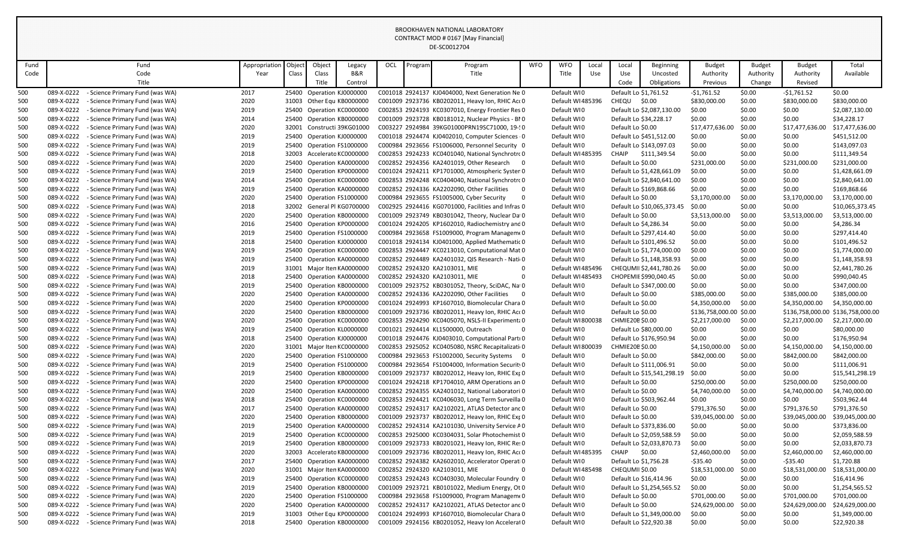BROOKHAVEN NATIONAL LABORATORY
CONTRACT MOD # 0167 [May Financial]
DE-SC0012704

| Fund Code | Fund Code Title | Appropriation Year | Object Class | Object Class Title | Legacy B&R Control | OCL | Program | Program Title | WFO | WFO Title | Local Use | Local Use Code | Beginning Uncosted Obligations | Budget Authority Previous | Budget Authority Change | Budget Authority Revised | Total Available |
|---|---|---|---|---|---|---|---|---|---|---|---|---|---|---|---|---|---|
| 500 | 089-X-0222 - Science Primary Fund (was WA) | 2017 | 25400 | Operation | KJ0000000 | C001018 | 2924137 | KJ0404000, Next Generation Ne | 0 | Default WI | 0 | Default Lo | $1,761.52 | -$1,761.52 | $0.00 | -$1,761.52 | $0.00 |
| 500 | 089-X-0222 - Science Primary Fund (was WA) | 2020 | 31003 | Other Equ | KB0000000 | C001009 | 2923736 | KB0202011, Heavy Ion, RHIC Acc | 0 | Default WI | 485396 | CHEQU | $0.00 | $830,000.00 | $0.00 | $830,000.00 | $830,000.00 |
| 500 | 089-X-0222 - Science Primary Fund (was WA) | 2019 | 25400 | Operation | KC0000000 | C002853 | 2924193 | KC0307010, Energy Frontier Res | 0 | Default WI | 0 | Default Lo | $2,087,130.00 | $0.00 | $0.00 | $0.00 | $2,087,130.00 |
| 500 | 089-X-0222 - Science Primary Fund (was WA) | 2014 | 25400 | Operation | KB0000000 | C001009 | 2923728 | KB0181012, Nuclear Physics - B | 0 | Default WI | 0 | Default Lo | $34,228.17 | $0.00 | $0.00 | $0.00 | $34,228.17 |
| 500 | 089-X-0222 - Science Primary Fund (was WA) | 2020 | 32001 | Constructi | 39KG01000 | C003227 | 2924984 | 39KG01000PRN19SC71000, 19- | 0 | Default WI | 0 | Default Lo | $0.00 | $17,477,636.00 | $0.00 | $17,477,636.00 | $17,477,636.00 |
| 500 | 089-X-0222 - Science Primary Fund (was WA) | 2019 | 25400 | Operation | KJ0000000 | C001018 | 2924474 | KJ0402010, Computer Sciences | 0 | Default WI | 0 | Default Lo | $451,512.00 | $0.00 | $0.00 | $0.00 | $451,512.00 |
| 500 | 089-X-0222 - Science Primary Fund (was WA) | 2019 | 25400 | Operation | FS1000000 | C000984 | 2923656 | FS1006000, Personnel Security | 0 | Default WI | 0 | Default Lo | $143,097.03 | $0.00 | $0.00 | $0.00 | $143,097.03 |
| 500 | 089-X-0222 - Science Primary Fund (was WA) | 2018 | 32003 | Accelerato | KC0000000 | C002853 | 2924233 | KC0401040, National Synchrotr | 0 | Default WI | 485395 | CHAIP | $111,349.54 | $0.00 | $0.00 | $0.00 | $111,349.54 |
| 500 | 089-X-0222 - Science Primary Fund (was WA) | 2020 | 25400 | Operation | KA0000000 | C002852 | 2924356 | KA2401019, Other Research | 0 | Default WI | 0 | Default Lo | $0.00 | $231,000.00 | $0.00 | $231,000.00 | $231,000.00 |
| 500 | 089-X-0222 - Science Primary Fund (was WA) | 2019 | 25400 | Operation | KP0000000 | C001024 | 2924211 | KP1701000, Atmospheric Syster | 0 | Default WI | 0 | Default Lo | $1,428,661.09 | $0.00 | $0.00 | $0.00 | $1,428,661.09 |
| 500 | 089-X-0222 - Science Primary Fund (was WA) | 2014 | 25400 | Operation | KC0000000 | C002853 | 2924248 | KC0404040, National Synchrotr | 0 | Default WI | 0 | Default Lo | $2,840,641.00 | $0.00 | $0.00 | $0.00 | $2,840,641.00 |
| 500 | 089-X-0222 - Science Primary Fund (was WA) | 2019 | 25400 | Operation | KA0000000 | C002852 | 2924336 | KA2202090, Other Facilities | 0 | Default WI | 0 | Default Lo | $169,868.66 | $0.00 | $0.00 | $0.00 | $169,868.66 |
| 500 | 089-X-0222 - Science Primary Fund (was WA) | 2020 | 25400 | Operation | FS1000000 | C000984 | 2923655 | FS1005000, Cyber Security | 0 | Default WI | 0 | Default Lo | $0.00 | $3,170,000.00 | $0.00 | $3,170,000.00 | $3,170,000.00 |
| 500 | 089-X-0222 - Science Primary Fund (was WA) | 2018 | 32002 | General Pl | KG0700000 | C002925 | 2924416 | KG0701000, Facilities and Infras | 0 | Default WI | 0 | Default Lo | $10,065,373.45 | $0.00 | $0.00 | $0.00 | $10,065,373.45 |
| 500 | 089-X-0222 - Science Primary Fund (was WA) | 2020 | 25400 | Operation | KB0000000 | C001009 | 2923749 | KB0301042, Theory, Nuclear Da | 0 | Default WI | 0 | Default Lo | $0.00 | $3,513,000.00 | $0.00 | $3,513,000.00 | $3,513,000.00 |
| 500 | 089-X-0222 - Science Primary Fund (was WA) | 2016 | 25400 | Operation | KP0000000 | C001024 | 2924205 | KP1602010, Radiochemistry and | 0 | Default WI | 0 | Default Lo | $4,286.34 | $0.00 | $0.00 | $0.00 | $4,286.34 |
| 500 | 089-X-0222 - Science Primary Fund (was WA) | 2019 | 25400 | Operation | FS1000000 | C000984 | 2923658 | FS1009000, Program Managem | 0 | Default WI | 0 | Default Lo | $297,414.40 | $0.00 | $0.00 | $0.00 | $297,414.40 |
| 500 | 089-X-0222 - Science Primary Fund (was WA) | 2018 | 25400 | Operation | KJ0000000 | C001018 | 2924134 | KJ0401000, Applied Mathematic | 0 | Default WI | 0 | Default Lo | $101,496.52 | $0.00 | $0.00 | $0.00 | $101,496.52 |
| 500 | 089-X-0222 - Science Primary Fund (was WA) | 2019 | 25400 | Operation | KC0000000 | C002853 | 2924447 | KC0213010, Computational Mat | 0 | Default WI | 0 | Default Lo | $1,774,000.00 | $0.00 | $0.00 | $0.00 | $1,774,000.00 |
| 500 | 089-X-0222 - Science Primary Fund (was WA) | 2019 | 25400 | Operation | KA0000000 | C002852 | 2924489 | KA2401032, QIS Research - Nati | 0 | Default WI | 0 | Default Lo | $1,148,358.93 | $0.00 | $0.00 | $0.00 | $1,148,358.93 |
| 500 | 089-X-0222 - Science Primary Fund (was WA) | 2019 | 31001 | Major Item | KA0000000 | C002852 | 2924320 | KA2103011, MIE | 0 | Default WI | 485496 | CHEQUMI | $2,441,780.26 | $0.00 | $0.00 | $0.00 | $2,441,780.26 |
| 500 | 089-X-0222 - Science Primary Fund (was WA) | 2018 | 25400 | Operation | KA0000000 | C002852 | 2924320 | KA2103011, MIE | 0 | Default WI | 485493 | CHOPEMI | $990,040.45 | $0.00 | $0.00 | $0.00 | $990,040.45 |
| 500 | 089-X-0222 - Science Primary Fund (was WA) | 2019 | 25400 | Operation | KB0000000 | C001009 | 2923752 | KB0301052, Theory, SciDAC, Na | 0 | Default WI | 0 | Default Lo | $347,000.00 | $0.00 | $0.00 | $0.00 | $347,000.00 |
| 500 | 089-X-0222 - Science Primary Fund (was WA) | 2020 | 25400 | Operation | KA0000000 | C002852 | 2924336 | KA2202090, Other Facilities | 0 | Default WI | 0 | Default Lo | $0.00 | $385,000.00 | $0.00 | $385,000.00 | $385,000.00 |
| 500 | 089-X-0222 - Science Primary Fund (was WA) | 2020 | 25400 | Operation | KP0000000 | C001024 | 2924993 | KP1607010, Biomolecular Chara | 0 | Default WI | 0 | Default Lo | $0.00 | $4,350,000.00 | $0.00 | $4,350,000.00 | $4,350,000.00 |
| 500 | 089-X-0222 - Science Primary Fund (was WA) | 2020 | 25400 | Operation | KB0000000 | C001009 | 2923736 | KB0202011, Heavy Ion, RHIC Acc | 0 | Default WI | 0 | Default Lo | $0.00 | $136,758,000.00 | $0.00 | $136,758,000.00 | $136,758,000.00 |
| 500 | 089-X-0222 - Science Primary Fund (was WA) | 2020 | 25400 | Operation | KC0000000 | C002853 | 2924290 | KC0405070, NSLS-II Experiment | 0 | Default WI | 800038 | CHMIE20E | $0.00 | $2,217,000.00 | $0.00 | $2,217,000.00 | $2,217,000.00 |
| 500 | 089-X-0222 - Science Primary Fund (was WA) | 2019 | 25400 | Operation | KL0000000 | C001021 | 2924414 | KL1500000, Outreach | 0 | Default WI | 0 | Default Lo | $80,000.00 | $0.00 | $0.00 | $0.00 | $80,000.00 |
| 500 | 089-X-0222 - Science Primary Fund (was WA) | 2018 | 25400 | Operation | KJ0000000 | C001018 | 2924476 | KJ0403010, Computational Parti | 0 | Default WI | 0 | Default Lo | $176,950.94 | $0.00 | $0.00 | $0.00 | $176,950.94 |
| 500 | 089-X-0222 - Science Primary Fund (was WA) | 2020 | 31001 | Major Item | KC0000000 | C002853 | 2925052 | KC0405080, NSRC Recapitalizati | 0 | Default WI | 800039 | CHMIE20E | $0.00 | $4,150,000.00 | $0.00 | $4,150,000.00 | $4,150,000.00 |
| 500 | 089-X-0222 - Science Primary Fund (was WA) | 2020 | 25400 | Operation | FS1000000 | C000984 | 2923653 | FS1002000, Security Systems | 0 | Default WI | 0 | Default Lo | $0.00 | $842,000.00 | $0.00 | $842,000.00 | $842,000.00 |
| 500 | 089-X-0222 - Science Primary Fund (was WA) | 2019 | 25400 | Operation | FS1000000 | C000984 | 2923654 | FS1004000, Information Securit | 0 | Default WI | 0 | Default Lo | $111,006.91 | $0.00 | $0.00 | $0.00 | $111,006.91 |
| 500 | 089-X-0222 - Science Primary Fund (was WA) | 2019 | 25400 | Operation | KB0000000 | C001009 | 2923737 | KB0202012, Heavy Ion, RHIC Exp | 0 | Default WI | 0 | Default Lo | $15,541,298.19 | $0.00 | $0.00 | $0.00 | $15,541,298.19 |
| 500 | 089-X-0222 - Science Primary Fund (was WA) | 2020 | 25400 | Operation | KP0000000 | C001024 | 2924218 | KP1704010, ARM Operations an | 0 | Default WI | 0 | Default Lo | $0.00 | $250,000.00 | $0.00 | $250,000.00 | $250,000.00 |
| 500 | 089-X-0222 - Science Primary Fund (was WA) | 2020 | 25400 | Operation | KA0000000 | C002852 | 2924355 | KA2401012, National Laboratori | 0 | Default WI | 0 | Default Lo | $0.00 | $4,740,000.00 | $0.00 | $4,740,000.00 | $4,740,000.00 |
| 500 | 089-X-0222 - Science Primary Fund (was WA) | 2018 | 25400 | Operation | KC0000000 | C002853 | 2924421 | KC0406030, Long Term Surveilla | 0 | Default WI | 0 | Default Lo | $503,962.44 | $0.00 | $0.00 | $0.00 | $503,962.44 |
| 500 | 089-X-0222 - Science Primary Fund (was WA) | 2017 | 25400 | Operation | KA0000000 | C002852 | 2924317 | KA2102021, ATLAS Detector and | 0 | Default WI | 0 | Default Lo | $0.00 | $791,376.50 | $0.00 | $791,376.50 | $791,376.50 |
| 500 | 089-X-0222 - Science Primary Fund (was WA) | 2020 | 25400 | Operation | KB0000000 | C001009 | 2923737 | KB0202012, Heavy Ion, RHIC Exp | 0 | Default WI | 0 | Default Lo | $0.00 | $39,045,000.00 | $0.00 | $39,045,000.00 | $39,045,000.00 |
| 500 | 089-X-0222 - Science Primary Fund (was WA) | 2019 | 25400 | Operation | KA0000000 | C002852 | 2924314 | KA2101030, University Service A | 0 | Default WI | 0 | Default Lo | $373,836.00 | $0.00 | $0.00 | $0.00 | $373,836.00 |
| 500 | 089-X-0222 - Science Primary Fund (was WA) | 2019 | 25400 | Operation | KC0000000 | C002853 | 2925000 | KC0304031, Solar Photochemist | 0 | Default WI | 0 | Default Lo | $2,059,588.59 | $0.00 | $0.00 | $0.00 | $2,059,588.59 |
| 500 | 089-X-0222 - Science Primary Fund (was WA) | 2019 | 25400 | Operation | KB0000000 | C001009 | 2923733 | KB0201021, Heavy Ion, RHIC Res | 0 | Default WI | 0 | Default Lo | $2,033,870.73 | $0.00 | $0.00 | $0.00 | $2,033,870.73 |
| 500 | 089-X-0222 - Science Primary Fund (was WA) | 2020 | 32003 | Accelerato | KB0000000 | C001009 | 2923736 | KB0202011, Heavy Ion, RHIC Acc | 0 | Default WI | 485395 | CHAIP | $0.00 | $2,460,000.00 | $0.00 | $2,460,000.00 | $2,460,000.00 |
| 500 | 089-X-0222 - Science Primary Fund (was WA) | 2017 | 25400 | Operation | KA0000000 | C002852 | 2924382 | KA2602010, Accelerator Operati | 0 | Default WI | 0 | Default Lo | $1,756.28 | -$35.40 | $0.00 | -$35.40 | $1,720.88 |
| 500 | 089-X-0222 - Science Primary Fund (was WA) | 2020 | 31001 | Major Item | KA0000000 | C002852 | 2924320 | KA2103011, MIE | 0 | Default WI | 485498 | CHEQUMI | $0.00 | $18,531,000.00 | $0.00 | $18,531,000.00 | $18,531,000.00 |
| 500 | 089-X-0222 - Science Primary Fund (was WA) | 2019 | 25400 | Operation | KC0000000 | C002853 | 2924243 | KC0403030, Molecular Foundry | 0 | Default WI | 0 | Default Lo | $16,414.96 | $0.00 | $0.00 | $0.00 | $16,414.96 |
| 500 | 089-X-0222 - Science Primary Fund (was WA) | 2019 | 25400 | Operation | KB0000000 | C001009 | 2923721 | KB0101022, Medium Energy, Ot | 0 | Default WI | 0 | Default Lo | $1,254,565.52 | $0.00 | $0.00 | $0.00 | $1,254,565.52 |
| 500 | 089-X-0222 - Science Primary Fund (was WA) | 2020 | 25400 | Operation | FS1000000 | C000984 | 2923658 | FS1009000, Program Managem | 0 | Default WI | 0 | Default Lo | $0.00 | $701,000.00 | $0.00 | $701,000.00 | $701,000.00 |
| 500 | 089-X-0222 - Science Primary Fund (was WA) | 2020 | 25400 | Operation | KA0000000 | C002852 | 2924317 | KA2102021, ATLAS Detector and | 0 | Default WI | 0 | Default Lo | $0.00 | $24,629,000.00 | $0.00 | $24,629,000.00 | $24,629,000.00 |
| 500 | 089-X-0222 - Science Primary Fund (was WA) | 2019 | 31003 | Other Equ | KP0000000 | C001024 | 2924993 | KP1607010, Biomolecular Chara | 0 | Default WI | 0 | Default Lo | $1,349,000.00 | $0.00 | $0.00 | $0.00 | $1,349,000.00 |
| 500 | 089-X-0222 - Science Primary Fund (was WA) | 2018 | 25400 | Operation | KB0000000 | C001009 | 2924156 | KB0201052, Heavy Ion Accelerat | 0 | Default WI | 0 | Default Lo | $22,920.38 | $0.00 | $0.00 | $0.00 | $22,920.38 |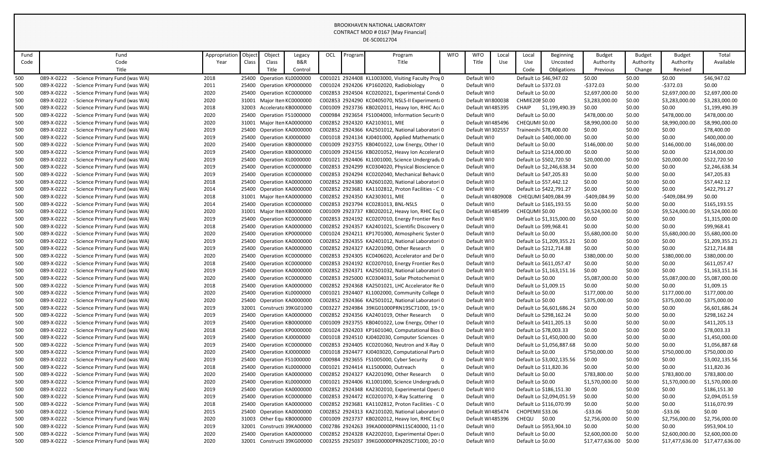BROOKHAVEN NATIONAL LABORATORY
CONTRACT MOD # 0167 [May Financial]
DE-SC0012704

| Fund Code | Fund Code Title | Appropriation Year | Object Class | Object Class Title | Legacy B&R Control | OCL | Program | Program Title | WFO | WFO Title | Local Use | Local Use Code | Beginning Uncosted Obligations | Budget Authority Previous | Budget Authority Change | Budget Authority Revised | Total Available |
|---|---|---|---|---|---|---|---|---|---|---|---|---|---|---|---|---|---|
| 500 | 089-X-0222 - Science Primary Fund (was WA) | 2018 | 25400 | Operation | KL0000000 | C001021 | 2924408 | KL1003000, Visiting Faculty Prog | 0 | Default WF | 0 | Default Lo | $46,947.02 | $0.00 | $0.00 | $0.00 | $46,947.02 |
| 500 | 089-X-0222 - Science Primary Fund (was WA) | 2011 | 25400 | Operation | KP0000000 | C001024 | 2924206 | KP1602020, Radiobiology | 0 | Default WF | 0 | Default Lo | $372.03 | -$372.03 | $0.00 | -$372.03 | $0.00 |
| 500 | 089-X-0222 - Science Primary Fund (was WA) | 2020 | 25400 | Operation | KC0000000 | C002853 | 2924504 | KC0202021, Experimental Conde | 0 | Default WF | 0 | Default Lo | $0.00 | $2,697,000.00 | $0.00 | $2,697,000.00 | $2,697,000.00 |
| 500 | 089-X-0222 - Science Primary Fund (was WA) | 2020 | 31001 | Major Item | KC0000000 | C002853 | 2924290 | KC0405070, NSLS-II Experiment | 0 | Default WF | 800038 | CHMIE20E | $0.00 | $3,283,000.00 | $0.00 | $3,283,000.00 | $3,283,000.00 |
| 500 | 089-X-0222 - Science Primary Fund (was WA) | 2018 | 32003 | Accelerato | KB0000000 | C001009 | 2923736 | KB0202011, Heavy Ion, RHIC Acc | 0 | Default WF | 485395 | CHAIP | $1,199,490.39 | $0.00 | $0.00 | $0.00 | $1,199,490.39 |
| 500 | 089-X-0222 - Science Primary Fund (was WA) | 2020 | 25400 | Operation | FS1000000 | C000984 | 2923654 | FS1004000, Information Security | 0 | Default WF | 0 | Default Lo | $0.00 | $478,000.00 | $0.00 | $478,000.00 | $478,000.00 |
| 500 | 089-X-0222 - Science Primary Fund (was WA) | 2020 | 31001 | Major Item | KA0000000 | C002852 | 2924320 | KA2103011, MIE | 0 | Default WF | 485496 | CHEQUMI | $0.00 | $8,990,000.00 | $0.00 | $8,990,000.00 | $8,990,000.00 |
| 500 | 089-X-0222 - Science Primary Fund (was WA) | 2019 | 25400 | Operation | KA0000000 | C002852 | 2924366 | KA2501012, National Laboratori | 0 | Default WF | 302557 | Traineeshi | $78,400.00 | $0.00 | $0.00 | $0.00 | $78,400.00 |
| 500 | 089-X-0222 - Science Primary Fund (was WA) | 2019 | 25400 | Operation | KJ0000000 | C001018 | 2924134 | KJ0401000, Applied Mathematic | 0 | Default WF | 0 | Default Lo | $400,000.00 | $0.00 | $0.00 | $0.00 | $400,000.00 |
| 500 | 089-X-0222 - Science Primary Fund (was WA) | 2020 | 25400 | Operation | KB0000000 | C001009 | 2923755 | KB0401022, Low Energy, Other I | 0 | Default WF | 0 | Default Lo | $0.00 | $146,000.00 | $0.00 | $146,000.00 | $146,000.00 |
| 500 | 089-X-0222 - Science Primary Fund (was WA) | 2019 | 25400 | Operation | KB0000000 | C001009 | 2924156 | KB0201052, Heavy Ion Accelerat | 0 | Default WF | 0 | Default Lo | $214,000.00 | $0.00 | $0.00 | $0.00 | $214,000.00 |
| 500 | 089-X-0222 - Science Primary Fund (was WA) | 2019 | 25400 | Operation | KL0000000 | C001021 | 2924406 | KL1001000, Science Undergradu | 0 | Default WF | 0 | Default Lo | $502,720.50 | $20,000.00 | $0.00 | $20,000.00 | $522,720.50 |
| 500 | 089-X-0222 - Science Primary Fund (was WA) | 2019 | 25400 | Operation | KC0000000 | C002853 | 2924299 | KC0304020, Physical Bioscience | 0 | Default WF | 0 | Default Lo | $2,246,638.34 | $0.00 | $0.00 | $0.00 | $2,246,638.34 |
| 500 | 089-X-0222 - Science Primary Fund (was WA) | 2019 | 25400 | Operation | KC0000000 | C002853 | 2924294 | KC0202040, Mechanical Behavio | 0 | Default WF | 0 | Default Lo | $47,205.83 | $0.00 | $0.00 | $0.00 | $47,205.83 |
| 500 | 089-X-0222 - Science Primary Fund (was WA) | 2018 | 25400 | Operation | KA0000000 | C002852 | 2924380 | KA2601020, National Laboratori | 0 | Default WF | 0 | Default Lo | $57,442.12 | $0.00 | $0.00 | $0.00 | $57,442.12 |
| 500 | 089-X-0222 - Science Primary Fund (was WA) | 2014 | 25400 | Operation | KA0000000 | C002852 | 2923681 | KA1102812, Proton Facilities - C | 0 | Default WF | 0 | Default Lo | $422,791.27 | $0.00 | $0.00 | $0.00 | $422,791.27 |
| 500 | 089-X-0222 - Science Primary Fund (was WA) | 2018 | 31001 | Major Item | KA0000000 | C002852 | 2924350 | KA2303011, MIE | 0 | Default WF | 4809008 | CHEQUMI | $409,084.99 | -$409,084.99 | $0.00 | -$409,084.99 | $0.00 |
| 500 | 089-X-0222 - Science Primary Fund (was WA) | 2014 | 25400 | Operation | KC0000000 | C002853 | 2923794 | KC0281013, BNL-NSLS | 0 | Default WF | 0 | Default Lo | $165,193.55 | $0.00 | $0.00 | $0.00 | $165,193.55 |
| 500 | 089-X-0222 - Science Primary Fund (was WA) | 2020 | 31001 | Major Item | KB0000000 | C001009 | 2923737 | KB0202012, Heavy Ion, RHIC Exp | 0 | Default WF | 485499 | CHEQUMI | $0.00 | $9,524,000.00 | $0.00 | $9,524,000.00 | $9,524,000.00 |
| 500 | 089-X-0222 - Science Primary Fund (was WA) | 2019 | 25400 | Operation | KC0000000 | C002853 | 2924192 | KC0207010, Energy Frontier Res | 0 | Default WF | 0 | Default Lo | $1,315,000.00 | $0.00 | $0.00 | $0.00 | $1,315,000.00 |
| 500 | 089-X-0222 - Science Primary Fund (was WA) | 2018 | 25400 | Operation | KA0000000 | C002852 | 2924357 | KA2401021, Scientific Discovery | 0 | Default WF | 0 | Default Lo | $99,968.41 | $0.00 | $0.00 | $0.00 | $99,968.41 |
| 500 | 089-X-0222 - Science Primary Fund (was WA) | 2020 | 25400 | Operation | KP0000000 | C001024 | 2924211 | KP1701000, Atmospheric Syster | 0 | Default WF | 0 | Default Lo | $0.00 | $5,680,000.00 | $0.00 | $5,680,000.00 | $5,680,000.00 |
| 500 | 089-X-0222 - Science Primary Fund (was WA) | 2019 | 25400 | Operation | KA0000000 | C002852 | 2924355 | KA2401012, National Laboratori | 0 | Default WF | 0 | Default Lo | $1,209,355.21 | $0.00 | $0.00 | $0.00 | $1,209,355.21 |
| 500 | 089-X-0222 - Science Primary Fund (was WA) | 2019 | 25400 | Operation | KA0000000 | C002852 | 2924327 | KA2201090, Other Research | 0 | Default WF | 0 | Default Lo | $212,714.88 | $0.00 | $0.00 | $0.00 | $212,714.88 |
| 500 | 089-X-0222 - Science Primary Fund (was WA) | 2020 | 25400 | Operation | KC0000000 | C002853 | 2924305 | KC0406020, Accelerator and De | 0 | Default WF | 0 | Default Lo | $0.00 | $380,000.00 | $0.00 | $380,000.00 | $380,000.00 |
| 500 | 089-X-0222 - Science Primary Fund (was WA) | 2018 | 25400 | Operation | KC0000000 | C002853 | 2924192 | KC0207010, Energy Frontier Res | 0 | Default WF | 0 | Default Lo | $611,057.47 | $0.00 | $0.00 | $0.00 | $611,057.47 |
| 500 | 089-X-0222 - Science Primary Fund (was WA) | 2019 | 25400 | Operation | KA0000000 | C002852 | 2924371 | KA2501032, National Laboratori | 0 | Default WF | 0 | Default Lo | $1,163,151.16 | $0.00 | $0.00 | $0.00 | $1,163,151.16 |
| 500 | 089-X-0222 - Science Primary Fund (was WA) | 2020 | 25400 | Operation | KC0000000 | C002853 | 2925000 | KC0304031, Solar Photochemist | 0 | Default WF | 0 | Default Lo | $0.00 | $5,087,000.00 | $0.00 | $5,087,000.00 | $5,087,000.00 |
| 500 | 089-X-0222 - Science Primary Fund (was WA) | 2018 | 25400 | Operation | KA0000000 | C002852 | 2924368 | KA2501021, LHC Accelerator Re | 0 | Default WF | 0 | Default Lo | $1,009.15 | $0.00 | $0.00 | $0.00 | $1,009.15 |
| 500 | 089-X-0222 - Science Primary Fund (was WA) | 2020 | 25400 | Operation | KL0000000 | C001021 | 2924407 | KL1002000, Community College | 0 | Default WF | 0 | Default Lo | $0.00 | $177,000.00 | $0.00 | $177,000.00 | $177,000.00 |
| 500 | 089-X-0222 - Science Primary Fund (was WA) | 2020 | 25400 | Operation | KA0000000 | C002852 | 2924366 | KA2501012, National Laboratori | 0 | Default WF | 0 | Default Lo | $0.00 | $375,000.00 | $0.00 | $375,000.00 | $375,000.00 |
| 500 | 089-X-0222 - Science Primary Fund (was WA) | 2019 | 32001 | Constructi | 39KG01000 | C003227 | 2924984 | 39KG01000PRN19SC71000, 19-S | 0 | Default WF | 0 | Default Lo | $6,601,686.24 | $0.00 | $0.00 | $0.00 | $6,601,686.24 |
| 500 | 089-X-0222 - Science Primary Fund (was WA) | 2019 | 25400 | Operation | KA0000000 | C002852 | 2924356 | KA2401019, Other Research | 0 | Default WF | 0 | Default Lo | $298,162.24 | $0.00 | $0.00 | $0.00 | $298,162.24 |
| 500 | 089-X-0222 - Science Primary Fund (was WA) | 2019 | 25400 | Operation | KB0000000 | C001009 | 2923755 | KB0401022, Low Energy, Other I | 0 | Default WF | 0 | Default Lo | $411,205.13 | $0.00 | $0.00 | $0.00 | $411,205.13 |
| 500 | 089-X-0222 - Science Primary Fund (was WA) | 2018 | 25400 | Operation | KP0000000 | C001024 | 2924203 | KP1601040, Computational Bios | 0 | Default WF | 0 | Default Lo | $78,003.33 | $0.00 | $0.00 | $0.00 | $78,003.33 |
| 500 | 089-X-0222 - Science Primary Fund (was WA) | 2019 | 25400 | Operation | KJ0000000 | C001018 | 2924510 | KJ0402030, Computer Sciences | 0 | Default WF | 0 | Default Lo | $1,450,000.00 | $0.00 | $0.00 | $0.00 | $1,450,000.00 |
| 500 | 089-X-0222 - Science Primary Fund (was WA) | 2019 | 25400 | Operation | KC0000000 | C002853 | 2924405 | KC0201060, Neutron and X-Ray | 0 | Default WF | 0 | Default Lo | $1,056,887.68 | $0.00 | $0.00 | $0.00 | $1,056,887.68 |
| 500 | 089-X-0222 - Science Primary Fund (was WA) | 2020 | 25400 | Operation | KJ0000000 | C001018 | 2924477 | KJ0403020, Computational Part | 0 | Default WF | 0 | Default Lo | $0.00 | $750,000.00 | $0.00 | $750,000.00 | $750,000.00 |
| 500 | 089-X-0222 - Science Primary Fund (was WA) | 2019 | 25400 | Operation | FS1000000 | C000984 | 2923655 | FS1005000, Cyber Security | 0 | Default WF | 0 | Default Lo | $3,002,135.56 | $0.00 | $0.00 | $0.00 | $3,002,135.56 |
| 500 | 089-X-0222 - Science Primary Fund (was WA) | 2018 | 25400 | Operation | KL0000000 | C001021 | 2924414 | KL1500000, Outreach | 0 | Default WF | 0 | Default Lo | $11,820.36 | $0.00 | $0.00 | $0.00 | $11,820.36 |
| 500 | 089-X-0222 - Science Primary Fund (was WA) | 2020 | 25400 | Operation | KA0000000 | C002852 | 2924327 | KA2201090, Other Research | 0 | Default WF | 0 | Default Lo | $0.00 | $783,800.00 | $0.00 | $783,800.00 | $783,800.00 |
| 500 | 089-X-0222 - Science Primary Fund (was WA) | 2020 | 25400 | Operation | KL0000000 | C001021 | 2924406 | KL1001000, Science Undergradu | 0 | Default WF | 0 | Default Lo | $0.00 | $1,570,000.00 | $0.00 | $1,570,000.00 | $1,570,000.00 |
| 500 | 089-X-0222 - Science Primary Fund (was WA) | 2019 | 25400 | Operation | KA0000000 | C002852 | 2924348 | KA2302010, Experimental Opera | 0 | Default WF | 0 | Default Lo | $186,151.30 | $0.00 | $0.00 | $0.00 | $186,151.30 |
| 500 | 089-X-0222 - Science Primary Fund (was WA) | 2019 | 25400 | Operation | KC0000000 | C002853 | 2924472 | KC0201070, X-Ray Scattering | 0 | Default WF | 0 | Default Lo | $2,094,051.59 | $0.00 | $0.00 | $0.00 | $2,094,051.59 |
| 500 | 089-X-0222 - Science Primary Fund (was WA) | 2018 | 25400 | Operation | KA0000000 | C002852 | 2923681 | KA1102812, Proton Facilities - C | 0 | Default WF | 0 | Default Lo | $116,070.99 | $0.00 | $0.00 | $0.00 | $116,070.99 |
| 500 | 089-X-0222 - Science Primary Fund (was WA) | 2015 | 25400 | Operation | KA0000000 | C002852 | 2924313 | KA2101020, National Laboratori | 0 | Default WF | 485474 | CHOPEMII | $33.06 | -$33.06 | $0.00 | -$33.06 | $0.00 |
| 500 | 089-X-0222 - Science Primary Fund (was WA) | 2020 | 31003 | Other Equ | KB0000000 | C001009 | 2923737 | KB0202012, Heavy Ion, RHIC Exp | 0 | Default WF | 485396 | CHEQU | $0.00 | $2,756,000.00 | $0.00 | $2,756,000.00 | $2,756,000.00 |
| 500 | 089-X-0222 - Science Primary Fund (was WA) | 2019 | 32001 | Constructi | 39KA00000 | C002786 | 2924263 | 39KA00000PRN11SC40000, 11-S | 0 | Default WF | 0 | Default Lo | $953,904.10 | $0.00 | $0.00 | $0.00 | $953,904.10 |
| 500 | 089-X-0222 - Science Primary Fund (was WA) | 2020 | 25400 | Operation | KA0000000 | C002852 | 2924328 | KA2202010, Experimental Opera | 0 | Default WF | 0 | Default Lo | $0.00 | $2,600,000.00 | $0.00 | $2,600,000.00 | $2,600,000.00 |
| 500 | 089-X-0222 - Science Primary Fund (was WA) | 2020 | 32001 | Constructi | 39KG00000 | C003255 | 2925037 | 39KG00000PRN20SC71000, 20-S | 0 | Default WF | 0 | Default Lo | $0.00 | $17,477,636.00 | $0.00 | $17,477,636.00 | $17,477,636.00 |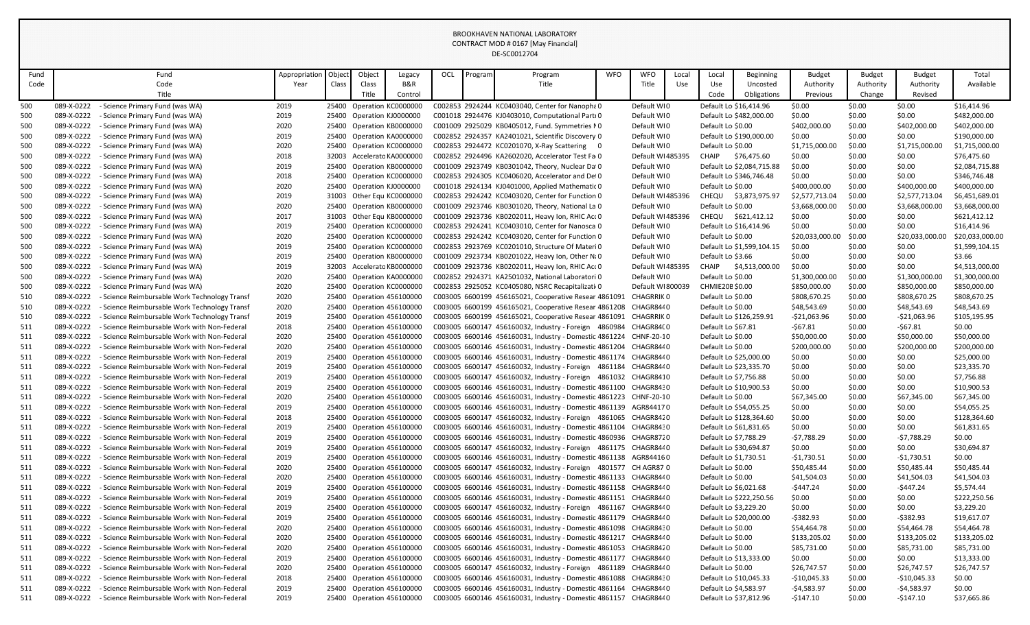BROOKHAVEN NATIONAL LABORATORY
CONTRACT MOD # 0167 [May Financial]
DE-SC0012704

| Fund Code | Fund Code Title | Appropriation Year | Object Class | Object Class Title | Legacy B&R Control | OCL | Program | Program Title | WFO | WFO Title | Local Use | Local Use Code | Beginning Uncosted Obligations | Budget Authority Previous | Budget Authority Change | Budget Authority Revised | Total Available |
|---|---|---|---|---|---|---|---|---|---|---|---|---|---|---|---|---|---|
| 500 | 089-X-0222 - Science Primary Fund (was WA) | 2019 | 25400 | Operation | KC0000000 | C002853 | 2924244 | KC0403040, Center for Nanopha | 0 | Default WI | 0 | Default Lo | $16,414.96 | $0.00 | $0.00 | $0.00 | $16,414.96 |
| 500 | 089-X-0222 - Science Primary Fund (was WA) | 2019 | 25400 | Operation | KJ0000000 | C001018 | 2924476 | KJ0403010, Computational Parti | 0 | Default WI | 0 | Default Lo | $482,000.00 | $0.00 | $0.00 | $0.00 | $482,000.00 |
| 500 | 089-X-0222 - Science Primary Fund (was WA) | 2020 | 25400 | Operation | KB0000000 | C001009 | 2925029 | KB0405012, Fund. Symmetries N | 0 | Default WI | 0 | Default Lo | $0.00 | $402,000.00 | $0.00 | $402,000.00 | $402,000.00 |
| 500 | 089-X-0222 - Science Primary Fund (was WA) | 2019 | 25400 | Operation | KA0000000 | C002852 | 2924357 | KA2401021, Scientific Discovery | 0 | Default WI | 0 | Default Lo | $190,000.00 | $0.00 | $0.00 | $0.00 | $190,000.00 |
| 500 | 089-X-0222 - Science Primary Fund (was WA) | 2020 | 25400 | Operation | KC0000000 | C002853 | 2924472 | KC0201070, X-Ray Scattering | 0 | Default WI | 0 | Default Lo | $0.00 | $1,715,000.00 | $0.00 | $1,715,000.00 | $1,715,000.00 |
| 500 | 089-X-0222 - Science Primary Fund (was WA) | 2018 | 32003 | Accelerato | KA0000000 | C002852 | 2924496 | KA2602020, Accelerator Test Fa | 0 | Default WI | 485395 | CHAIP | $76,475.60 | $0.00 | $0.00 | $0.00 | $76,475.60 |
| 500 | 089-X-0222 - Science Primary Fund (was WA) | 2019 | 25400 | Operation | KB0000000 | C001009 | 2923749 | KB0301042, Theory, Nuclear Da | 0 | Default WI | 0 | Default Lo | $2,084,715.88 | $0.00 | $0.00 | $0.00 | $2,084,715.88 |
| 500 | 089-X-0222 - Science Primary Fund (was WA) | 2018 | 25400 | Operation | KC0000000 | C002853 | 2924305 | KC0406020, Accelerator and De | 0 | Default WI | 0 | Default Lo | $346,746.48 | $0.00 | $0.00 | $0.00 | $346,746.48 |
| 500 | 089-X-0222 - Science Primary Fund (was WA) | 2020 | 25400 | Operation | KJ0000000 | C001018 | 2924134 | KJ0401000, Applied Mathematic | 0 | Default WI | 0 | Default Lo | $0.00 | $400,000.00 | $0.00 | $400,000.00 | $400,000.00 |
| 500 | 089-X-0222 - Science Primary Fund (was WA) | 2019 | 31003 | Other Equ | KC0000000 | C002853 | 2924242 | KC0403020, Center for Function | 0 | Default WI | 485396 | CHEQU | $3,873,975.97 | $2,577,713.04 | $0.00 | $2,577,713.04 | $6,451,689.01 |
| 500 | 089-X-0222 - Science Primary Fund (was WA) | 2020 | 25400 | Operation | KB0000000 | C001009 | 2923746 | KB0301020, Theory, National La | 0 | Default WI | 0 | Default Lo | $0.00 | $3,668,000.00 | $0.00 | $3,668,000.00 | $3,668,000.00 |
| 500 | 089-X-0222 - Science Primary Fund (was WA) | 2017 | 31003 | Other Equ | KB0000000 | C001009 | 2923736 | KB0202011, Heavy Ion, RHIC Acc | 0 | Default WI | 485396 | CHEQU | $621,412.12 | $0.00 | $0.00 | $0.00 | $621,412.12 |
| 500 | 089-X-0222 - Science Primary Fund (was WA) | 2019 | 25400 | Operation | KC0000000 | C002853 | 2924241 | KC0403010, Center for Nanosca | 0 | Default WI | 0 | Default Lo | $16,414.96 | $0.00 | $0.00 | $0.00 | $16,414.96 |
| 500 | 089-X-0222 - Science Primary Fund (was WA) | 2020 | 25400 | Operation | KC0000000 | C002853 | 2924242 | KC0403020, Center for Function | 0 | Default WI | 0 | Default Lo | $0.00 | $20,033,000.00 | $0.00 | $20,033,000.00 | $20,033,000.00 |
| 500 | 089-X-0222 - Science Primary Fund (was WA) | 2019 | 25400 | Operation | KC0000000 | C002853 | 2923769 | KC0201010, Structure Of Materi | 0 | Default WI | 0 | Default Lo | $1,599,104.15 | $0.00 | $0.00 | $0.00 | $1,599,104.15 |
| 500 | 089-X-0222 - Science Primary Fund (was WA) | 2019 | 25400 | Operation | KB0000000 | C001009 | 2923734 | KB0201022, Heavy Ion, Other N | 0 | Default WI | 0 | Default Lo | $3.66 | $0.00 | $0.00 | $0.00 | $3.66 |
| 500 | 089-X-0222 - Science Primary Fund (was WA) | 2019 | 32003 | Accelerato | KB0000000 | C001009 | 2923736 | KB0202011, Heavy Ion, RHIC Acc | 0 | Default WI | 485395 | CHAIP | $4,513,000.00 | $0.00 | $0.00 | $0.00 | $4,513,000.00 |
| 500 | 089-X-0222 - Science Primary Fund (was WA) | 2020 | 25400 | Operation | KA0000000 | C002852 | 2924371 | KA2501032, National Laboratori | 0 | Default WI | 0 | Default Lo | $0.00 | $1,300,000.00 | $0.00 | $1,300,000.00 | $1,300,000.00 |
| 500 | 089-X-0222 - Science Primary Fund (was WA) | 2020 | 25400 | Operation | KC0000000 | C002853 | 2925052 | KC0405080, NSRC Recapitalizati | 0 | Default WI | 800039 | CHMIE20B | $0.00 | $850,000.00 | $0.00 | $850,000.00 | $850,000.00 |
| 510 | 089-X-0222 - Science Reimbursable Work Technology Transf | 2020 | 25400 | Operation | 456100000 | C003005 | 6600199 | 456165021, Cooperative Resear | 4861091 | CHAGRRIK | 0 | Default Lo | $0.00 | $808,670.25 | $0.00 | $808,670.25 | $808,670.25 |
| 510 | 089-X-0222 - Science Reimbursable Work Technology Transf | 2020 | 25400 | Operation | 456100000 | C003005 | 6600199 | 456165021, Cooperative Resear | 4861208 | CHAGR84 | 0 | Default Lo | $0.00 | $48,543.69 | $0.00 | $48,543.69 | $48,543.69 |
| 510 | 089-X-0222 - Science Reimbursable Work Technology Transf | 2019 | 25400 | Operation | 456100000 | C003005 | 6600199 | 456165021, Cooperative Resear | 4861091 | CHAGRRIK | 0 | Default Lo | $126,259.91 | -$21,063.96 | $0.00 | -$21,063.96 | $105,195.95 |
| 511 | 089-X-0222 - Science Reimbursable Work with Non-Federal | 2018 | 25400 | Operation | 456100000 | C003005 | 6600147 | 456160032, Industry - Foreign | 4860984 | CHAGR84C | 0 | Default Lo | $67.81 | -$67.81 | $0.00 | -$67.81 | $0.00 |
| 511 | 089-X-0222 - Science Reimbursable Work with Non-Federal | 2020 | 25400 | Operation | 456100000 | C003005 | 6600146 | 456160031, Industry - Domestic | 4861224 | CHNF-20-1 | 0 | Default Lo | $0.00 | $50,000.00 | $0.00 | $50,000.00 | $50,000.00 |
| 511 | 089-X-0222 - Science Reimbursable Work with Non-Federal | 2020 | 25400 | Operation | 456100000 | C003005 | 6600146 | 456160031, Industry - Domestic | 4861204 | CHAGR84 | 0 | Default Lo | $0.00 | $200,000.00 | $0.00 | $200,000.00 | $200,000.00 |
| 511 | 089-X-0222 - Science Reimbursable Work with Non-Federal | 2019 | 25400 | Operation | 456100000 | C003005 | 6600146 | 456160031, Industry - Domestic | 4861174 | CHAGR84 | 0 | Default Lo | $25,000.00 | $0.00 | $0.00 | $0.00 | $25,000.00 |
| 511 | 089-X-0222 - Science Reimbursable Work with Non-Federal | 2019 | 25400 | Operation | 456100000 | C003005 | 6600147 | 456160032, Industry - Foreign | 4861184 | CHAGR84 | 0 | Default Lo | $23,335.70 | $0.00 | $0.00 | $0.00 | $23,335.70 |
| 511 | 089-X-0222 - Science Reimbursable Work with Non-Federal | 2019 | 25400 | Operation | 456100000 | C003005 | 6600147 | 456160032, Industry - Foreign | 4861032 | CHAGR84 | 0 | Default Lo | $7,756.88 | $0.00 | $0.00 | $0.00 | $7,756.88 |
| 511 | 089-X-0222 - Science Reimbursable Work with Non-Federal | 2019 | 25400 | Operation | 456100000 | C003005 | 6600146 | 456160031, Industry - Domestic | 4861100 | CHAGR84 | 0 | Default Lo | $10,900.53 | $0.00 | $0.00 | $0.00 | $10,900.53 |
| 511 | 089-X-0222 - Science Reimbursable Work with Non-Federal | 2020 | 25400 | Operation | 456100000 | C003005 | 6600146 | 456160031, Industry - Domestic | 4861223 | CHNF-20-1 | 0 | Default Lo | $0.00 | $67,345.00 | $0.00 | $67,345.00 | $67,345.00 |
| 511 | 089-X-0222 - Science Reimbursable Work with Non-Federal | 2019 | 25400 | Operation | 456100000 | C003005 | 6600146 | 456160031, Industry - Domestic | 4861139 | AGR84417 | 0 | Default Lo | $54,055.25 | $0.00 | $0.00 | $0.00 | $54,055.25 |
| 511 | 089-X-0222 - Science Reimbursable Work with Non-Federal | 2018 | 25400 | Operation | 456100000 | C003005 | 6600147 | 456160032, Industry - Foreign | 4861065 | CHAGR84 | 0 | Default Lo | $128,364.60 | $0.00 | $0.00 | $0.00 | $128,364.60 |
| 511 | 089-X-0222 - Science Reimbursable Work with Non-Federal | 2019 | 25400 | Operation | 456100000 | C003005 | 6600146 | 456160031, Industry - Domestic | 4861104 | CHAGR84 | 0 | Default Lo | $61,831.65 | $0.00 | $0.00 | $0.00 | $61,831.65 |
| 511 | 089-X-0222 - Science Reimbursable Work with Non-Federal | 2019 | 25400 | Operation | 456100000 | C003005 | 6600146 | 456160031, Industry - Domestic | 4860936 | CHAGR87 | 0 | Default Lo | $7,788.29 | -$7,788.29 | $0.00 | -$7,788.29 | $0.00 |
| 511 | 089-X-0222 - Science Reimbursable Work with Non-Federal | 2019 | 25400 | Operation | 456100000 | C003005 | 6600147 | 456160032, Industry - Foreign | 4861175 | CHAGR84 | 0 | Default Lo | $30,694.87 | $0.00 | $0.00 | $0.00 | $30,694.87 |
| 511 | 089-X-0222 - Science Reimbursable Work with Non-Federal | 2019 | 25400 | Operation | 456100000 | C003005 | 6600146 | 456160031, Industry - Domestic | 4861138 | AGR84416 | 0 | Default Lo | $1,730.51 | -$1,730.51 | $0.00 | -$1,730.51 | $0.00 |
| 511 | 089-X-0222 - Science Reimbursable Work with Non-Federal | 2020 | 25400 | Operation | 456100000 | C003005 | 6600147 | 456160032, Industry - Foreign | 4801577 | CH AGR87 | 0 | Default Lo | $0.00 | $50,485.44 | $0.00 | $50,485.44 | $50,485.44 |
| 511 | 089-X-0222 - Science Reimbursable Work with Non-Federal | 2020 | 25400 | Operation | 456100000 | C003005 | 6600146 | 456160031, Industry - Domestic | 4861133 | CHAGR84 | 0 | Default Lo | $0.00 | $41,504.03 | $0.00 | $41,504.03 | $41,504.03 |
| 511 | 089-X-0222 - Science Reimbursable Work with Non-Federal | 2019 | 25400 | Operation | 456100000 | C003005 | 6600146 | 456160031, Industry - Domestic | 4861158 | CHAGR84 | 0 | Default Lo | $6,021.68 | -$447.24 | $0.00 | -$447.24 | $5,574.44 |
| 511 | 089-X-0222 - Science Reimbursable Work with Non-Federal | 2019 | 25400 | Operation | 456100000 | C003005 | 6600146 | 456160031, Industry - Domestic | 4861151 | CHAGR84 | 0 | Default Lo | $222,250.56 | $0.00 | $0.00 | $0.00 | $222,250.56 |
| 511 | 089-X-0222 - Science Reimbursable Work with Non-Federal | 2019 | 25400 | Operation | 456100000 | C003005 | 6600147 | 456160032, Industry - Foreign | 4861167 | CHAGR84 | 0 | Default Lo | $3,229.20 | $0.00 | $0.00 | $0.00 | $3,229.20 |
| 511 | 089-X-0222 - Science Reimbursable Work with Non-Federal | 2019 | 25400 | Operation | 456100000 | C003005 | 6600146 | 456160031, Industry - Domestic | 4861179 | CHAGR84 | 0 | Default Lo | $20,000.00 | -$382.93 | $0.00 | -$382.93 | $19,617.07 |
| 511 | 089-X-0222 - Science Reimbursable Work with Non-Federal | 2020 | 25400 | Operation | 456100000 | C003005 | 6600146 | 456160031, Industry - Domestic | 4861098 | CHAGR84 | 0 | Default Lo | $0.00 | $54,464.78 | $0.00 | $54,464.78 | $54,464.78 |
| 511 | 089-X-0222 - Science Reimbursable Work with Non-Federal | 2020 | 25400 | Operation | 456100000 | C003005 | 6600146 | 456160031, Industry - Domestic | 4861217 | CHAGR84 | 0 | Default Lo | $0.00 | $133,205.02 | $0.00 | $133,205.02 | $133,205.02 |
| 511 | 089-X-0222 - Science Reimbursable Work with Non-Federal | 2020 | 25400 | Operation | 456100000 | C003005 | 6600146 | 456160031, Industry - Domestic | 4861053 | CHAGR84 | 0 | Default Lo | $0.00 | $85,731.00 | $0.00 | $85,731.00 | $85,731.00 |
| 511 | 089-X-0222 - Science Reimbursable Work with Non-Federal | 2019 | 25400 | Operation | 456100000 | C003005 | 6600146 | 456160031, Industry - Domestic | 4861177 | CHAGR84 | 0 | Default Lo | $13,333.00 | $0.00 | $0.00 | $0.00 | $13,333.00 |
| 511 | 089-X-0222 - Science Reimbursable Work with Non-Federal | 2020 | 25400 | Operation | 456100000 | C003005 | 6600147 | 456160032, Industry - Foreign | 4861189 | CHAGR84 | 0 | Default Lo | $0.00 | $26,747.57 | $0.00 | $26,747.57 | $26,747.57 |
| 511 | 089-X-0222 - Science Reimbursable Work with Non-Federal | 2018 | 25400 | Operation | 456100000 | C003005 | 6600146 | 456160031, Industry - Domestic | 4861088 | CHAGR84 | 0 | Default Lo | $10,045.33 | -$10,045.33 | $0.00 | -$10,045.33 | $0.00 |
| 511 | 089-X-0222 - Science Reimbursable Work with Non-Federal | 2019 | 25400 | Operation | 456100000 | C003005 | 6600146 | 456160031, Industry - Domestic | 4861164 | CHAGR84 | 0 | Default Lo | $4,583.97 | -$4,583.97 | $0.00 | -$4,583.97 | $0.00 |
| 511 | 089-X-0222 - Science Reimbursable Work with Non-Federal | 2019 | 25400 | Operation | 456100000 | C003005 | 6600146 | 456160031, Industry - Domestic | 4861157 | CHAGR84 | 0 | Default Lo | $37,812.96 | -$147.10 | $0.00 | -$147.10 | $37,665.86 |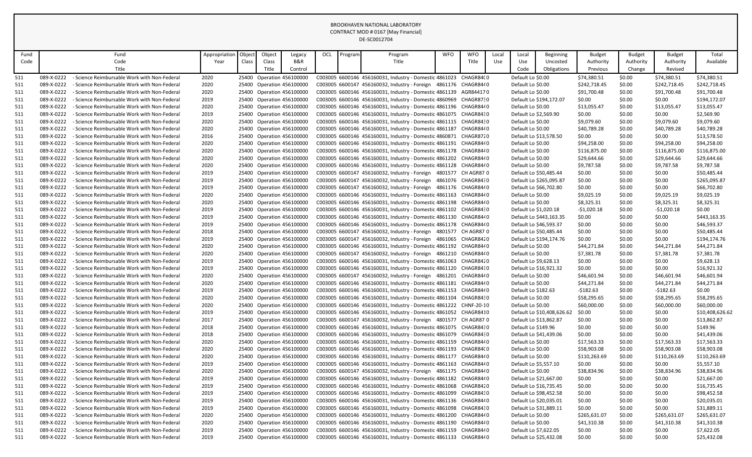BROOKHAVEN NATIONAL LABORATORY
CONTRACT MOD # 0167 [May Financial]
DE-SC0012704

| Fund Code | Fund Code Title | Appropriation Year | Object Class | Object Class Title | Legacy B&R Control | OCL | Program | Program Title | WFO | WFO Title | Local Use | Local Use Code | Beginning Uncosted Obligations | Budget Authority Previous | Budget Authority Change | Budget Authority Revised | Total Available |
|---|---|---|---|---|---|---|---|---|---|---|---|---|---|---|---|---|---|
| 511 | 089-X-0222 - Science Reimbursable Work with Non-Federal | 2020 | 25400 | Operation | 456100000 | C003005 | 6600146 | 456160031, Industry - Domestic | 4861023 | CHAGR84(0 | | Default Lo | $0.00 | $74,380.51 | $0.00 | $74,380.51 | $74,380.51 |
| 511 | 089-X-0222 - Science Reimbursable Work with Non-Federal | 2020 | 25400 | Operation | 456100000 | C003005 | 6600147 | 456160032, Industry - Foreign | 4861176 | CHAGR84(0 | | Default Lo | $0.00 | $242,718.45 | $0.00 | $242,718.45 | $242,718.45 |
| 511 | 089-X-0222 - Science Reimbursable Work with Non-Federal | 2020 | 25400 | Operation | 456100000 | C003005 | 6600146 | 456160031, Industry - Domestic | 4861139 | AGR844170 | | Default Lo | $0.00 | $91,700.48 | $0.00 | $91,700.48 | $91,700.48 |
| 511 | 089-X-0222 - Science Reimbursable Work with Non-Federal | 2019 | 25400 | Operation | 456100000 | C003005 | 6600146 | 456160031, Industry - Domestic | 4860969 | CHAGR87:0 | | Default Lo | $194,172.07 | $0.00 | $0.00 | $0.00 | $194,172.07 |
| 511 | 089-X-0222 - Science Reimbursable Work with Non-Federal | 2020 | 25400 | Operation | 456100000 | C003005 | 6600146 | 456160031, Industry - Domestic | 4861196 | CHAGR84(0 | | Default Lo | $0.00 | $13,055.47 | $0.00 | $13,055.47 | $13,055.47 |
| 511 | 089-X-0222 - Science Reimbursable Work with Non-Federal | 2019 | 25400 | Operation | 456100000 | C003005 | 6600146 | 456160031, Industry - Domestic | 4861075 | CHAGR84:0 | | Default Lo | $2,569.90 | $0.00 | $0.00 | $0.00 | $2,569.90 |
| 511 | 089-X-0222 - Science Reimbursable Work with Non-Federal | 2020 | 25400 | Operation | 456100000 | C003005 | 6600146 | 456160031, Industry - Domestic | 4861115 | CHAGR84:0 | | Default Lo | $0.00 | $9,079.60 | $0.00 | $9,079.60 | $9,079.60 |
| 511 | 089-X-0222 - Science Reimbursable Work with Non-Federal | 2020 | 25400 | Operation | 456100000 | C003005 | 6600146 | 456160031, Industry - Domestic | 4861187 | CHAGR84(0 | | Default Lo | $0.00 | $40,789.28 | $0.00 | $40,789.28 | $40,789.28 |
| 511 | 089-X-0222 - Science Reimbursable Work with Non-Federal | 2016 | 25400 | Operation | 456100000 | C003005 | 6600146 | 456160031, Industry - Domestic | 4860871 | CHAGR87:0 | | Default Lo | $13,578.50 | $0.00 | $0.00 | $0.00 | $13,578.50 |
| 511 | 089-X-0222 - Science Reimbursable Work with Non-Federal | 2020 | 25400 | Operation | 456100000 | C003005 | 6600146 | 456160031, Industry - Domestic | 4861191 | CHAGR84(0 | | Default Lo | $0.00 | $94,258.00 | $0.00 | $94,258.00 | $94,258.00 |
| 511 | 089-X-0222 - Science Reimbursable Work with Non-Federal | 2020 | 25400 | Operation | 456100000 | C003005 | 6600146 | 456160031, Industry - Domestic | 4861178 | CHAGR84(0 | | Default Lo | $0.00 | $116,875.00 | $0.00 | $116,875.00 | $116,875.00 |
| 511 | 089-X-0222 - Science Reimbursable Work with Non-Federal | 2020 | 25400 | Operation | 456100000 | C003005 | 6600146 | 456160031, Industry - Domestic | 4861202 | CHAGR84(0 | | Default Lo | $0.00 | $29,644.66 | $0.00 | $29,644.66 | $29,644.66 |
| 511 | 089-X-0222 - Science Reimbursable Work with Non-Federal | 2020 | 25400 | Operation | 456100000 | C003005 | 6600146 | 456160031, Industry - Domestic | 4861128 | CHAGR84(0 | | Default Lo | $0.00 | $9,787.58 | $0.00 | $9,787.58 | $9,787.58 |
| 511 | 089-X-0222 - Science Reimbursable Work with Non-Federal | 2019 | 25400 | Operation | 456100000 | C003005 | 6600147 | 456160032, Industry - Foreign | 4801577 | CH AGR87 0 | | Default Lo | $50,485.44 | $0.00 | $0.00 | $0.00 | $50,485.44 |
| 511 | 089-X-0222 - Science Reimbursable Work with Non-Federal | 2019 | 25400 | Operation | 456100000 | C003005 | 6600147 | 456160032, Industry - Foreign | 4861076 | CHAGR84:0 | | Default Lo | $265,095.87 | $0.00 | $0.00 | $0.00 | $265,095.87 |
| 511 | 089-X-0222 - Science Reimbursable Work with Non-Federal | 2019 | 25400 | Operation | 456100000 | C003005 | 6600147 | 456160032, Industry - Foreign | 4861176 | CHAGR84(0 | | Default Lo | $66,702.80 | $0.00 | $0.00 | $0.00 | $66,702.80 |
| 511 | 089-X-0222 - Science Reimbursable Work with Non-Federal | 2020 | 25400 | Operation | 456100000 | C003005 | 6600146 | 456160031, Industry - Domestic | 4861163 | CHAGR84(0 | | Default Lo | $0.00 | $9,025.19 | $0.00 | $9,025.19 | $9,025.19 |
| 511 | 089-X-0222 - Science Reimbursable Work with Non-Federal | 2020 | 25400 | Operation | 456100000 | C003005 | 6600146 | 456160031, Industry - Domestic | 4861198 | CHAGR84(0 | | Default Lo | $0.00 | $8,325.31 | $0.00 | $8,325.31 | $8,325.31 |
| 511 | 089-X-0222 - Science Reimbursable Work with Non-Federal | 2019 | 25400 | Operation | 456100000 | C003005 | 6600146 | 456160031, Industry - Domestic | 4861102 | CHAGR84:0 | | Default Lo | $1,020.18 | -$1,020.18 | $0.00 | -$1,020.18 | $0.00 |
| 511 | 089-X-0222 - Science Reimbursable Work with Non-Federal | 2019 | 25400 | Operation | 456100000 | C003005 | 6600146 | 456160031, Industry - Domestic | 4861130 | CHAGR84(0 | | Default Lo | $443,163.35 | $0.00 | $0.00 | $0.00 | $443,163.35 |
| 511 | 089-X-0222 - Science Reimbursable Work with Non-Federal | 2019 | 25400 | Operation | 456100000 | C003005 | 6600146 | 456160031, Industry - Domestic | 4861178 | CHAGR84(0 | | Default Lo | $46,593.37 | $0.00 | $0.00 | $0.00 | $46,593.37 |
| 511 | 089-X-0222 - Science Reimbursable Work with Non-Federal | 2018 | 25400 | Operation | 456100000 | C003005 | 6600147 | 456160032, Industry - Foreign | 4801577 | CH AGR87 0 | | Default Lo | $50,485.44 | $0.00 | $0.00 | $0.00 | $50,485.44 |
| 511 | 089-X-0222 - Science Reimbursable Work with Non-Federal | 2019 | 25400 | Operation | 456100000 | C003005 | 6600147 | 456160032, Industry - Foreign | 4861065 | CHAGR84:0 | | Default Lo | $194,174.76 | $0.00 | $0.00 | $0.00 | $194,174.76 |
| 511 | 089-X-0222 - Science Reimbursable Work with Non-Federal | 2020 | 25400 | Operation | 456100000 | C003005 | 6600146 | 456160031, Industry - Domestic | 4861192 | CHAGR84(0 | | Default Lo | $0.00 | $44,271.84 | $0.00 | $44,271.84 | $44,271.84 |
| 511 | 089-X-0222 - Science Reimbursable Work with Non-Federal | 2020 | 25400 | Operation | 456100000 | C003005 | 6600147 | 456160032, Industry - Foreign | 4861210 | CHAGR84(0 | | Default Lo | $0.00 | $7,381.78 | $0.00 | $7,381.78 | $7,381.78 |
| 511 | 089-X-0222 - Science Reimbursable Work with Non-Federal | 2019 | 25400 | Operation | 456100000 | C003005 | 6600146 | 456160031, Industry - Domestic | 4861063 | CHAGR84:0 | | Default Lo | $9,628.13 | $0.00 | $0.00 | $0.00 | $9,628.13 |
| 511 | 089-X-0222 - Science Reimbursable Work with Non-Federal | 2019 | 25400 | Operation | 456100000 | C003005 | 6600146 | 456160031, Industry - Domestic | 4861120 | CHAGR84:0 | | Default Lo | $16,921.32 | $0.00 | $0.00 | $0.00 | $16,921.32 |
| 511 | 089-X-0222 - Science Reimbursable Work with Non-Federal | 2020 | 25400 | Operation | 456100000 | C003005 | 6600147 | 456160032, Industry - Foreign | 4861201 | CHAGR84(0 | | Default Lo | $0.00 | $46,601.94 | $0.00 | $46,601.94 | $46,601.94 |
| 511 | 089-X-0222 - Science Reimbursable Work with Non-Federal | 2020 | 25400 | Operation | 456100000 | C003005 | 6600146 | 456160031, Industry - Domestic | 4861181 | CHAGR84(0 | | Default Lo | $0.00 | $44,271.84 | $0.00 | $44,271.84 | $44,271.84 |
| 511 | 089-X-0222 - Science Reimbursable Work with Non-Federal | 2019 | 25400 | Operation | 456100000 | C003005 | 6600146 | 456160031, Industry - Domestic | 4861153 | CHAGR84(0 | | Default Lo | $182.63 | -$182.63 | $0.00 | -$182.63 | $0.00 |
| 511 | 089-X-0222 - Science Reimbursable Work with Non-Federal | 2020 | 25400 | Operation | 456100000 | C003005 | 6600146 | 456160031, Industry - Domestic | 4861104 | CHAGR84:0 | | Default Lo | $0.00 | $58,295.65 | $0.00 | $58,295.65 | $58,295.65 |
| 511 | 089-X-0222 - Science Reimbursable Work with Non-Federal | 2020 | 25400 | Operation | 456100000 | C003005 | 6600146 | 456160031, Industry - Domestic | 4861222 | CHNF-20-10 | | Default Lo | $0.00 | $60,000.00 | $0.00 | $60,000.00 | $60,000.00 |
| 511 | 089-X-0222 - Science Reimbursable Work with Non-Federal | 2019 | 25400 | Operation | 456100000 | C003005 | 6600146 | 456160031, Industry - Domestic | 4861052 | CHAGR8410 | | Default Lo | $10,408,626.62 | $0.00 | $0.00 | $0.00 | $10,408,626.62 |
| 511 | 089-X-0222 - Science Reimbursable Work with Non-Federal | 2017 | 25400 | Operation | 456100000 | C003005 | 6600147 | 456160032, Industry - Foreign | 4801577 | CH AGR87 0 | | Default Lo | $13,862.87 | $0.00 | $0.00 | $0.00 | $13,862.87 |
| 511 | 089-X-0222 - Science Reimbursable Work with Non-Federal | 2018 | 25400 | Operation | 456100000 | C003005 | 6600146 | 456160031, Industry - Domestic | 4861075 | CHAGR84:0 | | Default Lo | $149.96 | $0.00 | $0.00 | $0.00 | $149.96 |
| 511 | 089-X-0222 - Science Reimbursable Work with Non-Federal | 2018 | 25400 | Operation | 456100000 | C003005 | 6600146 | 456160031, Industry - Domestic | 4861079 | CHAGR84:0 | | Default Lo | $41,439.06 | $0.00 | $0.00 | $0.00 | $41,439.06 |
| 511 | 089-X-0222 - Science Reimbursable Work with Non-Federal | 2020 | 25400 | Operation | 456100000 | C003005 | 6600146 | 456160031, Industry - Domestic | 4861159 | CHAGR84(0 | | Default Lo | $0.00 | $17,563.33 | $0.00 | $17,563.33 | $17,563.33 |
| 511 | 089-X-0222 - Science Reimbursable Work with Non-Federal | 2020 | 25400 | Operation | 456100000 | C003005 | 6600146 | 456160031, Industry - Domestic | 4861193 | CHAGR84(0 | | Default Lo | $0.00 | $58,903.08 | $0.00 | $58,903.08 | $58,903.08 |
| 511 | 089-X-0222 - Science Reimbursable Work with Non-Federal | 2020 | 25400 | Operation | 456100000 | C003005 | 6600146 | 456160031, Industry - Domestic | 4861177 | CHAGR84(0 | | Default Lo | $0.00 | $110,263.69 | $0.00 | $110,263.69 | $110,263.69 |
| 511 | 089-X-0222 - Science Reimbursable Work with Non-Federal | 2019 | 25400 | Operation | 456100000 | C003005 | 6600146 | 456160031, Industry - Domestic | 4861163 | CHAGR84(0 | | Default Lo | $5,557.10 | $0.00 | $0.00 | $0.00 | $5,557.10 |
| 511 | 089-X-0222 - Science Reimbursable Work with Non-Federal | 2020 | 25400 | Operation | 456100000 | C003005 | 6600147 | 456160032, Industry - Foreign | 4861175 | CHAGR84(0 | | Default Lo | $0.00 | $38,834.96 | $0.00 | $38,834.96 | $38,834.96 |
| 511 | 089-X-0222 - Science Reimbursable Work with Non-Federal | 2019 | 25400 | Operation | 456100000 | C003005 | 6600146 | 456160031, Industry - Domestic | 4861182 | CHAGR84(0 | | Default Lo | $21,667.00 | $0.00 | $0.00 | $0.00 | $21,667.00 |
| 511 | 089-X-0222 - Science Reimbursable Work with Non-Federal | 2019 | 25400 | Operation | 456100000 | C003005 | 6600146 | 456160031, Industry - Domestic | 4861068 | CHAGR84:0 | | Default Lo | $16,735.45 | $0.00 | $0.00 | $0.00 | $16,735.45 |
| 511 | 089-X-0222 - Science Reimbursable Work with Non-Federal | 2019 | 25400 | Operation | 456100000 | C003005 | 6600146 | 456160031, Industry - Domestic | 4861099 | CHAGR84:0 | | Default Lo | $98,452.58 | $0.00 | $0.00 | $0.00 | $98,452.58 |
| 511 | 089-X-0222 - Science Reimbursable Work with Non-Federal | 2019 | 25400 | Operation | 456100000 | C003005 | 6600146 | 456160031, Industry - Domestic | 4861136 | CHAGR84(0 | | Default Lo | $20,035.01 | $0.00 | $0.00 | $0.00 | $20,035.01 |
| 511 | 089-X-0222 - Science Reimbursable Work with Non-Federal | 2019 | 25400 | Operation | 456100000 | C003005 | 6600146 | 456160031, Industry - Domestic | 4861098 | CHAGR84:0 | | Default Lo | $31,889.11 | $0.00 | $0.00 | $0.00 | $31,889.11 |
| 511 | 089-X-0222 - Science Reimbursable Work with Non-Federal | 2020 | 25400 | Operation | 456100000 | C003005 | 6600146 | 456160031, Industry - Domestic | 4861200 | CHAGR84(0 | | Default Lo | $0.00 | $265,631.07 | $0.00 | $265,631.07 | $265,631.07 |
| 511 | 089-X-0222 - Science Reimbursable Work with Non-Federal | 2020 | 25400 | Operation | 456100000 | C003005 | 6600146 | 456160031, Industry - Domestic | 4861190 | CHAGR84(0 | | Default Lo | $0.00 | $41,310.38 | $0.00 | $41,310.38 | $41,310.38 |
| 511 | 089-X-0222 - Science Reimbursable Work with Non-Federal | 2019 | 25400 | Operation | 456100000 | C003005 | 6600146 | 456160031, Industry - Domestic | 4861159 | CHAGR84(0 | | Default Lo | $7,622.05 | $0.00 | $0.00 | $0.00 | $7,622.05 |
| 511 | 089-X-0222 - Science Reimbursable Work with Non-Federal | 2019 | 25400 | Operation | 456100000 | C003005 | 6600146 | 456160031, Industry - Domestic | 4861133 | CHAGR84(0 | | Default Lo | $25,432.08 | $0.00 | $0.00 | $0.00 | $25,432.08 |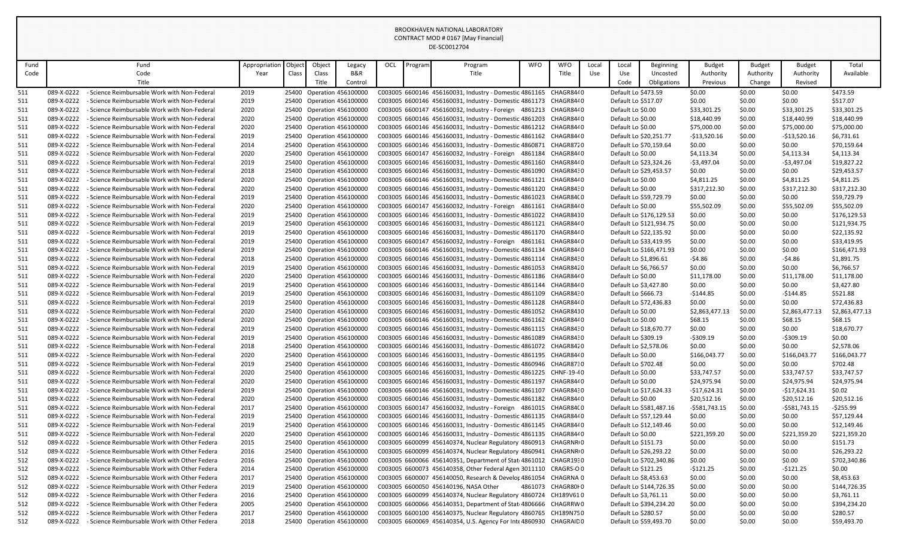BROOKHAVEN NATIONAL LABORATORY
CONTRACT MOD # 0167 [May Financial]
DE-SC0012704

| Fund Code | Fund Code Title | Appropriation Year | Object Class | Object Class Title | Legacy B&R Control | OCL | Program | Program Title | WFO | WFO Title | Local Use | Local Use Code | Beginning Uncosted Obligations | Budget Authority Previous | Budget Authority Change | Budget Authority Revised | Total Available |
|---|---|---|---|---|---|---|---|---|---|---|---|---|---|---|---|---|---|
| 511 | 089-X-0222 - Science Reimbursable Work with Non-Federal | 2019 | 25400 | Operation | 456100000 | C003005 | 6600146 | 456160031, Industry - Domestic | 4861165 | CHAGR84 | 0 | Default Lo | $473.59 | $0.00 | $0.00 | $0.00 | $473.59 |
| 511 | 089-X-0222 - Science Reimbursable Work with Non-Federal | 2019 | 25400 | Operation | 456100000 | C003005 | 6600146 | 456160031, Industry - Domestic | 4861173 | CHAGR84 | 0 | Default Lo | $517.07 | $0.00 | $0.00 | $0.00 | $517.07 |
| 511 | 089-X-0222 - Science Reimbursable Work with Non-Federal | 2020 | 25400 | Operation | 456100000 | C003005 | 6600147 | 456160032, Industry - Foreign | 4861213 | CHAGR84 | 0 | Default Lo | $0.00 | $33,301.25 | $0.00 | $33,301.25 | $33,301.25 |
| 511 | 089-X-0222 - Science Reimbursable Work with Non-Federal | 2020 | 25400 | Operation | 456100000 | C003005 | 6600146 | 456160031, Industry - Domestic | 4861203 | CHAGR84 | 0 | Default Lo | $0.00 | $18,440.99 | $0.00 | $18,440.99 | $18,440.99 |
| 511 | 089-X-0222 - Science Reimbursable Work with Non-Federal | 2020 | 25400 | Operation | 456100000 | C003005 | 6600146 | 456160031, Industry - Domestic | 4861212 | CHAGR84 | 0 | Default Lo | $0.00 | $75,000.00 | $0.00 | $75,000.00 | $75,000.00 |
| 511 | 089-X-0222 - Science Reimbursable Work with Non-Federal | 2019 | 25400 | Operation | 456100000 | C003005 | 6600146 | 456160031, Industry - Domestic | 4861162 | CHAGR84 | 0 | Default Lo | $20,251.77 | -$13,520.16 | $0.00 | -$13,520.16 | $6,731.61 |
| 511 | 089-X-0222 - Science Reimbursable Work with Non-Federal | 2014 | 25400 | Operation | 456100000 | C003005 | 6600146 | 456160031, Industry - Domestic | 4860871 | CHAGR87 | 0 | Default Lo | $70,159.64 | $0.00 | $0.00 | $0.00 | $70,159.64 |
| 511 | 089-X-0222 - Science Reimbursable Work with Non-Federal | 2020 | 25400 | Operation | 456100000 | C003005 | 6600147 | 456160032, Industry - Foreign | 4861184 | CHAGR84 | 0 | Default Lo | $0.00 | $4,113.34 | $0.00 | $4,113.34 | $4,113.34 |
| 511 | 089-X-0222 - Science Reimbursable Work with Non-Federal | 2019 | 25400 | Operation | 456100000 | C003005 | 6600146 | 456160031, Industry - Domestic | 4861160 | CHAGR84 | 0 | Default Lo | $23,324.26 | -$3,497.04 | $0.00 | -$3,497.04 | $19,827.22 |
| 511 | 089-X-0222 - Science Reimbursable Work with Non-Federal | 2018 | 25400 | Operation | 456100000 | C003005 | 6600146 | 456160031, Industry - Domestic | 4861090 | CHAGR84 | 0 | Default Lo | $29,453.57 | $0.00 | $0.00 | $0.00 | $29,453.57 |
| 511 | 089-X-0222 - Science Reimbursable Work with Non-Federal | 2020 | 25400 | Operation | 456100000 | C003005 | 6600146 | 456160031, Industry - Domestic | 4861121 | CHAGR84 | 0 | Default Lo | $0.00 | $4,811.25 | $0.00 | $4,811.25 | $4,811.25 |
| 511 | 089-X-0222 - Science Reimbursable Work with Non-Federal | 2020 | 25400 | Operation | 456100000 | C003005 | 6600146 | 456160031, Industry - Domestic | 4861120 | CHAGR84 | 0 | Default Lo | $0.00 | $317,212.30 | $0.00 | $317,212.30 | $317,212.30 |
| 511 | 089-X-0222 - Science Reimbursable Work with Non-Federal | 2019 | 25400 | Operation | 456100000 | C003005 | 6600146 | 456160031, Industry - Domestic | 4861023 | CHAGR84 | 0 | Default Lo | $59,729.79 | $0.00 | $0.00 | $0.00 | $59,729.79 |
| 511 | 089-X-0222 - Science Reimbursable Work with Non-Federal | 2020 | 25400 | Operation | 456100000 | C003005 | 6600147 | 456160032, Industry - Foreign | 4861161 | CHAGR84 | 0 | Default Lo | $0.00 | $55,502.09 | $0.00 | $55,502.09 | $55,502.09 |
| 511 | 089-X-0222 - Science Reimbursable Work with Non-Federal | 2019 | 25400 | Operation | 456100000 | C003005 | 6600146 | 456160031, Industry - Domestic | 4861022 | CHAGR84 | 0 | Default Lo | $176,129.53 | $0.00 | $0.00 | $0.00 | $176,129.53 |
| 511 | 089-X-0222 - Science Reimbursable Work with Non-Federal | 2019 | 25400 | Operation | 456100000 | C003005 | 6600146 | 456160031, Industry - Domestic | 4861121 | CHAGR84 | 0 | Default Lo | $121,934.75 | $0.00 | $0.00 | $0.00 | $121,934.75 |
| 511 | 089-X-0222 - Science Reimbursable Work with Non-Federal | 2019 | 25400 | Operation | 456100000 | C003005 | 6600146 | 456160031, Industry - Domestic | 4861170 | CHAGR84 | 0 | Default Lo | $22,135.92 | $0.00 | $0.00 | $0.00 | $22,135.92 |
| 511 | 089-X-0222 - Science Reimbursable Work with Non-Federal | 2019 | 25400 | Operation | 456100000 | C003005 | 6600147 | 456160032, Industry - Foreign | 4861161 | CHAGR84 | 0 | Default Lo | $33,419.95 | $0.00 | $0.00 | $0.00 | $33,419.95 |
| 511 | 089-X-0222 - Science Reimbursable Work with Non-Federal | 2019 | 25400 | Operation | 456100000 | C003005 | 6600146 | 456160031, Industry - Domestic | 4861134 | CHAGR84 | 0 | Default Lo | $166,471.93 | $0.00 | $0.00 | $0.00 | $166,471.93 |
| 511 | 089-X-0222 - Science Reimbursable Work with Non-Federal | 2018 | 25400 | Operation | 456100000 | C003005 | 6600146 | 456160031, Industry - Domestic | 4861114 | CHAGR84 | 0 | Default Lo | $1,896.61 | -$4.86 | $0.00 | -$4.86 | $1,891.75 |
| 511 | 089-X-0222 - Science Reimbursable Work with Non-Federal | 2019 | 25400 | Operation | 456100000 | C003005 | 6600146 | 456160031, Industry - Domestic | 4861053 | CHAGR84 | 0 | Default Lo | $6,766.57 | $0.00 | $0.00 | $0.00 | $6,766.57 |
| 511 | 089-X-0222 - Science Reimbursable Work with Non-Federal | 2020 | 25400 | Operation | 456100000 | C003005 | 6600146 | 456160031, Industry - Domestic | 4861186 | CHAGR84 | 0 | Default Lo | $0.00 | $11,178.00 | $0.00 | $11,178.00 | $11,178.00 |
| 511 | 089-X-0222 - Science Reimbursable Work with Non-Federal | 2019 | 25400 | Operation | 456100000 | C003005 | 6600146 | 456160031, Industry - Domestic | 4861144 | CHAGR84 | 0 | Default Lo | $3,427.80 | $0.00 | $0.00 | $0.00 | $3,427.80 |
| 511 | 089-X-0222 - Science Reimbursable Work with Non-Federal | 2019 | 25400 | Operation | 456100000 | C003005 | 6600146 | 456160031, Industry - Domestic | 4861109 | CHAGR84 | 0 | Default Lo | $666.73 | -$144.85 | $0.00 | -$144.85 | $521.88 |
| 511 | 089-X-0222 - Science Reimbursable Work with Non-Federal | 2019 | 25400 | Operation | 456100000 | C003005 | 6600146 | 456160031, Industry - Domestic | 4861128 | CHAGR84 | 0 | Default Lo | $72,436.83 | $0.00 | $0.00 | $0.00 | $72,436.83 |
| 511 | 089-X-0222 - Science Reimbursable Work with Non-Federal | 2020 | 25400 | Operation | 456100000 | C003005 | 6600146 | 456160031, Industry - Domestic | 4861052 | CHAGR84 | 0 | Default Lo | $0.00 | $2,863,477.13 | $0.00 | $2,863,477.13 | $2,863,477.13 |
| 511 | 089-X-0222 - Science Reimbursable Work with Non-Federal | 2020 | 25400 | Operation | 456100000 | C003005 | 6600146 | 456160031, Industry - Domestic | 4861162 | CHAGR84 | 0 | Default Lo | $0.00 | $68.15 | $0.00 | $68.15 | $68.15 |
| 511 | 089-X-0222 - Science Reimbursable Work with Non-Federal | 2019 | 25400 | Operation | 456100000 | C003005 | 6600146 | 456160031, Industry - Domestic | 4861115 | CHAGR84 | 0 | Default Lo | $18,670.77 | $0.00 | $0.00 | $0.00 | $18,670.77 |
| 511 | 089-X-0222 - Science Reimbursable Work with Non-Federal | 2019 | 25400 | Operation | 456100000 | C003005 | 6600146 | 456160031, Industry - Domestic | 4861089 | CHAGR84 | 0 | Default Lo | $309.19 | -$309.19 | $0.00 | -$309.19 | $0.00 |
| 511 | 089-X-0222 - Science Reimbursable Work with Non-Federal | 2018 | 25400 | Operation | 456100000 | C003005 | 6600146 | 456160031, Industry - Domestic | 4861072 | CHAGR84 | 0 | Default Lo | $2,578.06 | $0.00 | $0.00 | $0.00 | $2,578.06 |
| 511 | 089-X-0222 - Science Reimbursable Work with Non-Federal | 2020 | 25400 | Operation | 456100000 | C003005 | 6600146 | 456160031, Industry - Domestic | 4861195 | CHAGR84 | 0 | Default Lo | $0.00 | $166,043.77 | $0.00 | $166,043.77 | $166,043.77 |
| 511 | 089-X-0222 - Science Reimbursable Work with Non-Federal | 2019 | 25400 | Operation | 456100000 | C003005 | 6600146 | 456160031, Industry - Domestic | 4860946 | CHAGR87 | 0 | Default Lo | $702.48 | $0.00 | $0.00 | $0.00 | $702.48 |
| 511 | 089-X-0222 - Science Reimbursable Work with Non-Federal | 2020 | 25400 | Operation | 456100000 | C003005 | 6600146 | 456160031, Industry - Domestic | 4861225 | CHNF-19-4 | 0 | Default Lo | $0.00 | $33,747.57 | $0.00 | $33,747.57 | $33,747.57 |
| 511 | 089-X-0222 - Science Reimbursable Work with Non-Federal | 2020 | 25400 | Operation | 456100000 | C003005 | 6600146 | 456160031, Industry - Domestic | 4861197 | CHAGR84 | 0 | Default Lo | $0.00 | $24,975.94 | $0.00 | $24,975.94 | $24,975.94 |
| 511 | 089-X-0222 - Science Reimbursable Work with Non-Federal | 2019 | 25400 | Operation | 456100000 | C003005 | 6600146 | 456160031, Industry - Domestic | 4861107 | CHAGR84 | 0 | Default Lo | $17,624.33 | -$17,624.31 | $0.00 | -$17,624.31 | $0.02 |
| 511 | 089-X-0222 - Science Reimbursable Work with Non-Federal | 2020 | 25400 | Operation | 456100000 | C003005 | 6600146 | 456160031, Industry - Domestic | 4861182 | CHAGR84 | 0 | Default Lo | $0.00 | $20,512.16 | $0.00 | $20,512.16 | $20,512.16 |
| 511 | 089-X-0222 - Science Reimbursable Work with Non-Federal | 2017 | 25400 | Operation | 456100000 | C003005 | 6600147 | 456160032, Industry - Foreign | 4861015 | CHAGR84 | 0 | Default Lo | $581,487.16 | -$581,743.15 | $0.00 | -$581,743.15 | -$255.99 |
| 511 | 089-X-0222 - Science Reimbursable Work with Non-Federal | 2019 | 25400 | Operation | 456100000 | C003005 | 6600146 | 456160031, Industry - Domestic | 4861135 | CHAGR84 | 0 | Default Lo | $57,129.44 | $0.00 | $0.00 | $0.00 | $57,129.44 |
| 511 | 089-X-0222 - Science Reimbursable Work with Non-Federal | 2019 | 25400 | Operation | 456100000 | C003005 | 6600146 | 456160031, Industry - Domestic | 4861145 | CHAGR84 | 0 | Default Lo | $12,149.46 | $0.00 | $0.00 | $0.00 | $12,149.46 |
| 511 | 089-X-0222 - Science Reimbursable Work with Non-Federal | 2020 | 25400 | Operation | 456100000 | C003005 | 6600146 | 456160031, Industry - Domestic | 4861135 | CHAGR84 | 0 | Default Lo | $0.00 | $221,359.20 | $0.00 | $221,359.20 | $221,359.20 |
| 512 | 089-X-0222 - Science Reimbursable Work with Other Federa | 2015 | 25400 | Operation | 456100000 | C003005 | 6600099 | 456140374, Nuclear Regulatory | 4860913 | CHAGRNR | 0 | Default Lo | $151.73 | $0.00 | $0.00 | $0.00 | $151.73 |
| 512 | 089-X-0222 - Science Reimbursable Work with Other Federa | 2016 | 25400 | Operation | 456100000 | C003005 | 6600099 | 456140374, Nuclear Regulatory | 4860941 | CHAGRNR | 0 | Default Lo | $26,293.22 | $0.00 | $0.00 | $0.00 | $26,293.22 |
| 512 | 089-X-0222 - Science Reimbursable Work with Other Federa | 2016 | 25400 | Operation | 456100000 | C003005 | 6600066 | 456140351, Department of Stat | 4861012 | CHAGR19 | 0 | Default Lo | $702,340.86 | $0.00 | $0.00 | $0.00 | $702,340.86 |
| 512 | 089-X-0222 - Science Reimbursable Work with Other Federa | 2014 | 25400 | Operation | 456100000 | C003005 | 6600073 | 456140358, Other Federal Agen | 3011110 | CRAGRS-O | 0 | Default Lo | $121.25 | -$121.25 | $0.00 | -$121.25 | $0.00 |
| 512 | 089-X-0222 - Science Reimbursable Work with Other Federa | 2017 | 25400 | Operation | 456100000 | C003005 | 6600007 | 456140050, Research & Develo | 4861054 | CHAGRNA | 0 | Default Lo | $8,453.63 | $0.00 | $0.00 | $0.00 | $8,453.63 |
| 512 | 089-X-0222 - Science Reimbursable Work with Other Federa | 2019 | 25400 | Operation | 456100000 | C003005 | 6600050 | 456140196, NASA Other | 4861073 | CHAGR80 | 0 | Default Lo | $144,726.35 | $0.00 | $0.00 | $0.00 | $144,726.35 |
| 512 | 089-X-0222 - Science Reimbursable Work with Other Federa | 2016 | 25400 | Operation | 456100000 | C003005 | 6600099 | 456140374, Nuclear Regulatory | 4860724 | CH189V61 | 0 | Default Lo | $3,761.11 | $0.00 | $0.00 | $0.00 | $3,761.11 |
| 512 | 089-X-0222 - Science Reimbursable Work with Other Federa | 2005 | 25400 | Operation | 456100000 | C003005 | 6600066 | 456140351, Department of Stat | 4806666 | CHAGRRW | 0 | Default Lo | $394,234.20 | $0.00 | $0.00 | $0.00 | $394,234.20 |
| 512 | 089-X-0222 - Science Reimbursable Work with Other Federa | 2017 | 25400 | Operation | 456100000 | C003005 | 6600100 | 456140375, Nuclear Regulatory | 4860765 | CH189N75 | 0 | Default Lo | $280.57 | $0.00 | $0.00 | $0.00 | $280.57 |
| 512 | 089-X-0222 - Science Reimbursable Work with Other Federa | 2018 | 25400 | Operation | 456100000 | C003005 | 6600069 | 456140354, U.S. Agency For Int | 4860930 | CHAGRAID | 0 | Default Lo | $59,493.70 | $0.00 | $0.00 | $0.00 | $59,493.70 |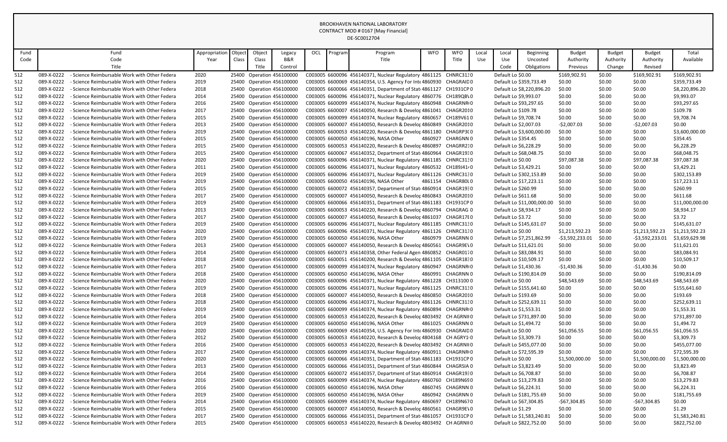BROOKHAVEN NATIONAL LABORATORY
CONTRACT MOD # 0167 [May Financial]
DE-SC0012704

| Fund Code | Fund Code Title | Appropriation Year | Object Class | Object Class Title | Legacy B&R Control | OCL | Program | Program Title | WFO | WFO Title | Local Use | Local Use Code | Beginning Uncosted Obligations | Budget Authority Previous | Budget Authority Change | Budget Authority Revised | Total Available |
|---|---|---|---|---|---|---|---|---|---|---|---|---|---|---|---|---|---|
| 512 | 089-X-0222 - Science Reimbursable Work with Other Federa | 2020 | 25400 | Operation | 456100000 | C003005 | 6600096 | 456140371, Nuclear Regulatory | 4861125 | CHNRC31:0 | | Default Lo | $0.00 | $169,902.91 | $0.00 | $169,902.91 | $169,902.91 |
| 512 | 089-X-0222 - Science Reimbursable Work with Other Federa | 2019 | 25400 | Operation | 456100000 | C003005 | 6600069 | 456140354, U.S. Agency For Int | 4860930 | CHAGRAID 0 | | Default Lo | $359,733.49 | $0.00 | $0.00 | $0.00 | $359,733.49 |
| 512 | 089-X-0222 - Science Reimbursable Work with Other Federa | 2018 | 25400 | Operation | 456100000 | C003005 | 6600066 | 456140351, Department of Stat | 4861127 | CH1931CP 0 | | Default Lo | $8,220,896.20 | $0.00 | $0.00 | $0.00 | $8,220,896.20 |
| 512 | 089-X-0222 - Science Reimbursable Work with Other Federa | 2014 | 25400 | Operation | 456100000 | C003005 | 6600096 | 456140371, Nuclear Regulatory | 4860776 | CH189QB\0 | | Default Lo | $9,993.07 | $0.00 | $0.00 | $0.00 | $9,993.07 |
| 512 | 089-X-0222 - Science Reimbursable Work with Other Federa | 2016 | 25400 | Operation | 456100000 | C003005 | 6600099 | 456140374, Nuclear Regulatory | 4860948 | CHAGRNR 0 | | Default Lo | $93,297.65 | $0.00 | $0.00 | $0.00 | $93,297.65 |
| 512 | 089-X-0222 - Science Reimbursable Work with Other Federa | 2017 | 25400 | Operation | 456100000 | C003005 | 6600007 | 456140050, Research & Develop | 4861041 | CHAGR2010 | | Default Lo | $109.78 | $0.00 | $0.00 | $0.00 | $109.78 |
| 512 | 089-X-0222 - Science Reimbursable Work with Other Federa | 2015 | 25400 | Operation | 456100000 | C003005 | 6600099 | 456140374, Nuclear Regulatory | 4860657 | CH189V610 | | Default Lo | $9,708.74 | $0.00 | $0.00 | $0.00 | $9,708.74 |
| 512 | 089-X-0222 - Science Reimbursable Work with Other Federa | 2013 | 25400 | Operation | 456100000 | C003005 | 6600007 | 456140050, Research & Develop | 4860849 | CHAGR2010 | | Default Lo | $2,007.03 | -$2,007.03 | $0.00 | -$2,007.03 | $0.00 |
| 512 | 089-X-0222 - Science Reimbursable Work with Other Federa | 2019 | 25400 | Operation | 456100000 | C003005 | 6600053 | 456140220, Research & Develop | 4861180 | CHAGRP3(0 | | Default Lo | $3,600,000.00 | $0.00 | $0.00 | $0.00 | $3,600,000.00 |
| 512 | 089-X-0222 - Science Reimbursable Work with Other Federa | 2015 | 25400 | Operation | 456100000 | C003005 | 6600050 | 456140196, NASA Other | 4860927 | CHAGRNN 0 | | Default Lo | $354.45 | $0.00 | $0.00 | $0.00 | $354.45 |
| 512 | 089-X-0222 - Science Reimbursable Work with Other Federa | 2015 | 25400 | Operation | 456100000 | C003005 | 6600053 | 456140220, Research & Develop | 4860897 | CHAGRR210 | | Default Lo | $6,228.29 | $0.00 | $0.00 | $0.00 | $6,228.29 |
| 512 | 089-X-0222 - Science Reimbursable Work with Other Federa | 2015 | 25400 | Operation | 456100000 | C003005 | 6600067 | 456140352, Department of Stat | 4860964 | CHAGR19:0 | | Default Lo | $68,048.75 | $0.00 | $0.00 | $0.00 | $68,048.75 |
| 512 | 089-X-0222 - Science Reimbursable Work with Other Federa | 2020 | 25400 | Operation | 456100000 | C003005 | 6600096 | 456140371, Nuclear Regulatory | 4861185 | CHNRC31:0 | | Default Lo | $0.00 | $97,087.38 | $0.00 | $97,087.38 | $97,087.38 |
| 512 | 089-X-0222 - Science Reimbursable Work with Other Federa | 2011 | 25400 | Operation | 456100000 | C003005 | 6600096 | 456140371, Nuclear Regulatory | 4860532 | CH189J41 0 | | Default Lo | $3,429.21 | $0.00 | $0.00 | $0.00 | $3,429.21 |
| 512 | 089-X-0222 - Science Reimbursable Work with Other Federa | 2019 | 25400 | Operation | 456100000 | C003005 | 6600096 | 456140371, Nuclear Regulatory | 4861126 | CHNRC31:0 | | Default Lo | $302,153.89 | $0.00 | $0.00 | $0.00 | $302,153.89 |
| 512 | 089-X-0222 - Science Reimbursable Work with Other Federa | 2019 | 25400 | Operation | 456100000 | C003005 | 6600050 | 456140196, NASA Other | 4861154 | CHAGR80L0 | | Default Lo | $17,223.11 | $0.00 | $0.00 | $0.00 | $17,223.11 |
| 512 | 089-X-0222 - Science Reimbursable Work with Other Federa | 2015 | 25400 | Operation | 456100000 | C003005 | 6600072 | 456140357, Department of Stat | 4860914 | CHAGR19:0 | | Default Lo | $260.99 | $0.00 | $0.00 | $0.00 | $260.99 |
| 512 | 089-X-0222 - Science Reimbursable Work with Other Federa | 2017 | 25400 | Operation | 456100000 | C003005 | 6600007 | 456140050, Research & Develop | 4860843 | CHAGR2010 | | Default Lo | $611.68 | $0.00 | $0.00 | $0.00 | $611.68 |
| 512 | 089-X-0222 - Science Reimbursable Work with Other Federa | 2019 | 25400 | Operation | 456100000 | C003005 | 6600066 | 456140351, Department of Stat | 4861183 | CH1931CP 0 | | Default Lo | $11,000,000.00 | $0.00 | $0.00 | $0.00 | $11,000,000.00 |
| 512 | 089-X-0222 - Science Reimbursable Work with Other Federa | 2013 | 25400 | Operation | 456100000 | C003005 | 6600053 | 456140220, Research & Develop | 4860794 | CHAGRAG 0 | | Default Lo | $8,934.17 | $0.00 | $0.00 | $0.00 | $8,934.17 |
| 512 | 089-X-0222 - Science Reimbursable Work with Other Federa | 2017 | 25400 | Operation | 456100000 | C003005 | 6600007 | 456140050, Research & Develop | 4861037 | CHAGR17E0 | | Default Lo | $3.72 | $0.00 | $0.00 | $0.00 | $3.72 |
| 512 | 089-X-0222 - Science Reimbursable Work with Other Federa | 2019 | 25400 | Operation | 456100000 | C003005 | 6600096 | 456140371, Nuclear Regulatory | 4861185 | CHNRC31:0 | | Default Lo | $145,631.07 | $0.00 | $0.00 | $0.00 | $145,631.07 |
| 512 | 089-X-0222 - Science Reimbursable Work with Other Federa | 2020 | 25400 | Operation | 456100000 | C003005 | 6600096 | 456140371, Nuclear Regulatory | 4861126 | CHNRC31:0 | | Default Lo | $0.00 | $1,213,592.23 | $0.00 | $1,213,592.23 | $1,213,592.23 |
| 512 | 089-X-0222 - Science Reimbursable Work with Other Federa | 2019 | 25400 | Operation | 456100000 | C003005 | 6600050 | 456140196, NASA Other | 4860979 | CHAGRNN 0 | | Default Lo | $7,251,862.99 | -$3,592,233.01 | $0.00 | -$3,592,233.01 | $3,659,629.98 |
| 512 | 089-X-0222 - Science Reimbursable Work with Other Federa | 2013 | 25400 | Operation | 456100000 | C003005 | 6600007 | 456140050, Research & Develop | 4860561 | CHAGR9E\0 | | Default Lo | $11,621.01 | $0.00 | $0.00 | $0.00 | $11,621.01 |
| 512 | 089-X-0222 - Science Reimbursable Work with Other Federa | 2014 | 25400 | Operation | 456100000 | C003005 | 6600073 | 456140358, Other Federal Agen | 4860852 | CHAGR01?0 | | Default Lo | $83,084.91 | $0.00 | $0.00 | $0.00 | $83,084.91 |
| 512 | 089-X-0222 - Science Reimbursable Work with Other Federa | 2018 | 25400 | Operation | 456100000 | C003005 | 6600051 | 456140200, Research & Develop | 4861105 | CHAGR18:0 | | Default Lo | $10,509.17 | $0.00 | $0.00 | $0.00 | $10,509.17 |
| 512 | 089-X-0222 - Science Reimbursable Work with Other Federa | 2017 | 25400 | Operation | 456100000 | C003005 | 6600099 | 456140374, Nuclear Regulatory | 4860947 | CHAGRNR 0 | | Default Lo | $1,430.36 | -$1,430.36 | $0.00 | -$1,430.36 | $0.00 |
| 512 | 089-X-0222 - Science Reimbursable Work with Other Federa | 2018 | 25400 | Operation | 456100000 | C003005 | 6600050 | 456140196, NASA Other | 4860991 | CHAGRNN 0 | | Default Lo | $190,814.09 | $0.00 | $0.00 | $0.00 | $190,814.09 |
| 512 | 089-X-0222 - Science Reimbursable Work with Other Federa | 2020 | 25400 | Operation | 456100000 | C003005 | 6600096 | 456140371, Nuclear Regulatory | 4861228 | CH3131000 | | Default Lo | $0.00 | $48,543.69 | $0.00 | $48,543.69 | $48,543.69 |
| 512 | 089-X-0222 - Science Reimbursable Work with Other Federa | 2019 | 25400 | Operation | 456100000 | C003005 | 6600096 | 456140371, Nuclear Regulatory | 4861125 | CHNRC31:0 | | Default Lo | $155,641.60 | $0.00 | $0.00 | $0.00 | $155,641.60 |
| 512 | 089-X-0222 - Science Reimbursable Work with Other Federa | 2018 | 25400 | Operation | 456100000 | C003005 | 6600007 | 456140050, Research & Develop | 4860850 | CHAGR2010 | | Default Lo | $193.69 | $0.00 | $0.00 | $0.00 | $193.69 |
| 512 | 089-X-0222 - Science Reimbursable Work with Other Federa | 2018 | 25400 | Operation | 456100000 | C003005 | 6600096 | 456140371, Nuclear Regulatory | 4861126 | CHNRC31:0 | | Default Lo | $252,639.11 | $0.00 | $0.00 | $0.00 | $252,639.11 |
| 512 | 089-X-0222 - Science Reimbursable Work with Other Federa | 2019 | 25400 | Operation | 456100000 | C003005 | 6600099 | 456140374, Nuclear Regulatory | 4860894 | CHAGRNR 0 | | Default Lo | $1,553.31 | $0.00 | $0.00 | $0.00 | $1,553.31 |
| 512 | 089-X-0222 - Science Reimbursable Work with Other Federa | 2014 | 25400 | Operation | 456100000 | C003005 | 6600053 | 456140220, Research & Develop | 4803492 | CH AGRNI 0 | | Default Lo | $731,897.00 | $0.00 | $0.00 | $0.00 | $731,897.00 |
| 512 | 089-X-0222 - Science Reimbursable Work with Other Federa | 2019 | 25400 | Operation | 456100000 | C003005 | 6600050 | 456140196, NASA Other | 4861025 | CHAGRNN 0 | | Default Lo | $1,494.72 | $0.00 | $0.00 | $0.00 | $1,494.72 |
| 512 | 089-X-0222 - Science Reimbursable Work with Other Federa | 2020 | 25400 | Operation | 456100000 | C003005 | 6600069 | 456140354, U.S. Agency For Int | 4860930 | CHAGRAID 0 | | Default Lo | $0.00 | $61,056.55 | $0.00 | $61,056.55 | $61,056.55 |
| 512 | 089-X-0222 - Science Reimbursable Work with Other Federa | 2012 | 25400 | Operation | 456100000 | C003005 | 6600053 | 456140220, Research & Develop | 4804168 | CH AGRY1 0 | | Default Lo | $3,309.73 | $0.00 | $0.00 | $0.00 | $3,309.73 |
| 512 | 089-X-0222 - Science Reimbursable Work with Other Federa | 2016 | 25400 | Operation | 456100000 | C003005 | 6600053 | 456140220, Research & Develop | 4803492 | CH AGRNI 0 | | Default Lo | $455,077.00 | $0.00 | $0.00 | $0.00 | $455,077.00 |
| 512 | 089-X-0222 - Science Reimbursable Work with Other Federa | 2017 | 25400 | Operation | 456100000 | C003005 | 6600099 | 456140374, Nuclear Regulatory | 4860911 | CHAGRNR 0 | | Default Lo | $72,595.39 | $0.00 | $0.00 | $0.00 | $72,595.39 |
| 512 | 089-X-0222 - Science Reimbursable Work with Other Federa | 2020 | 25400 | Operation | 456100000 | C003005 | 6600066 | 456140351, Department of Stat | 4861183 | CH1931CP 0 | | Default Lo | $0.00 | $1,500,000.00 | $0.00 | $1,500,000.00 | $1,500,000.00 |
| 512 | 089-X-0222 - Science Reimbursable Work with Other Federa | 2013 | 25400 | Operation | 456100000 | C003005 | 6600066 | 456140351, Department of Stat | 4860844 | CHAGRSIA 0 | | Default Lo | $3,823.49 | $0.00 | $0.00 | $0.00 | $3,823.49 |
| 512 | 089-X-0222 - Science Reimbursable Work with Other Federa | 2014 | 25400 | Operation | 456100000 | C003005 | 6600072 | 456140357, Department of Stat | 4860914 | CHAGR19:0 | | Default Lo | $6,708.87 | $0.00 | $0.00 | $0.00 | $6,708.87 |
| 512 | 089-X-0222 - Science Reimbursable Work with Other Federa | 2016 | 25400 | Operation | 456100000 | C003005 | 6600099 | 456140374, Nuclear Regulatory | 4860760 | CH189N69 0 | | Default Lo | $13,279.83 | $0.00 | $0.00 | $0.00 | $13,279.83 |
| 512 | 089-X-0222 - Science Reimbursable Work with Other Federa | 2016 | 25400 | Operation | 456100000 | C003005 | 6600050 | 456140196, NASA Other | 4860745 | CHAGRNN 0 | | Default Lo | $6,224.31 | $0.00 | $0.00 | $0.00 | $6,224.31 |
| 512 | 089-X-0222 - Science Reimbursable Work with Other Federa | 2019 | 25400 | Operation | 456100000 | C003005 | 6600050 | 456140196, NASA Other | 4860942 | CHAGRNN 0 | | Default Lo | $181,755.69 | $0.00 | $0.00 | $0.00 | $181,755.69 |
| 512 | 089-X-0222 - Science Reimbursable Work with Other Federa | 2014 | 25400 | Operation | 456100000 | C003005 | 6600099 | 456140374, Nuclear Regulatory | 4860697 | CH189N67 0 | | Default Lo | $67,304.85 | -$67,304.85 | $0.00 | -$67,304.85 | $0.00 |
| 512 | 089-X-0222 - Science Reimbursable Work with Other Federa | 2015 | 25400 | Operation | 456100000 | C003005 | 6600007 | 456140050, Research & Develop | 4860561 | CHAGR9E\0 | | Default Lo | $1.29 | $0.00 | $0.00 | $0.00 | $1.29 |
| 512 | 089-X-0222 - Science Reimbursable Work with Other Federa | 2017 | 25400 | Operation | 456100000 | C003005 | 6600066 | 456140351, Department of Stat | 4861057 | CH1931CP 0 | | Default Lo | $1,583,240.81 | $0.00 | $0.00 | $0.00 | $1,583,240.81 |
| 512 | 089-X-0222 - Science Reimbursable Work with Other Federa | 2015 | 25400 | Operation | 456100000 | C003005 | 6600053 | 456140220, Research & Develop | 4803492 | CH AGRNI 0 | | Default Lo | $822,752.00 | $0.00 | $0.00 | $0.00 | $822,752.00 |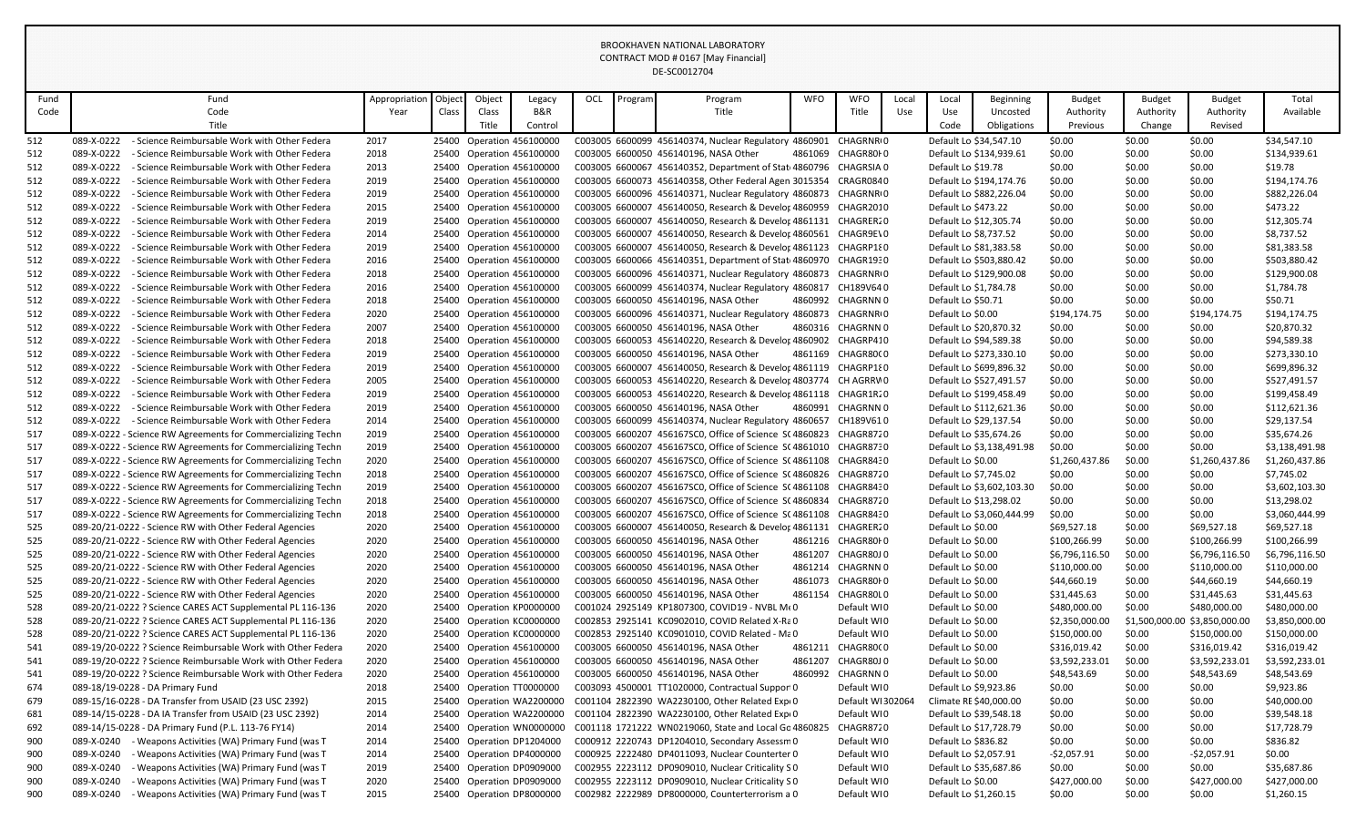BROOKHAVEN NATIONAL LABORATORY
CONTRACT MOD # 0167 [May Financial]
DE-SC0012704

| Fund Code | Fund Code Title | Appropriation Year | Object Class | Object Class Title | Legacy B&R Control | OCL | Program | Program Title | WFO | WFO Title | Local Use | Local Use Code | Beginning Uncosted Obligations | Budget Authority Previous | Budget Authority Change | Budget Authority Revised | Total Available |
|---|---|---|---|---|---|---|---|---|---|---|---|---|---|---|---|---|---|
| 512 | 089-X-0222 - Science Reimbursable Work with Other Federa | 2017 | 25400 | Operation | 456100000 | C003005 | 6600099 | 456140374, Nuclear Regulatory | 4860901 | CHAGRNRI | 0 | Default Lo | $34,547.10 | $0.00 | $0.00 | $0.00 | $34,547.10 |
| 512 | 089-X-0222 - Science Reimbursable Work with Other Federa | 2018 | 25400 | Operation | 456100000 | C003005 | 6600050 | 456140196, NASA Other | 4861069 | CHAGR80 | 0 | Default Lo | $134,939.61 | $0.00 | $0.00 | $0.00 | $134,939.61 |
| 512 | 089-X-0222 - Science Reimbursable Work with Other Federa | 2013 | 25400 | Operation | 456100000 | C003005 | 6600067 | 456140352, Department of Stat | 4860796 | CHAGRSIA | 0 | Default Lo | $19.78 | $0.00 | $0.00 | $0.00 | $19.78 |
| 512 | 089-X-0222 - Science Reimbursable Work with Other Federa | 2019 | 25400 | Operation | 456100000 | C003005 | 6600073 | 456140358, Other Federal Agen | 3015354 | CRAGR084 | 0 | Default Lo | $194,174.76 | $0.00 | $0.00 | $0.00 | $194,174.76 |
| 512 | 089-X-0222 - Science Reimbursable Work with Other Federa | 2019 | 25400 | Operation | 456100000 | C003005 | 6600096 | 456140371, Nuclear Regulatory | 4860873 | CHAGRNRI | 0 | Default Lo | $882,226.04 | $0.00 | $0.00 | $0.00 | $882,226.04 |
| 512 | 089-X-0222 - Science Reimbursable Work with Other Federa | 2015 | 25400 | Operation | 456100000 | C003005 | 6600007 | 456140050, Research & Develop | 4860959 | CHAGR201 | 0 | Default Lo | $473.22 | $0.00 | $0.00 | $0.00 | $473.22 |
| 512 | 089-X-0222 - Science Reimbursable Work with Other Federa | 2019 | 25400 | Operation | 456100000 | C003005 | 6600007 | 456140050, Research & Develop | 4861131 | CHAGRER2 | 0 | Default Lo | $12,305.74 | $0.00 | $0.00 | $0.00 | $12,305.74 |
| 512 | 089-X-0222 - Science Reimbursable Work with Other Federa | 2014 | 25400 | Operation | 456100000 | C003005 | 6600007 | 456140050, Research & Develop | 4860561 | CHAGR9E\ | 0 | Default Lo | $8,737.52 | $0.00 | $0.00 | $0.00 | $8,737.52 |
| 512 | 089-X-0222 - Science Reimbursable Work with Other Federa | 2019 | 25400 | Operation | 456100000 | C003005 | 6600007 | 456140050, Research & Develop | 4861123 | CHAGRP1 | 0 | Default Lo | $81,383.58 | $0.00 | $0.00 | $0.00 | $81,383.58 |
| 512 | 089-X-0222 - Science Reimbursable Work with Other Federa | 2016 | 25400 | Operation | 456100000 | C003005 | 6600066 | 456140351, Department of Stat | 4860970 | CHAGR19 | 0 | Default Lo | $503,880.42 | $0.00 | $0.00 | $0.00 | $503,880.42 |
| 512 | 089-X-0222 - Science Reimbursable Work with Other Federa | 2018 | 25400 | Operation | 456100000 | C003005 | 6600096 | 456140371, Nuclear Regulatory | 4860873 | CHAGRNRI | 0 | Default Lo | $129,900.08 | $0.00 | $0.00 | $0.00 | $129,900.08 |
| 512 | 089-X-0222 - Science Reimbursable Work with Other Federa | 2016 | 25400 | Operation | 456100000 | C003005 | 6600099 | 456140374, Nuclear Regulatory | 4860817 | CH189V64 | 0 | Default Lo | $1,784.78 | $0.00 | $0.00 | $0.00 | $1,784.78 |
| 512 | 089-X-0222 - Science Reimbursable Work with Other Federa | 2018 | 25400 | Operation | 456100000 | C003005 | 6600050 | 456140196, NASA Other | 4860992 | CHAGRNN | 0 | Default Lo | $50.71 | $0.00 | $0.00 | $0.00 | $50.71 |
| 512 | 089-X-0222 - Science Reimbursable Work with Other Federa | 2020 | 25400 | Operation | 456100000 | C003005 | 6600096 | 456140371, Nuclear Regulatory | 4860873 | CHAGRNRI | 0 | Default Lo | $0.00 | $194,174.75 | $0.00 | $194,174.75 | $194,174.75 |
| 512 | 089-X-0222 - Science Reimbursable Work with Other Federa | 2007 | 25400 | Operation | 456100000 | C003005 | 6600050 | 456140196, NASA Other | 4860316 | CHAGRNN | 0 | Default Lo | $20,870.32 | $0.00 | $0.00 | $0.00 | $20,870.32 |
| 512 | 089-X-0222 - Science Reimbursable Work with Other Federa | 2018 | 25400 | Operation | 456100000 | C003005 | 6600053 | 456140220, Research & Develop | 4860902 | CHAGRP41 | 0 | Default Lo | $94,589.38 | $0.00 | $0.00 | $0.00 | $94,589.38 |
| 512 | 089-X-0222 - Science Reimbursable Work with Other Federa | 2019 | 25400 | Operation | 456100000 | C003005 | 6600050 | 456140196, NASA Other | 4861169 | CHAGR80 | 0 | Default Lo | $273,330.10 | $0.00 | $0.00 | $0.00 | $273,330.10 |
| 512 | 089-X-0222 - Science Reimbursable Work with Other Federa | 2019 | 25400 | Operation | 456100000 | C003005 | 6600007 | 456140050, Research & Develop | 4861119 | CHAGRP1 | 0 | Default Lo | $699,896.32 | $0.00 | $0.00 | $0.00 | $699,896.32 |
| 512 | 089-X-0222 - Science Reimbursable Work with Other Federa | 2005 | 25400 | Operation | 456100000 | C003005 | 6600053 | 456140220, Research & Develop | 4803774 | CH AGRRW | 0 | Default Lo | $527,491.57 | $0.00 | $0.00 | $0.00 | $527,491.57 |
| 512 | 089-X-0222 - Science Reimbursable Work with Other Federa | 2019 | 25400 | Operation | 456100000 | C003005 | 6600053 | 456140220, Research & Develop | 4861118 | CHAGR1R | 0 | Default Lo | $199,458.49 | $0.00 | $0.00 | $0.00 | $199,458.49 |
| 512 | 089-X-0222 - Science Reimbursable Work with Other Federa | 2019 | 25400 | Operation | 456100000 | C003005 | 6600050 | 456140196, NASA Other | 4860991 | CHAGRNN | 0 | Default Lo | $112,621.36 | $0.00 | $0.00 | $0.00 | $112,621.36 |
| 512 | 089-X-0222 - Science Reimbursable Work with Other Federa | 2014 | 25400 | Operation | 456100000 | C003005 | 6600099 | 456140374, Nuclear Regulatory | 4860657 | CH189V61 | 0 | Default Lo | $29,137.54 | $0.00 | $0.00 | $0.00 | $29,137.54 |
| 517 | 089-X-0222 - Science RW Agreements for Commercializing Techn | 2019 | 25400 | Operation | 456100000 | C003005 | 6600207 | 456167SC0, Office of Science S | 4860823 | CHAGR872 | 0 | Default Lo | $35,674.26 | $0.00 | $0.00 | $0.00 | $35,674.26 |
| 517 | 089-X-0222 - Science RW Agreements for Commercializing Techn | 2019 | 25400 | Operation | 456100000 | C003005 | 6600207 | 456167SC0, Office of Science S | 4861010 | CHAGR87 | 0 | Default Lo | $3,138,491.98 | $0.00 | $0.00 | $0.00 | $3,138,491.98 |
| 517 | 089-X-0222 - Science RW Agreements for Commercializing Techn | 2020 | 25400 | Operation | 456100000 | C003005 | 6600207 | 456167SC0, Office of Science S | 4861108 | CHAGR84 | 0 | Default Lo | $0.00 | $1,260,437.86 | $0.00 | $1,260,437.86 | $1,260,437.86 |
| 517 | 089-X-0222 - Science RW Agreements for Commercializing Techn | 2018 | 25400 | Operation | 456100000 | C003005 | 6600207 | 456167SC0, Office of Science S | 4860826 | CHAGR872 | 0 | Default Lo | $7,745.02 | $0.00 | $0.00 | $0.00 | $7,745.02 |
| 517 | 089-X-0222 - Science RW Agreements for Commercializing Techn | 2019 | 25400 | Operation | 456100000 | C003005 | 6600207 | 456167SC0, Office of Science S | 4861108 | CHAGR84 | 0 | Default Lo | $3,602,103.30 | $0.00 | $0.00 | $0.00 | $3,602,103.30 |
| 517 | 089-X-0222 - Science RW Agreements for Commercializing Techn | 2018 | 25400 | Operation | 456100000 | C003005 | 6600207 | 456167SC0, Office of Science S | 4860834 | CHAGR872 | 0 | Default Lo | $13,298.02 | $0.00 | $0.00 | $0.00 | $13,298.02 |
| 517 | 089-X-0222 - Science RW Agreements for Commercializing Techn | 2018 | 25400 | Operation | 456100000 | C003005 | 6600207 | 456167SC0, Office of Science S | 4861108 | CHAGR84 | 0 | Default Lo | $3,060,444.99 | $0.00 | $0.00 | $0.00 | $3,060,444.99 |
| 525 | 089-20/21-0222 - Science RW with Other Federal Agencies | 2020 | 25400 | Operation | 456100000 | C003005 | 6600007 | 456140050, Research & Develop | 4861131 | CHAGRER2 | 0 | Default Lo | $0.00 | $69,527.18 | $0.00 | $69,527.18 | $69,527.18 |
| 525 | 089-20/21-0222 - Science RW with Other Federal Agencies | 2020 | 25400 | Operation | 456100000 | C003005 | 6600050 | 456140196, NASA Other | 4861216 | CHAGR80 | 0 | Default Lo | $0.00 | $100,266.99 | $0.00 | $100,266.99 | $100,266.99 |
| 525 | 089-20/21-0222 - Science RW with Other Federal Agencies | 2020 | 25400 | Operation | 456100000 | C003005 | 6600050 | 456140196, NASA Other | 4861207 | CHAGR80J | 0 | Default Lo | $0.00 | $6,796,116.50 | $0.00 | $6,796,116.50 | $6,796,116.50 |
| 525 | 089-20/21-0222 - Science RW with Other Federal Agencies | 2020 | 25400 | Operation | 456100000 | C003005 | 6600050 | 456140196, NASA Other | 4861214 | CHAGRNN | 0 | Default Lo | $0.00 | $110,000.00 | $0.00 | $110,000.00 | $110,000.00 |
| 525 | 089-20/21-0222 - Science RW with Other Federal Agencies | 2020 | 25400 | Operation | 456100000 | C003005 | 6600050 | 456140196, NASA Other | 4861073 | CHAGR80 | 0 | Default Lo | $0.00 | $44,660.19 | $0.00 | $44,660.19 | $44,660.19 |
| 525 | 089-20/21-0222 - Science RW with Other Federal Agencies | 2020 | 25400 | Operation | 456100000 | C003005 | 6600050 | 456140196, NASA Other | 4861154 | CHAGR80L | 0 | Default Lo | $0.00 | $31,445.63 | $0.00 | $31,445.63 | $31,445.63 |
| 528 | 089-20/21-0222 ? Science CARES ACT Supplemental PL 116-136 | 2020 | 25400 | Operation | KP0000000 | C001024 | 2925149 | KP1807300, COVID19 - NVBL M | 0 | Default WI | 0 | Default Lo | $0.00 | $480,000.00 | $0.00 | $480,000.00 | $480,000.00 |
| 528 | 089-20/21-0222 ? Science CARES ACT Supplemental PL 116-136 | 2020 | 25400 | Operation | KC0000000 | C002853 | 2925141 | KC0902010, COVID Related X-Ra | 0 | Default WI | 0 | Default Lo | $0.00 | $2,350,000.00 | $1,500,000.00 | $3,850,000.00 | $3,850,000.00 |
| 528 | 089-20/21-0222 ? Science CARES ACT Supplemental PL 116-136 | 2020 | 25400 | Operation | KC0000000 | C002853 | 2925140 | KC0901010, COVID Related - Ma | 0 | Default WI | 0 | Default Lo | $0.00 | $150,000.00 | $0.00 | $150,000.00 | $150,000.00 |
| 541 | 089-19/20-0222 ? Science Reimbursable Work with Other Federa | 2020 | 25400 | Operation | 456100000 | C003005 | 6600050 | 456140196, NASA Other | 4861211 | CHAGR80 | 0 | Default Lo | $0.00 | $316,019.42 | $0.00 | $316,019.42 | $316,019.42 |
| 541 | 089-19/20-0222 ? Science Reimbursable Work with Other Federa | 2020 | 25400 | Operation | 456100000 | C003005 | 6600050 | 456140196, NASA Other | 4861207 | CHAGR80J | 0 | Default Lo | $0.00 | $3,592,233.01 | $0.00 | $3,592,233.01 | $3,592,233.01 |
| 541 | 089-19/20-0222 ? Science Reimbursable Work with Other Federa | 2020 | 25400 | Operation | 456100000 | C003005 | 6600050 | 456140196, NASA Other | 4860992 | CHAGRNN | 0 | Default Lo | $0.00 | $48,543.69 | $0.00 | $48,543.69 | $48,543.69 |
| 674 | 089-18/19-0228 - DA Primary Fund | 2018 | 25400 | Operation | TT0000000 | C003093 | 4500001 | TT1020000, Contractual Suppor | 0 | Default WI | 0 | Default Lo | $9,923.86 | $0.00 | $0.00 | $0.00 | $9,923.86 |
| 679 | 089-15/16-0228 - DA Transfer from USAID (23 USC 2392) | 2015 | 25400 | Operation | WA2200000 | C001104 | 2822390 | WA2230100, Other Related Exp | 0 | Default WI | 302064 | Climate RE | $40,000.00 | $0.00 | $0.00 | $0.00 | $40,000.00 |
| 681 | 089-14/15-0228 - DA IA Transfer from USAID (23 USC 2392) | 2014 | 25400 | Operation | WA2200000 | C001104 | 2822390 | WA2230100, Other Related Exp | 0 | Default WI | 0 | Default Lo | $39,548.18 | $0.00 | $0.00 | $0.00 | $39,548.18 |
| 692 | 089-14/15-0228 - DA Primary Fund (P.L. 113-76 FY14) | 2014 | 25400 | Operation | WN0000000 | C001118 | 1721222 | WN0219060, State and Local Go | 4860825 | CHAGR872 | 0 | Default Lo | $17,728.79 | $0.00 | $0.00 | $0.00 | $17,728.79 |
| 900 | 089-X-0240 - Weapons Activities (WA) Primary Fund (was T | 2014 | 25400 | Operation | DP1204000 | C000912 | 2220743 | DP1204010, Secondary Assessm | 0 | Default WI | 0 | Default Lo | $836.82 | $0.00 | $0.00 | $0.00 | $836.82 |
| 900 | 089-X-0240 - Weapons Activities (WA) Primary Fund (was T | 2014 | 25400 | Operation | DP4000000 | C000925 | 2222480 | DP4011093, Nuclear Counterter | 0 | Default WI | 0 | Default Lo | $2,057.91 | -$2,057.91 | $0.00 | -$2,057.91 | $0.00 |
| 900 | 089-X-0240 - Weapons Activities (WA) Primary Fund (was T | 2019 | 25400 | Operation | DP0909000 | C002955 | 2223112 | DP0909010, Nuclear Criticality S | 0 | Default WI | 0 | Default Lo | $35,687.86 | $0.00 | $0.00 | $0.00 | $35,687.86 |
| 900 | 089-X-0240 - Weapons Activities (WA) Primary Fund (was T | 2020 | 25400 | Operation | DP0909000 | C002955 | 2223112 | DP0909010, Nuclear Criticality S | 0 | Default WI | 0 | Default Lo | $0.00 | $427,000.00 | $0.00 | $427,000.00 | $427,000.00 |
| 900 | 089-X-0240 - Weapons Activities (WA) Primary Fund (was T | 2015 | 25400 | Operation | DP8000000 | C002982 | 2222989 | DP8000000, Counterterrorism a | 0 | Default WI | 0 | Default Lo | $1,260.15 | $0.00 | $0.00 | $0.00 | $1,260.15 |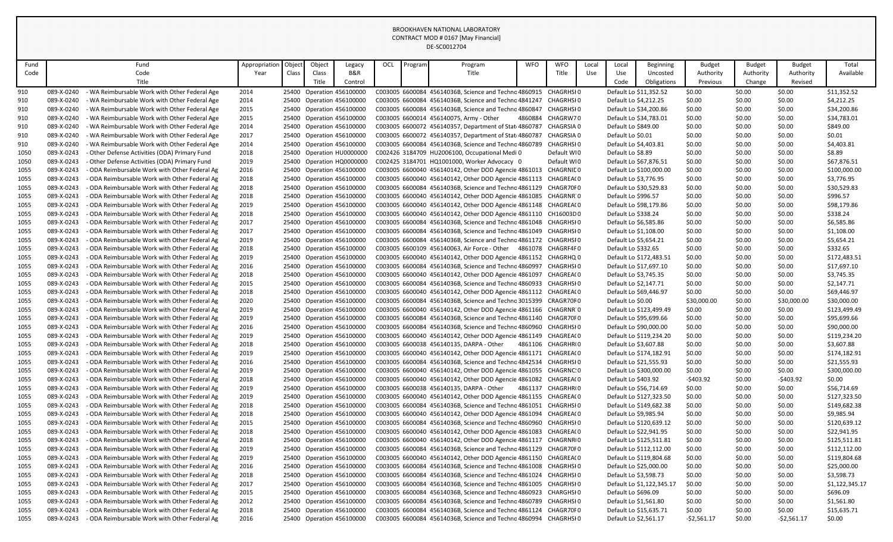BROOKHAVEN NATIONAL LABORATORY
CONTRACT MOD # 0167 [May Financial]
DE-SC0012704

| Fund Code | Fund Code Title | Appropriation Year | Object Class | Object Class Title | Legacy B&R Control | OCL | Program | Program Title | WFO | WFO Title | Local Use | Local Use Code | Beginning Uncosted Obligations | Budget Authority Previous | Budget Authority Change | Budget Authority Revised | Total Available |
|---|---|---|---|---|---|---|---|---|---|---|---|---|---|---|---|---|---|
| 910 | 089-X-0240 - WA Reimbursable Work with Other Federal Age | 2014 | 25400 | Operation | 456100000 | C003005 | 6600084 | 45614036B, Science and Techno | 4860915 | CHAGRHSI | 0 | Default Lo | $11,352.52 | $0.00 | $0.00 | $0.00 | $11,352.52 |
| 910 | 089-X-0240 - WA Reimbursable Work with Other Federal Age | 2014 | 25400 | Operation | 456100000 | C003005 | 6600084 | 45614036B, Science and Techno | 4841247 | CHAGRHSI | 0 | Default Lo | $4,212.25 | $0.00 | $0.00 | $0.00 | $4,212.25 |
| 910 | 089-X-0240 - WA Reimbursable Work with Other Federal Age | 2015 | 25400 | Operation | 456100000 | C003005 | 6600084 | 45614036B, Science and Techno | 4860847 | CHAGRHSI | 0 | Default Lo | $34,200.86 | $0.00 | $0.00 | $0.00 | $34,200.86 |
| 910 | 089-X-0240 - WA Reimbursable Work with Other Federal Age | 2015 | 25400 | Operation | 456100000 | C003005 | 6600014 | 456140075, Army - Other | 4860884 | CHAGRW7 | 0 | Default Lo | $34,783.01 | $0.00 | $0.00 | $0.00 | $34,783.01 |
| 910 | 089-X-0240 - WA Reimbursable Work with Other Federal Age | 2014 | 25400 | Operation | 456100000 | C003005 | 6600072 | 456140357, Department of Stat | 4860787 | CHAGRSIA | 0 | Default Lo | $849.00 | $0.00 | $0.00 | $0.00 | $849.00 |
| 910 | 089-X-0240 - WA Reimbursable Work with Other Federal Age | 2017 | 25400 | Operation | 456100000 | C003005 | 6600072 | 456140357, Department of Stat | 4860787 | CHAGRSIA | 0 | Default Lo | $0.01 | $0.00 | $0.00 | $0.00 | $0.01 |
| 910 | 089-X-0240 - WA Reimbursable Work with Other Federal Age | 2014 | 25400 | Operation | 456100000 | C003005 | 6600084 | 45614036B, Science and Techno | 4860789 | CHAGRHSI | 0 | Default Lo | $4,403.81 | $0.00 | $0.00 | $0.00 | $4,403.81 |
| 1050 | 089-X-0243 - Other Defense Activities (ODA) Primary Fund | 2018 | 25400 | Operation | HU0000000 | C002426 | 3184709 | HU2006100, Occupational Medi | 0 | Default WI | 0 | Default Lo | $8.89 | $0.00 | $0.00 | $0.00 | $8.89 |
| 1050 | 089-X-0243 - Other Defense Activities (ODA) Primary Fund | 2019 | 25400 | Operation | HQ0000000 | C002425 | 3184701 | HQ1001000, Worker Advocacy | 0 | Default WI | 0 | Default Lo | $67,876.51 | $0.00 | $0.00 | $0.00 | $67,876.51 |
| 1055 | 089-X-0243 - ODA Reimbursable Work with Other Federal Ag | 2016 | 25400 | Operation | 456100000 | C003005 | 6600040 | 456140142, Other DOD Agencie | 4861013 | CHAGRNIC | 0 | Default Lo | $100,000.00 | $0.00 | $0.00 | $0.00 | $100,000.00 |
| 1055 | 089-X-0243 - ODA Reimbursable Work with Other Federal Ag | 2018 | 25400 | Operation | 456100000 | C003005 | 6600040 | 456140142, Other DOD Agencie | 4861113 | CHAGREA( | 0 | Default Lo | $3,776.95 | $0.00 | $0.00 | $0.00 | $3,776.95 |
| 1055 | 089-X-0243 - ODA Reimbursable Work with Other Federal Ag | 2018 | 25400 | Operation | 456100000 | C003005 | 6600084 | 45614036B, Science and Techno | 4861129 | CHAGR70F | 0 | Default Lo | $30,529.83 | $0.00 | $0.00 | $0.00 | $30,529.83 |
| 1055 | 089-X-0243 - ODA Reimbursable Work with Other Federal Ag | 2018 | 25400 | Operation | 456100000 | C003005 | 6600040 | 456140142, Other DOD Agencie | 4861085 | CHAGRNR | 0 | Default Lo | $996.57 | $0.00 | $0.00 | $0.00 | $996.57 |
| 1055 | 089-X-0243 - ODA Reimbursable Work with Other Federal Ag | 2019 | 25400 | Operation | 456100000 | C003005 | 6600040 | 456140142, Other DOD Agencie | 4861148 | CHAGREA( | 0 | Default Lo | $98,179.86 | $0.00 | $0.00 | $0.00 | $98,179.86 |
| 1055 | 089-X-0243 - ODA Reimbursable Work with Other Federal Ag | 2018 | 25400 | Operation | 456100000 | C003005 | 6600040 | 456140142, Other DOD Agencie | 4861110 | CH16003D | 0 | Default Lo | $338.24 | $0.00 | $0.00 | $0.00 | $338.24 |
| 1055 | 089-X-0243 - ODA Reimbursable Work with Other Federal Ag | 2017 | 25400 | Operation | 456100000 | C003005 | 6600084 | 45614036B, Science and Techno | 4861048 | CHAGRHSI | 0 | Default Lo | $6,585.86 | $0.00 | $0.00 | $0.00 | $6,585.86 |
| 1055 | 089-X-0243 - ODA Reimbursable Work with Other Federal Ag | 2017 | 25400 | Operation | 456100000 | C003005 | 6600084 | 45614036B, Science and Techno | 4861049 | CHAGRHSI | 0 | Default Lo | $1,108.00 | $0.00 | $0.00 | $0.00 | $1,108.00 |
| 1055 | 089-X-0243 - ODA Reimbursable Work with Other Federal Ag | 2019 | 25400 | Operation | 456100000 | C003005 | 6600084 | 45614036B, Science and Techno | 4861172 | CHAGRHSI | 0 | Default Lo | $5,654.21 | $0.00 | $0.00 | $0.00 | $5,654.21 |
| 1055 | 089-X-0243 - ODA Reimbursable Work with Other Federal Ag | 2018 | 25400 | Operation | 456100000 | C003005 | 6600109 | 456140063, Air Force - Other | 4861078 | CHAGRF4F | 0 | Default Lo | $332.65 | $0.00 | $0.00 | $0.00 | $332.65 |
| 1055 | 089-X-0243 - ODA Reimbursable Work with Other Federal Ag | 2019 | 25400 | Operation | 456100000 | C003005 | 6600040 | 456140142, Other DOD Agencie | 4861152 | CHAGRHQ | 0 | Default Lo | $172,483.51 | $0.00 | $0.00 | $0.00 | $172,483.51 |
| 1055 | 089-X-0243 - ODA Reimbursable Work with Other Federal Ag | 2016 | 25400 | Operation | 456100000 | C003005 | 6600084 | 45614036B, Science and Techno | 4860997 | CHAGRHSI | 0 | Default Lo | $17,697.10 | $0.00 | $0.00 | $0.00 | $17,697.10 |
| 1055 | 089-X-0243 - ODA Reimbursable Work with Other Federal Ag | 2018 | 25400 | Operation | 456100000 | C003005 | 6600040 | 456140142, Other DOD Agencie | 4861097 | CHAGREA( | 0 | Default Lo | $3,745.35 | $0.00 | $0.00 | $0.00 | $3,745.35 |
| 1055 | 089-X-0243 - ODA Reimbursable Work with Other Federal Ag | 2015 | 25400 | Operation | 456100000 | C003005 | 6600084 | 45614036B, Science and Techno | 4860933 | CHAGRHSI | 0 | Default Lo | $2,147.71 | $0.00 | $0.00 | $0.00 | $2,147.71 |
| 1055 | 089-X-0243 - ODA Reimbursable Work with Other Federal Ag | 2018 | 25400 | Operation | 456100000 | C003005 | 6600040 | 456140142, Other DOD Agencie | 4861112 | CHAGREA( | 0 | Default Lo | $69,446.97 | $0.00 | $0.00 | $0.00 | $69,446.97 |
| 1055 | 089-X-0243 - ODA Reimbursable Work with Other Federal Ag | 2020 | 25400 | Operation | 456100000 | C003005 | 6600084 | 45614036B, Science and Techno | 3015399 | CRAGR70F | 0 | Default Lo | $0.00 | $30,000.00 | $0.00 | $30,000.00 | $30,000.00 |
| 1055 | 089-X-0243 - ODA Reimbursable Work with Other Federal Ag | 2019 | 25400 | Operation | 456100000 | C003005 | 6600040 | 456140142, Other DOD Agencie | 4861166 | CHAGRNR | 0 | Default Lo | $123,499.49 | $0.00 | $0.00 | $0.00 | $123,499.49 |
| 1055 | 089-X-0243 - ODA Reimbursable Work with Other Federal Ag | 2019 | 25400 | Operation | 456100000 | C003005 | 6600084 | 45614036B, Science and Techno | 4861140 | CHAGR70F | 0 | Default Lo | $95,699.66 | $0.00 | $0.00 | $0.00 | $95,699.66 |
| 1055 | 089-X-0243 - ODA Reimbursable Work with Other Federal Ag | 2016 | 25400 | Operation | 456100000 | C003005 | 6600084 | 45614036B, Science and Techno | 4860960 | CHAGRHSI | 0 | Default Lo | $90,000.00 | $0.00 | $0.00 | $0.00 | $90,000.00 |
| 1055 | 089-X-0243 - ODA Reimbursable Work with Other Federal Ag | 2019 | 25400 | Operation | 456100000 | C003005 | 6600040 | 456140142, Other DOD Agencie | 4861149 | CHAGREA( | 0 | Default Lo | $119,234.20 | $0.00 | $0.00 | $0.00 | $119,234.20 |
| 1055 | 089-X-0243 - ODA Reimbursable Work with Other Federal Ag | 2018 | 25400 | Operation | 456100000 | C003005 | 6600038 | 456140135, DARPA - Other | 4861106 | CHAGRHR | 0 | Default Lo | $3,607.88 | $0.00 | $0.00 | $0.00 | $3,607.88 |
| 1055 | 089-X-0243 - ODA Reimbursable Work with Other Federal Ag | 2019 | 25400 | Operation | 456100000 | C003005 | 6600040 | 456140142, Other DOD Agencie | 4861171 | CHAGREA( | 0 | Default Lo | $174,182.91 | $0.00 | $0.00 | $0.00 | $174,182.91 |
| 1055 | 089-X-0243 - ODA Reimbursable Work with Other Federal Ag | 2016 | 25400 | Operation | 456100000 | C003005 | 6600084 | 45614036B, Science and Techno | 4842534 | CHAGRHSI | 0 | Default Lo | $21,555.93 | $0.00 | $0.00 | $0.00 | $21,555.93 |
| 1055 | 089-X-0243 - ODA Reimbursable Work with Other Federal Ag | 2019 | 25400 | Operation | 456100000 | C003005 | 6600040 | 456140142, Other DOD Agencie | 4861055 | CHAGRNC | 0 | Default Lo | $300,000.00 | $0.00 | $0.00 | $0.00 | $300,000.00 |
| 1055 | 089-X-0243 - ODA Reimbursable Work with Other Federal Ag | 2018 | 25400 | Operation | 456100000 | C003005 | 6600040 | 456140142, Other DOD Agencie | 4861082 | CHAGREA( | 0 | Default Lo | $403.92 | -$403.92 | $0.00 | -$403.92 | $0.00 |
| 1055 | 089-X-0243 - ODA Reimbursable Work with Other Federal Ag | 2019 | 25400 | Operation | 456100000 | C003005 | 6600038 | 456140135, DARPA - Other | 4861137 | CHAGRHR | 0 | Default Lo | $56,714.69 | $0.00 | $0.00 | $0.00 | $56,714.69 |
| 1055 | 089-X-0243 - ODA Reimbursable Work with Other Federal Ag | 2019 | 25400 | Operation | 456100000 | C003005 | 6600040 | 456140142, Other DOD Agencie | 4861155 | CHAGREA( | 0 | Default Lo | $127,323.50 | $0.00 | $0.00 | $0.00 | $127,323.50 |
| 1055 | 089-X-0243 - ODA Reimbursable Work with Other Federal Ag | 2018 | 25400 | Operation | 456100000 | C003005 | 6600084 | 45614036B, Science and Techno | 4861051 | CHAGRHSI | 0 | Default Lo | $149,682.38 | $0.00 | $0.00 | $0.00 | $149,682.38 |
| 1055 | 089-X-0243 - ODA Reimbursable Work with Other Federal Ag | 2018 | 25400 | Operation | 456100000 | C003005 | 6600040 | 456140142, Other DOD Agencie | 4861094 | CHAGREA( | 0 | Default Lo | $9,985.94 | $0.00 | $0.00 | $0.00 | $9,985.94 |
| 1055 | 089-X-0243 - ODA Reimbursable Work with Other Federal Ag | 2015 | 25400 | Operation | 456100000 | C003005 | 6600084 | 45614036B, Science and Techno | 4860960 | CHAGRHSI | 0 | Default Lo | $120,639.12 | $0.00 | $0.00 | $0.00 | $120,639.12 |
| 1055 | 089-X-0243 - ODA Reimbursable Work with Other Federal Ag | 2018 | 25400 | Operation | 456100000 | C003005 | 6600040 | 456140142, Other DOD Agencie | 4861083 | CHAGREA( | 0 | Default Lo | $22,941.95 | $0.00 | $0.00 | $0.00 | $22,941.95 |
| 1055 | 089-X-0243 - ODA Reimbursable Work with Other Federal Ag | 2018 | 25400 | Operation | 456100000 | C003005 | 6600040 | 456140142, Other DOD Agencie | 4861117 | CHAGRNRI | 0 | Default Lo | $125,511.81 | $0.00 | $0.00 | $0.00 | $125,511.81 |
| 1055 | 089-X-0243 - ODA Reimbursable Work with Other Federal Ag | 2019 | 25400 | Operation | 456100000 | C003005 | 6600084 | 45614036B, Science and Techno | 4861129 | CHAGR70F | 0 | Default Lo | $112,112.00 | $0.00 | $0.00 | $0.00 | $112,112.00 |
| 1055 | 089-X-0243 - ODA Reimbursable Work with Other Federal Ag | 2019 | 25400 | Operation | 456100000 | C003005 | 6600040 | 456140142, Other DOD Agencie | 4861150 | CHAGREA( | 0 | Default Lo | $119,804.68 | $0.00 | $0.00 | $0.00 | $119,804.68 |
| 1055 | 089-X-0243 - ODA Reimbursable Work with Other Federal Ag | 2016 | 25400 | Operation | 456100000 | C003005 | 6600084 | 45614036B, Science and Techno | 4861008 | CHAGRHSI | 0 | Default Lo | $25,000.00 | $0.00 | $0.00 | $0.00 | $25,000.00 |
| 1055 | 089-X-0243 - ODA Reimbursable Work with Other Federal Ag | 2018 | 25400 | Operation | 456100000 | C003005 | 6600084 | 45614036B, Science and Techno | 4861024 | CHAGRHSI | 0 | Default Lo | $3,598.73 | $0.00 | $0.00 | $0.00 | $3,598.73 |
| 1055 | 089-X-0243 - ODA Reimbursable Work with Other Federal Ag | 2017 | 25400 | Operation | 456100000 | C003005 | 6600084 | 45614036B, Science and Techno | 4861005 | CHAGRHSI | 0 | Default Lo | $1,122,345.17 | $0.00 | $0.00 | $0.00 | $1,122,345.17 |
| 1055 | 089-X-0243 - ODA Reimbursable Work with Other Federal Ag | 2015 | 25400 | Operation | 456100000 | C003005 | 6600084 | 45614036B, Science and Techno | 4860923 | CHARGHSI | 0 | Default Lo | $696.09 | $0.00 | $0.00 | $0.00 | $696.09 |
| 1055 | 089-X-0243 - ODA Reimbursable Work with Other Federal Ag | 2012 | 25400 | Operation | 456100000 | C003005 | 6600084 | 45614036B, Science and Techno | 4860789 | CHAGRHSI | 0 | Default Lo | $1,561.80 | $0.00 | $0.00 | $0.00 | $1,561.80 |
| 1055 | 089-X-0243 - ODA Reimbursable Work with Other Federal Ag | 2018 | 25400 | Operation | 456100000 | C003005 | 6600084 | 45614036B, Science and Techno | 4861124 | CHAGR70F | 0 | Default Lo | $15,635.71 | $0.00 | $0.00 | $0.00 | $15,635.71 |
| 1055 | 089-X-0243 - ODA Reimbursable Work with Other Federal Ag | 2016 | 25400 | Operation | 456100000 | C003005 | 6600084 | 45614036B, Science and Techno | 4860994 | CHAGRHSI | 0 | Default Lo | $2,561.17 | -$2,561.17 | $0.00 | -$2,561.17 | $0.00 |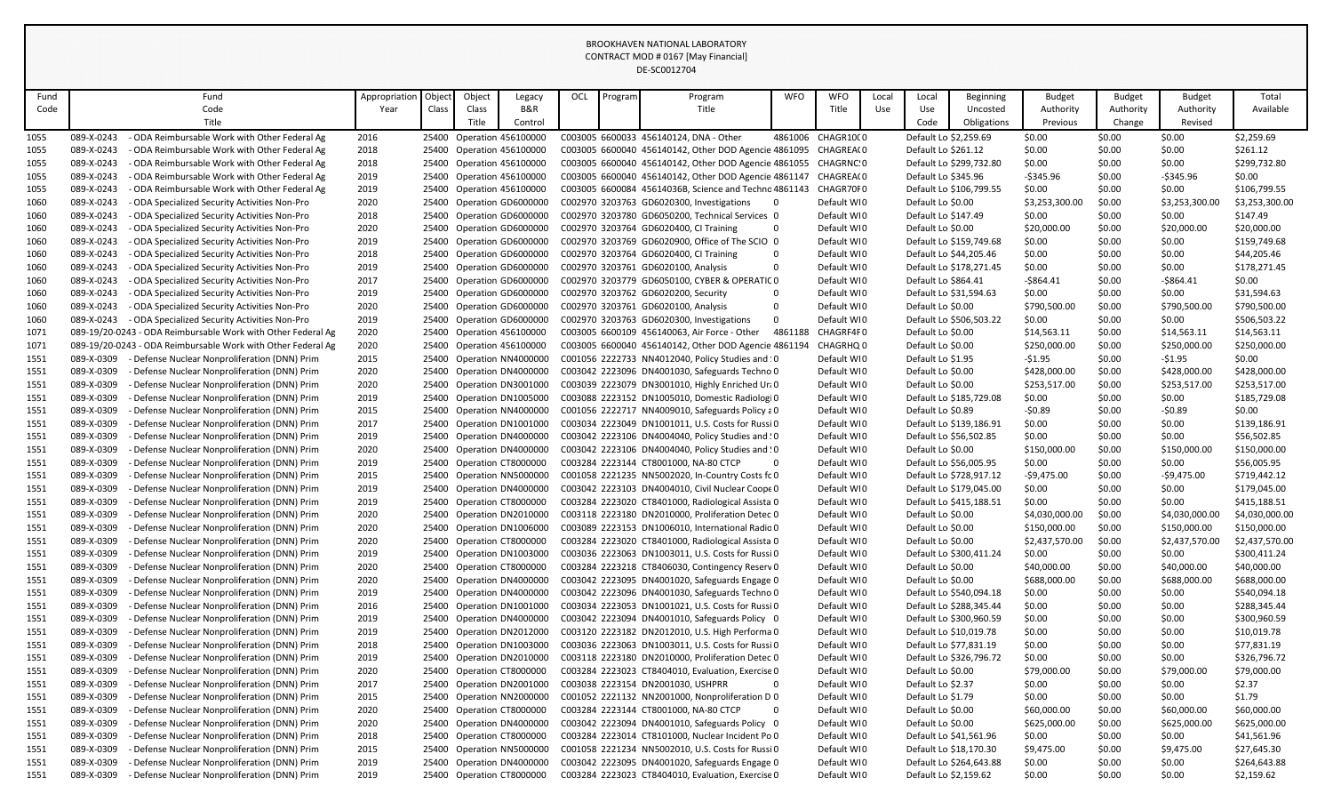BROOKHAVEN NATIONAL LABORATORY
CONTRACT MOD # 0167 [May Financial]
DE-SC0012704

| Fund Code | Fund Code Title | Appropriation Year | Object Class | Object Class Title | Legacy B&R Control | OCL | Program | Program Title | WFO | WFO Title | Local Use | Local Use Code | Beginning Uncosted Obligations | Budget Authority Previous | Budget Authority Change | Budget Authority Revised | Total Available |
|---|---|---|---|---|---|---|---|---|---|---|---|---|---|---|---|---|---|
| 1055 | 089-X-0243 - ODA Reimbursable Work with Other Federal Ag | 2016 | 25400 | Operation | 456100000 | C003005 | 6600033 | 456140124, DNA - Other | 4861006 | CHAGR10( | 0 | Default Lo | $2,259.69 | $0.00 | $0.00 | $0.00 | $2,259.69 |
| 1055 | 089-X-0243 - ODA Reimbursable Work with Other Federal Ag | 2018 | 25400 | Operation | 456100000 | C003005 | 6600040 | 456140142, Other DOD Agencie | 4861095 | CHAGREA( | 0 | Default Lo | $261.12 | $0.00 | $0.00 | $0.00 | $261.12 |
| 1055 | 089-X-0243 - ODA Reimbursable Work with Other Federal Ag | 2018 | 25400 | Operation | 456100000 | C003005 | 6600040 | 456140142, Other DOD Agencie | 4861055 | CHAGRNC( | 0 | Default Lo | $299,732.80 | $0.00 | $0.00 | $0.00 | $299,732.80 |
| 1055 | 089-X-0243 - ODA Reimbursable Work with Other Federal Ag | 2019 | 25400 | Operation | 456100000 | C003005 | 6600040 | 456140142, Other DOD Agencie | 4861147 | CHAGREA( | 0 | Default Lo | $345.96 | -$345.96 | $0.00 | -$345.96 | $0.00 |
| 1055 | 089-X-0243 - ODA Reimbursable Work with Other Federal Ag | 2019 | 25400 | Operation | 456100000 | C003005 | 6600084 | 45614036B, Science and Techno | 4861143 | CHAGR70F | 0 | Default Lo | $106,799.55 | $0.00 | $0.00 | $0.00 | $106,799.55 |
| 1060 | 089-X-0243 - ODA Specialized Security Activities Non-Pro | 2020 | 25400 | Operation | GD6000000 | C002970 | 3203763 | GD6020300, Investigations | 0 | Default WI | 0 | Default Lo | $0.00 | $3,253,300.00 | $0.00 | $3,253,300.00 | $3,253,300.00 |
| 1060 | 089-X-0243 - ODA Specialized Security Activities Non-Pro | 2018 | 25400 | Operation | GD6000000 | C002970 | 3203780 | GD6050200, Technical Services | 0 | Default WI | 0 | Default Lo | $147.49 | $0.00 | $0.00 | $0.00 | $147.49 |
| 1060 | 089-X-0243 - ODA Specialized Security Activities Non-Pro | 2020 | 25400 | Operation | GD6000000 | C002970 | 3203764 | GD6020400, CI Training | 0 | Default WI | 0 | Default Lo | $0.00 | $20,000.00 | $0.00 | $20,000.00 | $20,000.00 |
| 1060 | 089-X-0243 - ODA Specialized Security Activities Non-Pro | 2019 | 25400 | Operation | GD6000000 | C002970 | 3203769 | GD6020900, Office of The SCIO | 0 | Default WI | 0 | Default Lo | $159,749.68 | $0.00 | $0.00 | $0.00 | $159,749.68 |
| 1060 | 089-X-0243 - ODA Specialized Security Activities Non-Pro | 2018 | 25400 | Operation | GD6000000 | C002970 | 3203764 | GD6020400, CI Training | 0 | Default WI | 0 | Default Lo | $44,205.46 | $0.00 | $0.00 | $0.00 | $44,205.46 |
| 1060 | 089-X-0243 - ODA Specialized Security Activities Non-Pro | 2019 | 25400 | Operation | GD6000000 | C002970 | 3203761 | GD6020100, Analysis | 0 | Default WI | 0 | Default Lo | $178,271.45 | $0.00 | $0.00 | $0.00 | $178,271.45 |
| 1060 | 089-X-0243 - ODA Specialized Security Activities Non-Pro | 2017 | 25400 | Operation | GD6000000 | C002970 | 3203779 | GD6050100, CYBER & OPERATIC | 0 | Default WI | 0 | Default Lo | $864.41 | -$864.41 | $0.00 | -$864.41 | $0.00 |
| 1060 | 089-X-0243 - ODA Specialized Security Activities Non-Pro | 2019 | 25400 | Operation | GD6000000 | C002970 | 3203762 | GD6020200, Security | 0 | Default WI | 0 | Default Lo | $31,594.63 | $0.00 | $0.00 | $0.00 | $31,594.63 |
| 1060 | 089-X-0243 - ODA Specialized Security Activities Non-Pro | 2020 | 25400 | Operation | GD6000000 | C002970 | 3203761 | GD6020100, Analysis | 0 | Default WI | 0 | Default Lo | $0.00 | $790,500.00 | $0.00 | $790,500.00 | $790,500.00 |
| 1060 | 089-X-0243 - ODA Specialized Security Activities Non-Pro | 2019 | 25400 | Operation | GD6000000 | C002970 | 3203763 | GD6020300, Investigations | 0 | Default WI | 0 | Default Lo | $506,503.22 | $0.00 | $0.00 | $0.00 | $506,503.22 |
| 1071 | 089-19/20-0243 - ODA Reimbursable Work with Other Federal Ag | 2020 | 25400 | Operation | 456100000 | C003005 | 6600109 | 456140063, Air Force - Other | 4861188 | CHAGRF4F | 0 | Default Lo | $0.00 | $14,563.11 | $0.00 | $14,563.11 | $14,563.11 |
| 1071 | 089-19/20-0243 - ODA Reimbursable Work with Other Federal Ag | 2020 | 25400 | Operation | 456100000 | C003005 | 6600040 | 456140142, Other DOD Agencie | 4861194 | CHAGRHQ | 0 | Default Lo | $0.00 | $250,000.00 | $0.00 | $250,000.00 | $250,000.00 |
| 1551 | 089-X-0309 - Defense Nuclear Nonproliferation (DNN) Prim | 2015 | 25400 | Operation | NN4000000 | C001056 | 2222733 | NN4012040, Policy Studies and | 0 | Default WI | 0 | Default Lo | $1.95 | -$1.95 | $0.00 | -$1.95 | $0.00 |
| 1551 | 089-X-0309 - Defense Nuclear Nonproliferation (DNN) Prim | 2020 | 25400 | Operation | DN4000000 | C003042 | 2223096 | DN4001030, Safeguards Techno | 0 | Default WI | 0 | Default Lo | $0.00 | $428,000.00 | $0.00 | $428,000.00 | $428,000.00 |
| 1551 | 089-X-0309 - Defense Nuclear Nonproliferation (DNN) Prim | 2020 | 25400 | Operation | DN3001000 | C003039 | 2223079 | DN3001010, Highly Enriched Ur | 0 | Default WI | 0 | Default Lo | $0.00 | $253,517.00 | $0.00 | $253,517.00 | $253,517.00 |
| 1551 | 089-X-0309 - Defense Nuclear Nonproliferation (DNN) Prim | 2019 | 25400 | Operation | DN1005000 | C003088 | 2223152 | DN1005010, Domestic Radiologi | 0 | Default WI | 0 | Default Lo | $185,729.08 | $0.00 | $0.00 | $0.00 | $185,729.08 |
| 1551 | 089-X-0309 - Defense Nuclear Nonproliferation (DNN) Prim | 2015 | 25400 | Operation | NN4000000 | C001056 | 2222717 | NN4009010, Safeguards Policy a | 0 | Default WI | 0 | Default Lo | $0.89 | -$0.89 | $0.00 | -$0.89 | $0.00 |
| 1551 | 089-X-0309 - Defense Nuclear Nonproliferation (DNN) Prim | 2017 | 25400 | Operation | DN1001000 | C003034 | 2223049 | DN1001011, U.S. Costs for Russi | 0 | Default WI | 0 | Default Lo | $139,186.91 | $0.00 | $0.00 | $0.00 | $139,186.91 |
| 1551 | 089-X-0309 - Defense Nuclear Nonproliferation (DNN) Prim | 2019 | 25400 | Operation | DN4000000 | C003042 | 2223106 | DN4004040, Policy Studies and | 0 | Default WI | 0 | Default Lo | $56,502.85 | $0.00 | $0.00 | $0.00 | $56,502.85 |
| 1551 | 089-X-0309 - Defense Nuclear Nonproliferation (DNN) Prim | 2020 | 25400 | Operation | DN4000000 | C003042 | 2223106 | DN4004040, Policy Studies and | 0 | Default WI | 0 | Default Lo | $0.00 | $150,000.00 | $0.00 | $150,000.00 | $150,000.00 |
| 1551 | 089-X-0309 - Defense Nuclear Nonproliferation (DNN) Prim | 2019 | 25400 | Operation | CT8000000 | C003284 | 2223144 | CT8001000, NA-80 CTCP | 0 | Default WI | 0 | Default Lo | $56,005.95 | $0.00 | $0.00 | $0.00 | $56,005.95 |
| 1551 | 089-X-0309 - Defense Nuclear Nonproliferation (DNN) Prim | 2015 | 25400 | Operation | NN5000000 | C001058 | 2221235 | NN5002020, In-Country Costs fc | 0 | Default WI | 0 | Default Lo | $728,917.12 | -$9,475.00 | $0.00 | -$9,475.00 | $719,442.12 |
| 1551 | 089-X-0309 - Defense Nuclear Nonproliferation (DNN) Prim | 2019 | 25400 | Operation | DN4000000 | C003042 | 2223103 | DN4004010, Civil Nuclear Coope | 0 | Default WI | 0 | Default Lo | $179,045.00 | $0.00 | $0.00 | $0.00 | $179,045.00 |
| 1551 | 089-X-0309 - Defense Nuclear Nonproliferation (DNN) Prim | 2019 | 25400 | Operation | CT8000000 | C003284 | 2223020 | CT8401000, Radiological Assista | 0 | Default WI | 0 | Default Lo | $415,188.51 | $0.00 | $0.00 | $0.00 | $415,188.51 |
| 1551 | 089-X-0309 - Defense Nuclear Nonproliferation (DNN) Prim | 2020 | 25400 | Operation | DN2010000 | C003118 | 2223180 | DN2010000, Proliferation Detec | 0 | Default WI | 0 | Default Lo | $0.00 | $4,030,000.00 | $0.00 | $4,030,000.00 | $4,030,000.00 |
| 1551 | 089-X-0309 - Defense Nuclear Nonproliferation (DNN) Prim | 2020 | 25400 | Operation | DN1006000 | C003089 | 2223153 | DN1006010, International Radio | 0 | Default WI | 0 | Default Lo | $0.00 | $150,000.00 | $0.00 | $150,000.00 | $150,000.00 |
| 1551 | 089-X-0309 - Defense Nuclear Nonproliferation (DNN) Prim | 2020 | 25400 | Operation | CT8000000 | C003284 | 2223020 | CT8401000, Radiological Assista | 0 | Default WI | 0 | Default Lo | $0.00 | $2,437,570.00 | $0.00 | $2,437,570.00 | $2,437,570.00 |
| 1551 | 089-X-0309 - Defense Nuclear Nonproliferation (DNN) Prim | 2019 | 25400 | Operation | DN1003000 | C003036 | 2223063 | DN1003011, U.S. Costs for Russi | 0 | Default WI | 0 | Default Lo | $300,411.24 | $0.00 | $0.00 | $0.00 | $300,411.24 |
| 1551 | 089-X-0309 - Defense Nuclear Nonproliferation (DNN) Prim | 2020 | 25400 | Operation | CT8000000 | C003284 | 2223218 | CT8406030, Contingency Reserv | 0 | Default WI | 0 | Default Lo | $0.00 | $40,000.00 | $0.00 | $40,000.00 | $40,000.00 |
| 1551 | 089-X-0309 - Defense Nuclear Nonproliferation (DNN) Prim | 2020 | 25400 | Operation | DN4000000 | C003042 | 2223095 | DN4001020, Safeguards Engage | 0 | Default WI | 0 | Default Lo | $0.00 | $688,000.00 | $0.00 | $688,000.00 | $688,000.00 |
| 1551 | 089-X-0309 - Defense Nuclear Nonproliferation (DNN) Prim | 2019 | 25400 | Operation | DN4000000 | C003042 | 2223096 | DN4001030, Safeguards Techno | 0 | Default WI | 0 | Default Lo | $540,094.18 | $0.00 | $0.00 | $0.00 | $540,094.18 |
| 1551 | 089-X-0309 - Defense Nuclear Nonproliferation (DNN) Prim | 2016 | 25400 | Operation | DN1001000 | C003034 | 2223053 | DN1001021, U.S. Costs for Russi | 0 | Default WI | 0 | Default Lo | $288,345.44 | $0.00 | $0.00 | $0.00 | $288,345.44 |
| 1551 | 089-X-0309 - Defense Nuclear Nonproliferation (DNN) Prim | 2019 | 25400 | Operation | DN4000000 | C003042 | 2223094 | DN4001010, Safeguards Policy | 0 | Default WI | 0 | Default Lo | $300,960.59 | $0.00 | $0.00 | $0.00 | $300,960.59 |
| 1551 | 089-X-0309 - Defense Nuclear Nonproliferation (DNN) Prim | 2019 | 25400 | Operation | DN2012000 | C003120 | 2223182 | DN2012010, U.S. High Performa | 0 | Default WI | 0 | Default Lo | $10,019.78 | $0.00 | $0.00 | $0.00 | $10,019.78 |
| 1551 | 089-X-0309 - Defense Nuclear Nonproliferation (DNN) Prim | 2018 | 25400 | Operation | DN1003000 | C003036 | 2223063 | DN1003011, U.S. Costs for Russi | 0 | Default WI | 0 | Default Lo | $77,831.19 | $0.00 | $0.00 | $0.00 | $77,831.19 |
| 1551 | 089-X-0309 - Defense Nuclear Nonproliferation (DNN) Prim | 2019 | 25400 | Operation | DN2010000 | C003118 | 2223180 | DN2010000, Proliferation Detec | 0 | Default WI | 0 | Default Lo | $326,796.72 | $0.00 | $0.00 | $0.00 | $326,796.72 |
| 1551 | 089-X-0309 - Defense Nuclear Nonproliferation (DNN) Prim | 2020 | 25400 | Operation | CT8000000 | C003284 | 2223023 | CT8404010, Evaluation, Exercise | 0 | Default WI | 0 | Default Lo | $0.00 | $79,000.00 | $0.00 | $79,000.00 | $79,000.00 |
| 1551 | 089-X-0309 - Defense Nuclear Nonproliferation (DNN) Prim | 2017 | 25400 | Operation | DN2001000 | C003038 | 2223154 | DN2001030, USHPRR | 0 | Default WI | 0 | Default Lo | $2.37 | $0.00 | $0.00 | $0.00 | $2.37 |
| 1551 | 089-X-0309 - Defense Nuclear Nonproliferation (DNN) Prim | 2015 | 25400 | Operation | NN2000000 | C001052 | 2221132 | NN2001000, Nonproliferation D | 0 | Default WI | 0 | Default Lo | $1.79 | $0.00 | $0.00 | $0.00 | $1.79 |
| 1551 | 089-X-0309 - Defense Nuclear Nonproliferation (DNN) Prim | 2020 | 25400 | Operation | CT8000000 | C003284 | 2223144 | CT8001000, NA-80 CTCP | 0 | Default WI | 0 | Default Lo | $0.00 | $60,000.00 | $0.00 | $60,000.00 | $60,000.00 |
| 1551 | 089-X-0309 - Defense Nuclear Nonproliferation (DNN) Prim | 2020 | 25400 | Operation | DN4000000 | C003042 | 2223094 | DN4001010, Safeguards Policy | 0 | Default WI | 0 | Default Lo | $0.00 | $625,000.00 | $0.00 | $625,000.00 | $625,000.00 |
| 1551 | 089-X-0309 - Defense Nuclear Nonproliferation (DNN) Prim | 2018 | 25400 | Operation | CT8000000 | C003284 | 2223014 | CT8101000, Nuclear Incident Po | 0 | Default WI | 0 | Default Lo | $41,561.96 | $0.00 | $0.00 | $0.00 | $41,561.96 |
| 1551 | 089-X-0309 - Defense Nuclear Nonproliferation (DNN) Prim | 2015 | 25400 | Operation | NN5000000 | C001058 | 2221234 | NN5002010, U.S. Costs for Russi | 0 | Default WI | 0 | Default Lo | $18,170.30 | $9,475.00 | $0.00 | $9,475.00 | $27,645.30 |
| 1551 | 089-X-0309 - Defense Nuclear Nonproliferation (DNN) Prim | 2019 | 25400 | Operation | DN4000000 | C003042 | 2223095 | DN4001020, Safeguards Engage | 0 | Default WI | 0 | Default Lo | $264,643.88 | $0.00 | $0.00 | $0.00 | $264,643.88 |
| 1551 | 089-X-0309 - Defense Nuclear Nonproliferation (DNN) Prim | 2019 | 25400 | Operation | CT8000000 | C003284 | 2223023 | CT8404010, Evaluation, Exercise | 0 | Default WI | 0 | Default Lo | $2,159.62 | $0.00 | $0.00 | $0.00 | $2,159.62 |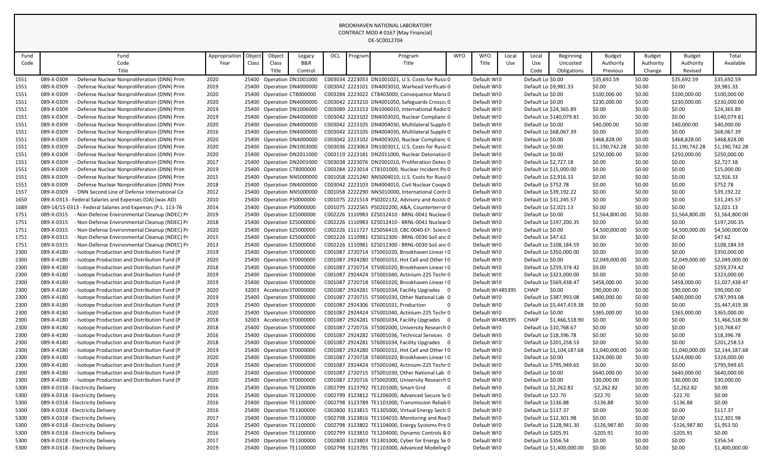BROOKHAVEN NATIONAL LABORATORY
CONTRACT MOD # 0167 [May Financial]
DE-SC0012704

| Fund Code | Fund Code Title | Appropriation Year | Object Class | Object Class Title | Legacy B&R Control | OCL | Program | Program Title | WFO | WFO Title | Local Use | Local Use Code | Beginning Uncosted Obligations | Budget Authority Previous | Budget Authority Change | Budget Authority Revised | Total Available |
|---|---|---|---|---|---|---|---|---|---|---|---|---|---|---|---|---|---|
| 1551 | 089-X-0309 - Defense Nuclear Nonproliferation (DNN) Prim | 2020 | 25400 | Operation | DN1001000 | C003034 | 2223053 | DN1001021, U.S. Costs for Russi | 0 | Default WI | 0 | Default Lo | $0.00 | $35,692.59 | $0.00 | $35,692.59 | $35,692.59 |
| 1551 | 089-X-0309 - Defense Nuclear Nonproliferation (DNN) Prim | 2019 | 25400 | Operation | DN4000000 | C003042 | 2223101 | DN4003010, Warhead Verificati | 0 | Default WI | 0 | Default Lo | $9,981.33 | $0.00 | $0.00 | $0.00 | $9,981.33 |
| 1551 | 089-X-0309 - Defense Nuclear Nonproliferation (DNN) Prim | 2020 | 25400 | Operation | CT8000000 | C003284 | 2223022 | CT8403000, Consequence Mana | 0 | Default WI | 0 | Default Lo | $0.00 | $100,000.00 | $0.00 | $100,000.00 | $100,000.00 |
| 1551 | 089-X-0309 - Defense Nuclear Nonproliferation (DNN) Prim | 2020 | 25400 | Operation | DN4000000 | C003042 | 2223210 | DN4001050, Safeguards Crosscu | 0 | Default WI | 0 | Default Lo | $0.00 | $230,000.00 | $0.00 | $230,000.00 | $230,000.00 |
| 1551 | 089-X-0309 - Defense Nuclear Nonproliferation (DNN) Prim | 2019 | 25400 | Operation | DN1006000 | C003089 | 2223153 | DN1006010, International Radio | 0 | Default WI | 0 | Default Lo | $24,365.89 | $0.00 | $0.00 | $0.00 | $24,365.89 |
| 1551 | 089-X-0309 - Defense Nuclear Nonproliferation (DNN) Prim | 2019 | 25400 | Operation | DN4000000 | C003042 | 2223102 | DN4003020, Nuclear Complianc | 0 | Default WI | 0 | Default Lo | $140,079.81 | $0.00 | $0.00 | $0.00 | $140,079.81 |
| 1551 | 089-X-0309 - Defense Nuclear Nonproliferation (DNN) Prim | 2020 | 25400 | Operation | DN4000000 | C003042 | 2223105 | DN4004030, Multilateral Supplie | 0 | Default WI | 0 | Default Lo | $0.00 | $40,000.00 | $0.00 | $40,000.00 | $40,000.00 |
| 1551 | 089-X-0309 - Defense Nuclear Nonproliferation (DNN) Prim | 2016 | 25400 | Operation | DN4000000 | C003042 | 2223105 | DN4004030, Multilateral Supplie | 0 | Default WI | 0 | Default Lo | $68,067.39 | $0.00 | $0.00 | $0.00 | $68,067.39 |
| 1551 | 089-X-0309 - Defense Nuclear Nonproliferation (DNN) Prim | 2020 | 25400 | Operation | DN4000000 | C003042 | 2223102 | DN4003020, Nuclear Complianc | 0 | Default WI | 0 | Default Lo | $0.00 | $468,828.00 | $0.00 | $468,828.00 | $468,828.00 |
| 1551 | 089-X-0309 - Defense Nuclear Nonproliferation (DNN) Prim | 2020 | 25400 | Operation | DN1003000 | C003036 | 2223063 | DN1003011, U.S. Costs for Russi | 0 | Default WI | 0 | Default Lo | $0.00 | $1,190,742.28 | $0.00 | $1,190,742.28 | $1,190,742.28 |
| 1551 | 089-X-0309 - Defense Nuclear Nonproliferation (DNN) Prim | 2020 | 25400 | Operation | DN2011000 | C003119 | 2223181 | DN2011000, Nuclear Detonatior | 0 | Default WI | 0 | Default Lo | $0.00 | $250,000.00 | $0.00 | $250,000.00 | $250,000.00 |
| 1551 | 089-X-0309 - Defense Nuclear Nonproliferation (DNN) Prim | 2017 | 25400 | Operation | DN2001000 | C003038 | 2223076 | DN2001010, Proliferation Detec | 0 | Default WI | 0 | Default Lo | $2,727.18 | $0.00 | $0.00 | $0.00 | $2,727.18 |
| 1551 | 089-X-0309 - Defense Nuclear Nonproliferation (DNN) Prim | 2019 | 25400 | Operation | CT8000000 | C003284 | 2223014 | CT8101000, Nuclear Incident Po | 0 | Default WI | 0 | Default Lo | $15,000.00 | $0.00 | $0.00 | $0.00 | $15,000.00 |
| 1551 | 089-X-0309 - Defense Nuclear Nonproliferation (DNN) Prim | 2015 | 25400 | Operation | NN5000000 | C001058 | 2221240 | NN5004010, U.S. Costs for Russi | 0 | Default WI | 0 | Default Lo | $2,916.33 | $0.00 | $0.00 | $0.00 | $2,916.33 |
| 1551 | 089-X-0309 - Defense Nuclear Nonproliferation (DNN) Prim | 2018 | 25400 | Operation | DN4000000 | C003042 | 2223103 | DN4004010, Civil Nuclear Coope | 0 | Default WI | 0 | Default Lo | $752.78 | $0.00 | $0.00 | $0.00 | $752.78 |
| 1557 | 089-X-0309 - DNN Second Line of Defense International Co | 2012 | 25400 | Operation | NN5000000 | C001058 | 2222290 | NN5010000, International Contr | 0 | Default WI | 0 | Default Lo | $39,192.22 | $0.00 | $0.00 | $0.00 | $39,192.22 |
| 1650 | 089-X-0313 - Federal Salaries and Expenses (OA) (was AD) | 2010 | 25400 | Operation | PS0000000 | C001075 | 2221514 | PS0202132, Advisory and Assist | 0 | Default WI | 0 | Default Lo | $31,245.57 | $0.00 | $0.00 | $0.00 | $31,245.57 |
| 1689 | 089-14/15-0313 - Federal Salaries and Expenses (P.L. 113-76 | 2014 | 25400 | Operation | PS0000000 | C001075 | 2222565 | PS0202200, A&A, Counterterror | 0 | Default WI | 0 | Default Lo | $2,021.13 | $0.00 | $0.00 | $0.00 | $2,021.13 |
| 1751 | 089-X-0315 - Non-Defense Environmental Cleanup (NDEC) Pr | 2019 | 25400 | Operation | EZ5000000 | C002226 | 1110983 | EZ5012410 - BRNL-0041 Nuclear | 0 | Default WI | 0 | Default Lo | $0.00 | $1,564,800.00 | $0.00 | $1,564,800.00 | $1,564,800.00 |
| 1751 | 089-X-0315 - Non-Defense Environmental Cleanup (NDEC) Pr | 2018 | 25400 | Operation | EZ5000000 | C002226 | 1110983 | EZ5012410 - BRNL-0041 Nuclear | 0 | Default WI | 0 | Default Lo | $197,200.35 | $0.00 | $0.00 | $0.00 | $197,200.35 |
| 1751 | 089-X-0315 - Non-Defense Environmental Cleanup (NDEC) Pr | 2020 | 25400 | Operation | EZ5000000 | C002226 | 1111727 | EZ5056410, CBC-0040-EF: Scien | 0 | Default WI | 0 | Default Lo | $0.00 | $4,500,000.00 | $0.00 | $4,500,000.00 | $4,500,000.00 |
| 1751 | 089-X-0315 - Non-Defense Environmental Cleanup (NDEC) Pr | 2015 | 25400 | Operation | EZ5000000 | C002226 | 1110981 | EZ5012300 - BRNL-0030 Soil anc | 0 | Default WI | 0 | Default Lo | $47.62 | $0.00 | $0.00 | $0.00 | $47.62 |
| 1751 | 089-X-0315 - Non-Defense Environmental Cleanup (NDEC) Pr | 2013 | 25400 | Operation | EZ5000000 | C002226 | 1110981 | EZ5012300 - BRNL-0030 Soil anc | 0 | Default WI | 0 | Default Lo | $108,184.59 | $0.00 | $0.00 | $0.00 | $108,184.59 |
| 2300 | 089-X-4180 - Isotope Production and Distribution Fund (P | 2019 | 25400 | Operation | ST0000000 | C001087 | 2720714 | ST5001020, Brookhaven Linear I | 0 | Default WI | 0 | Default Lo | $350,000.00 | $0.00 | $0.00 | $0.00 | $350,000.00 |
| 2300 | 089-X-4180 - Isotope Production and Distribution Fund (P | 2020 | 25400 | Operation | ST0000000 | C001087 | 2924280 | ST6001032, Hot Cell and Other I | 0 | Default WI | 0 | Default Lo | $0.00 | $2,049,000.00 | $0.00 | $2,049,000.00 | $2,049,000.00 |
| 2300 | 089-X-4180 - Isotope Production and Distribution Fund (P | 2018 | 25400 | Operation | ST0000000 | C001087 | 2720714 | ST5001020, Brookhaven Linear I | 0 | Default WI | 0 | Default Lo | $259,374.42 | $0.00 | $0.00 | $0.00 | $259,374.42 |
| 2300 | 089-X-4180 - Isotope Production and Distribution Fund (P | 2019 | 25400 | Operation | ST0000000 | C001087 | 2924424 | ST5001040, Actinium-225 Techn | 0 | Default WI | 0 | Default Lo | $323,000.00 | $0.00 | $0.00 | $0.00 | $323,000.00 |
| 2300 | 089-X-4180 - Isotope Production and Distribution Fund (P | 2019 | 25400 | Operation | ST0000000 | C001087 | 2720718 | ST6001020, Brookhaven Linear I | 0 | Default WI | 0 | Default Lo | $569,438.47 | $458,000.00 | $0.00 | $458,000.00 | $1,027,438.47 |
| 2300 | 089-X-4180 - Isotope Production and Distribution Fund (P | 2020 | 32003 | Accelerato | ST0000000 | C001087 | 2924281 | ST6001034, Facility Upgrades | 0 | Default WI | 485395 | CHAIP | $0.00 | $90,000.00 | $0.00 | $90,000.00 | $90,000.00 |
| 2300 | 089-X-4180 - Isotope Production and Distribution Fund (P | 2019 | 25400 | Operation | ST0000000 | C001087 | 2720715 | ST5001030, Other National Lab | 0 | Default WI | 0 | Default Lo | $387,993.08 | $400,000.00 | $0.00 | $400,000.00 | $787,993.08 |
| 2300 | 089-X-4180 - Isotope Production and Distribution Fund (P | 2019 | 25400 | Operation | ST0000000 | C001087 | 2924306 | ST6001031, Production | 0 | Default WI | 0 | Default Lo | $5,447,419.38 | $0.00 | $0.00 | $0.00 | $5,447,419.38 |
| 2300 | 089-X-4180 - Isotope Production and Distribution Fund (P | 2020 | 25400 | Operation | ST0000000 | C001087 | 2924424 | ST5001040, Actinium-225 Techn | 0 | Default WI | 0 | Default Lo | $0.00 | $365,000.00 | $0.00 | $365,000.00 | $365,000.00 |
| 2300 | 089-X-4180 - Isotope Production and Distribution Fund (P | 2018 | 32003 | Accelerato | ST0000000 | C001087 | 2924281 | ST6001034, Facility Upgrades | 0 | Default WI | 485395 | CHAIP | $1,466,518.90 | $0.00 | $0.00 | $0.00 | $1,466,518.90 |
| 2300 | 089-X-4180 - Isotope Production and Distribution Fund (P | 2018 | 25400 | Operation | ST0000000 | C001087 | 2720716 | ST5002000, University Research | 0 | Default WI | 0 | Default Lo | $10,768.67 | $0.00 | $0.00 | $0.00 | $10,768.67 |
| 2300 | 089-X-4180 - Isotope Production and Distribution Fund (P | 2016 | 25400 | Operation | ST0000000 | C001087 | 2924282 | ST6001036, Technical Services | 0 | Default WI | 0 | Default Lo | $18,396.78 | $0.00 | $0.00 | $0.00 | $18,396.78 |
| 2300 | 089-X-4180 - Isotope Production and Distribution Fund (P | 2018 | 25400 | Operation | ST0000000 | C001087 | 2924281 | ST6001034, Facility Upgrades | 0 | Default WI | 0 | Default Lo | $201,258.53 | $0.00 | $0.00 | $0.00 | $201,258.53 |
| 2300 | 089-X-4180 - Isotope Production and Distribution Fund (P | 2019 | 25400 | Operation | ST0000000 | C001087 | 2924280 | ST6001032, Hot Cell and Other I | 0 | Default WI | 0 | Default Lo | $1,104,187.68 | $1,040,000.00 | $0.00 | $1,040,000.00 | $2,144,187.68 |
| 2300 | 089-X-4180 - Isotope Production and Distribution Fund (P | 2020 | 25400 | Operation | ST0000000 | C001087 | 2720718 | ST6001020, Brookhaven Linear I | 0 | Default WI | 0 | Default Lo | $0.00 | $324,000.00 | $0.00 | $324,000.00 | $324,000.00 |
| 2300 | 089-X-4180 - Isotope Production and Distribution Fund (P | 2018 | 25400 | Operation | ST0000000 | C001087 | 2924424 | ST5001040, Actinium-225 Techn | 0 | Default WI | 0 | Default Lo | $795,949.65 | $0.00 | $0.00 | $0.00 | $795,949.65 |
| 2300 | 089-X-4180 - Isotope Production and Distribution Fund (P | 2020 | 25400 | Operation | ST0000000 | C001087 | 2720715 | ST5001030, Other National Lab | 0 | Default WI | 0 | Default Lo | $0.00 | $640,000.00 | $0.00 | $640,000.00 | $640,000.00 |
| 2300 | 089-X-4180 - Isotope Production and Distribution Fund (P | 2020 | 25400 | Operation | ST0000000 | C001087 | 2720716 | ST5002000, University Research | 0 | Default WI | 0 | Default Lo | $0.00 | $30,000.00 | $0.00 | $30,000.00 | $30,000.00 |
| 5300 | 089-X-0318 - Electricity Delivery | 2016 | 25400 | Operation | TE1200000 | C002799 | 3123792 | TE1201000, Smart Grid | 0 | Default WI | 0 | Default Lo | $2,262.82 | -$2,262.82 | $0.00 | -$2,262.82 | $0.00 |
| 5300 | 089-X-0318 - Electricity Delivery | 2016 | 25400 | Operation | TE1200000 | C002799 | 3123812 | TE1206000, Advanced Secure Se | 0 | Default WI | 0 | Default Lo | $22.70 | -$22.70 | $0.00 | -$22.70 | $0.00 |
| 5300 | 089-X-0318 - Electricity Delivery | 2016 | 25400 | Operation | TE1100000 | C002798 | 3123789 | TE1101000, Transmission Reliab | 0 | Default WI | 0 | Default Lo | $136.88 | -$136.88 | $0.00 | -$136.88 | $0.00 |
| 5300 | 089-X-0318 - Electricity Delivery | 2016 | 25400 | Operation | TE1300000 | C002800 | 3123815 | TE1305000, Virtual Energy Sectc | 0 | Default WI | 0 | Default Lo | $117.37 | $0.00 | $0.00 | $0.00 | $117.37 |
| 5300 | 089-X-0318 - Electricity Delivery | 2017 | 25400 | Operation | TE1100000 | C002798 | 3123816 | TE1104010, Monitoring and Rea | 0 | Default WI | 0 | Default Lo | $12,301.98 | $0.00 | $0.00 | $0.00 | $12,301.98 |
| 5300 | 089-X-0318 - Electricity Delivery | 2016 | 25400 | Operation | TE1100000 | C002798 | 3123802 | TE1104000, Energy Systems Pre | 0 | Default WI | 0 | Default Lo | $128,941.30 | -$126,987.80 | $0.00 | -$126,987.80 | $1,953.50 |
| 5300 | 089-X-0318 - Electricity Delivery | 2016 | 25400 | Operation | TE1200000 | C002799 | 3123810 | TE1204000, Dynamic Controls & | 0 | Default WI | 0 | Default Lo | $205.91 | -$205.91 | $0.00 | -$205.91 | $0.00 |
| 5300 | 089-X-0318 - Electricity Delivery | 2017 | 25400 | Operation | TE1300000 | C002800 | 3123803 | TE1301000, Cyber for Energy Se | 0 | Default WI | 0 | Default Lo | $356.54 | $0.00 | $0.00 | $0.00 | $356.54 |
| 5300 | 089-X-0318 - Electricity Delivery | 2019 | 25400 | Operation | TE1100000 | C002798 | 3123785 | TE1103000, Advanced Modeling | 0 | Default WI | 0 | Default Lo | $1,400,000.00 | $0.00 | $0.00 | $0.00 | $1,400,000.00 |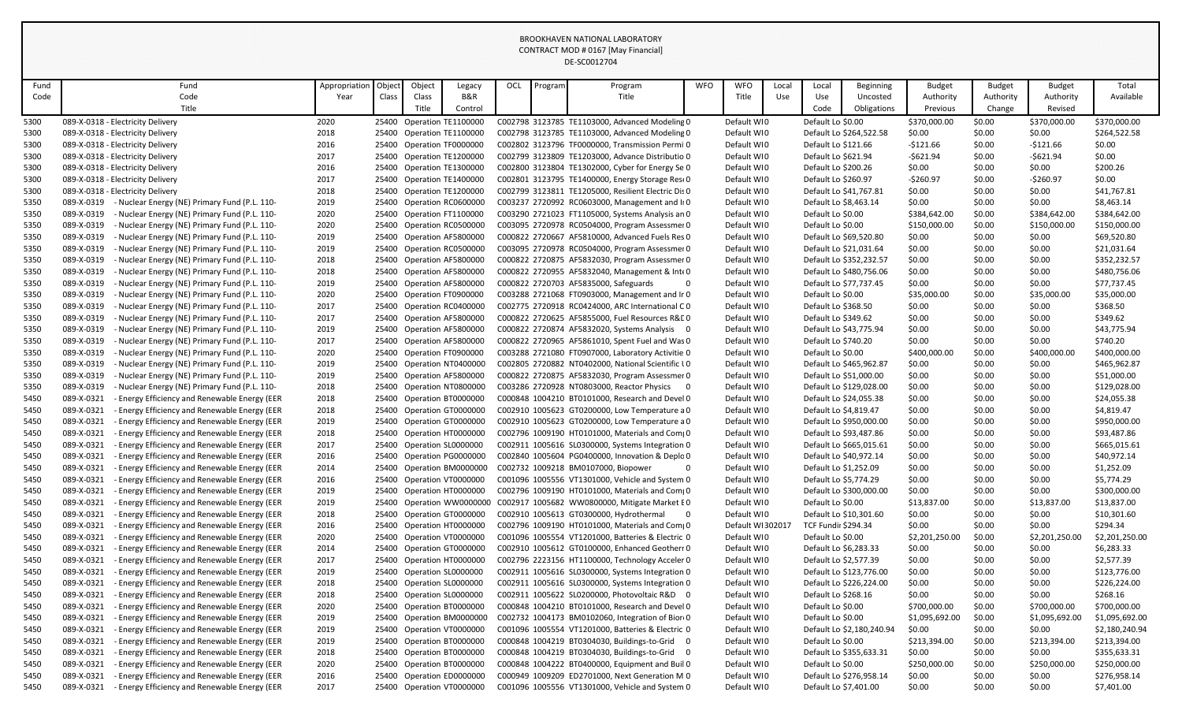BROOKHAVEN NATIONAL LABORATORY
CONTRACT MOD # 0167 [May Financial]
DE-SC0012704

| Fund Code | Fund Code Title | Appropriation Year | Object Class | Object Class Title | Legacy B&R Control | OCL | Program | Program Title | WFO | WFO Title | Local Use | Local Use Code | Beginning Uncosted Obligations | Budget Authority Previous | Budget Authority Change | Budget Authority Revised | Total Available |
|---|---|---|---|---|---|---|---|---|---|---|---|---|---|---|---|---|---|
| 5300 | 089-X-0318 - Electricity Delivery | 2020 | 25400 | Operation | TE1100000 | C002798 | 3123785 | TE1103000, Advanced Modeling | 0 | Default WI | 0 | Default Lo | $0.00 | $370,000.00 | $0.00 | $370,000.00 | $370,000.00 |
| 5300 | 089-X-0318 - Electricity Delivery | 2018 | 25400 | Operation | TE1100000 | C002798 | 3123785 | TE1103000, Advanced Modeling | 0 | Default WI | 0 | Default Lo | $264,522.58 | $0.00 | $0.00 | $0.00 | $264,522.58 |
| 5300 | 089-X-0318 - Electricity Delivery | 2016 | 25400 | Operation | TF0000000 | C002802 | 3123796 | TF0000000, Transmission Permi | 0 | Default WI | 0 | Default Lo | $121.66 | -$121.66 | $0.00 | -$121.66 | $0.00 |
| 5300 | 089-X-0318 - Electricity Delivery | 2017 | 25400 | Operation | TE1200000 | C002799 | 3123809 | TE1203000, Advance Distributio | 0 | Default WI | 0 | Default Lo | $621.94 | -$621.94 | $0.00 | -$621.94 | $0.00 |
| 5300 | 089-X-0318 - Electricity Delivery | 2016 | 25400 | Operation | TE1300000 | C002800 | 3123804 | TE1302000, Cyber for Energy Se | 0 | Default WI | 0 | Default Lo | $200.26 | $0.00 | $0.00 | $0.00 | $200.26 |
| 5300 | 089-X-0318 - Electricity Delivery | 2017 | 25400 | Operation | TE1400000 | C002801 | 3123795 | TE1400000, Energy Storage Rese | 0 | Default WI | 0 | Default Lo | $260.97 | -$260.97 | $0.00 | -$260.97 | $0.00 |
| 5300 | 089-X-0318 - Electricity Delivery | 2018 | 25400 | Operation | TE1200000 | C002799 | 3123811 | TE1205000, Resilient Electric Dis | 0 | Default WI | 0 | Default Lo | $41,767.81 | $0.00 | $0.00 | $0.00 | $41,767.81 |
| 5350 | 089-X-0319 - Nuclear Energy (NE) Primary Fund (P.L. 110- | 2019 | 25400 | Operation | RC0600000 | C003237 | 2720992 | RC0603000, Management and I | 0 | Default WI | 0 | Default Lo | $8,463.14 | $0.00 | $0.00 | $0.00 | $8,463.14 |
| 5350 | 089-X-0319 - Nuclear Energy (NE) Primary Fund (P.L. 110- | 2020 | 25400 | Operation | FT1100000 | C003290 | 2721023 | FT1105000, Systems Analysis an | 0 | Default WI | 0 | Default Lo | $0.00 | $384,642.00 | $0.00 | $384,642.00 | $384,642.00 |
| 5350 | 089-X-0319 - Nuclear Energy (NE) Primary Fund (P.L. 110- | 2020 | 25400 | Operation | RC0500000 | C003095 | 2720978 | RC0504000, Program Assessmer | 0 | Default WI | 0 | Default Lo | $0.00 | $150,000.00 | $0.00 | $150,000.00 | $150,000.00 |
| 5350 | 089-X-0319 - Nuclear Energy (NE) Primary Fund (P.L. 110- | 2019 | 25400 | Operation | AF5800000 | C000822 | 2720667 | AF5810000, Advanced Fuels Res | 0 | Default WI | 0 | Default Lo | $69,520.80 | $0.00 | $0.00 | $0.00 | $69,520.80 |
| 5350 | 089-X-0319 - Nuclear Energy (NE) Primary Fund (P.L. 110- | 2019 | 25400 | Operation | RC0500000 | C003095 | 2720978 | RC0504000, Program Assessmer | 0 | Default WI | 0 | Default Lo | $21,031.64 | $0.00 | $0.00 | $0.00 | $21,031.64 |
| 5350 | 089-X-0319 - Nuclear Energy (NE) Primary Fund (P.L. 110- | 2018 | 25400 | Operation | AF5800000 | C000822 | 2720875 | AF5832030, Program Assessmer | 0 | Default WI | 0 | Default Lo | $352,232.57 | $0.00 | $0.00 | $0.00 | $352,232.57 |
| 5350 | 089-X-0319 - Nuclear Energy (NE) Primary Fund (P.L. 110- | 2018 | 25400 | Operation | AF5800000 | C000822 | 2720955 | AF5832040, Management & Int | 0 | Default WI | 0 | Default Lo | $480,756.06 | $0.00 | $0.00 | $0.00 | $480,756.06 |
| 5350 | 089-X-0319 - Nuclear Energy (NE) Primary Fund (P.L. 110- | 2019 | 25400 | Operation | AF5800000 | C000822 | 2720703 | AF5835000, Safeguards | 0 | Default WI | 0 | Default Lo | $77,737.45 | $0.00 | $0.00 | $0.00 | $77,737.45 |
| 5350 | 089-X-0319 - Nuclear Energy (NE) Primary Fund (P.L. 110- | 2020 | 25400 | Operation | FT0900000 | C003288 | 2721068 | FT0903000, Management and I | 0 | Default WI | 0 | Default Lo | $0.00 | $35,000.00 | $0.00 | $35,000.00 | $35,000.00 |
| 5350 | 089-X-0319 - Nuclear Energy (NE) Primary Fund (P.L. 110- | 2017 | 25400 | Operation | RC0400000 | C002775 | 2720918 | RC0424000, ARC International C | 0 | Default WI | 0 | Default Lo | $368.50 | $0.00 | $0.00 | $0.00 | $368.50 |
| 5350 | 089-X-0319 - Nuclear Energy (NE) Primary Fund (P.L. 110- | 2017 | 25400 | Operation | AF5800000 | C000822 | 2720625 | AF5855000, Fuel Resources R&D | 0 | Default WI | 0 | Default Lo | $349.62 | $0.00 | $0.00 | $0.00 | $349.62 |
| 5350 | 089-X-0319 - Nuclear Energy (NE) Primary Fund (P.L. 110- | 2019 | 25400 | Operation | AF5800000 | C000822 | 2720874 | AF5832020, Systems Analysis | 0 | Default WI | 0 | Default Lo | $43,775.94 | $0.00 | $0.00 | $0.00 | $43,775.94 |
| 5350 | 089-X-0319 - Nuclear Energy (NE) Primary Fund (P.L. 110- | 2017 | 25400 | Operation | AF5800000 | C000822 | 2720965 | AF5861010, Spent Fuel and Was | 0 | Default WI | 0 | Default Lo | $740.20 | $0.00 | $0.00 | $0.00 | $740.20 |
| 5350 | 089-X-0319 - Nuclear Energy (NE) Primary Fund (P.L. 110- | 2020 | 25400 | Operation | FT0900000 | C003288 | 2721080 | FT0907000, Laboratory Activitie | 0 | Default WI | 0 | Default Lo | $0.00 | $400,000.00 | $0.00 | $400,000.00 | $400,000.00 |
| 5350 | 089-X-0319 - Nuclear Energy (NE) Primary Fund (P.L. 110- | 2019 | 25400 | Operation | NT0400000 | C002805 | 2720882 | NT0402000, National Scientific U | 0 | Default WI | 0 | Default Lo | $465,962.87 | $0.00 | $0.00 | $0.00 | $465,962.87 |
| 5350 | 089-X-0319 - Nuclear Energy (NE) Primary Fund (P.L. 110- | 2019 | 25400 | Operation | AF5800000 | C000822 | 2720875 | AF5832030, Program Assessmer | 0 | Default WI | 0 | Default Lo | $51,000.00 | $0.00 | $0.00 | $0.00 | $51,000.00 |
| 5350 | 089-X-0319 - Nuclear Energy (NE) Primary Fund (P.L. 110- | 2018 | 25400 | Operation | NT0800000 | C003286 | 2720928 | NT0803000, Reactor Physics | 0 | Default WI | 0 | Default Lo | $129,028.00 | $0.00 | $0.00 | $0.00 | $129,028.00 |
| 5450 | 089-X-0321 - Energy Efficiency and Renewable Energy (EER | 2018 | 25400 | Operation | BT0000000 | C000848 | 1004210 | BT0101000, Research and Devel | 0 | Default WI | 0 | Default Lo | $24,055.38 | $0.00 | $0.00 | $0.00 | $24,055.38 |
| 5450 | 089-X-0321 - Energy Efficiency and Renewable Energy (EER | 2018 | 25400 | Operation | GT0000000 | C002910 | 1005623 | GT0200000, Low Temperature a | 0 | Default WI | 0 | Default Lo | $4,819.47 | $0.00 | $0.00 | $0.00 | $4,819.47 |
| 5450 | 089-X-0321 - Energy Efficiency and Renewable Energy (EER | 2019 | 25400 | Operation | GT0000000 | C002910 | 1005623 | GT0200000, Low Temperature a | 0 | Default WI | 0 | Default Lo | $950,000.00 | $0.00 | $0.00 | $0.00 | $950,000.00 |
| 5450 | 089-X-0321 - Energy Efficiency and Renewable Energy (EER | 2018 | 25400 | Operation | HT0000000 | C002796 | 1009190 | HT0101000, Materials and Com | 0 | Default WI | 0 | Default Lo | $93,487.86 | $0.00 | $0.00 | $0.00 | $93,487.86 |
| 5450 | 089-X-0321 - Energy Efficiency and Renewable Energy (EER | 2017 | 25400 | Operation | SL0000000 | C002911 | 1005616 | SL0300000, Systems Integration | 0 | Default WI | 0 | Default Lo | $665,015.61 | $0.00 | $0.00 | $0.00 | $665,015.61 |
| 5450 | 089-X-0321 - Energy Efficiency and Renewable Energy (EER | 2016 | 25400 | Operation | PG0000000 | C002840 | 1005604 | PG0400000, Innovation & Deplo | 0 | Default WI | 0 | Default Lo | $40,972.14 | $0.00 | $0.00 | $0.00 | $40,972.14 |
| 5450 | 089-X-0321 - Energy Efficiency and Renewable Energy (EER | 2014 | 25400 | Operation | BM0000000 | C002732 | 1009218 | BM0107000, Biopower | 0 | Default WI | 0 | Default Lo | $1,252.09 | $0.00 | $0.00 | $0.00 | $1,252.09 |
| 5450 | 089-X-0321 - Energy Efficiency and Renewable Energy (EER | 2016 | 25400 | Operation | VT0000000 | C001096 | 1005556 | VT1301000, Vehicle and System | 0 | Default WI | 0 | Default Lo | $5,774.29 | $0.00 | $0.00 | $0.00 | $5,774.29 |
| 5450 | 089-X-0321 - Energy Efficiency and Renewable Energy (EER | 2019 | 25400 | Operation | HT0000000 | C002796 | 1009190 | HT0101000, Materials and Com | 0 | Default WI | 0 | Default Lo | $300,000.00 | $0.00 | $0.00 | $0.00 | $300,000.00 |
| 5450 | 089-X-0321 - Energy Efficiency and Renewable Energy (EER | 2019 | 25400 | Operation | WW0000000 | C002917 | 1005682 | WW0800000, Mitigate Market E | 0 | Default WI | 0 | Default Lo | $0.00 | $13,837.00 | $0.00 | $13,837.00 | $13,837.00 |
| 5450 | 089-X-0321 - Energy Efficiency and Renewable Energy (EER | 2018 | 25400 | Operation | GT0000000 | C002910 | 1005613 | GT0300000, Hydrothermal | 0 | Default WI | 0 | Default Lo | $10,301.60 | $0.00 | $0.00 | $0.00 | $10,301.60 |
| 5450 | 089-X-0321 - Energy Efficiency and Renewable Energy (EER | 2016 | 25400 | Operation | HT0000000 | C002796 | 1009190 | HT0101000, Materials and Com | 0 | Default WI | 302017 | TCF Fundi | $294.34 | $0.00 | $0.00 | $0.00 | $294.34 |
| 5450 | 089-X-0321 - Energy Efficiency and Renewable Energy (EER | 2020 | 25400 | Operation | VT0000000 | C001096 | 1005554 | VT1201000, Batteries & Electric | 0 | Default WI | 0 | Default Lo | $0.00 | $2,201,250.00 | $0.00 | $2,201,250.00 | $2,201,250.00 |
| 5450 | 089-X-0321 - Energy Efficiency and Renewable Energy (EER | 2014 | 25400 | Operation | GT0000000 | C002910 | 1005612 | GT0100000, Enhanced Geotherr | 0 | Default WI | 0 | Default Lo | $6,283.33 | $0.00 | $0.00 | $0.00 | $6,283.33 |
| 5450 | 089-X-0321 - Energy Efficiency and Renewable Energy (EER | 2017 | 25400 | Operation | HT0000000 | C002796 | 2223156 | HT1100000, Technology Acceler | 0 | Default WI | 0 | Default Lo | $2,577.39 | $0.00 | $0.00 | $0.00 | $2,577.39 |
| 5450 | 089-X-0321 - Energy Efficiency and Renewable Energy (EER | 2019 | 25400 | Operation | SL0000000 | C002911 | 1005616 | SL0300000, Systems Integration | 0 | Default WI | 0 | Default Lo | $123,776.00 | $0.00 | $0.00 | $0.00 | $123,776.00 |
| 5450 | 089-X-0321 - Energy Efficiency and Renewable Energy (EER | 2018 | 25400 | Operation | SL0000000 | C002911 | 1005616 | SL0300000, Systems Integration | 0 | Default WI | 0 | Default Lo | $226,224.00 | $0.00 | $0.00 | $0.00 | $226,224.00 |
| 5450 | 089-X-0321 - Energy Efficiency and Renewable Energy (EER | 2018 | 25400 | Operation | SL0000000 | C002911 | 1005622 | SL0200000, Photovoltaic R&D | 0 | Default WI | 0 | Default Lo | $268.16 | $0.00 | $0.00 | $0.00 | $268.16 |
| 5450 | 089-X-0321 - Energy Efficiency and Renewable Energy (EER | 2020 | 25400 | Operation | BT0000000 | C000848 | 1004210 | BT0101000, Research and Devel | 0 | Default WI | 0 | Default Lo | $0.00 | $700,000.00 | $0.00 | $700,000.00 | $700,000.00 |
| 5450 | 089-X-0321 - Energy Efficiency and Renewable Energy (EER | 2019 | 25400 | Operation | BM0000000 | C002732 | 1004173 | BM0102060, Integration of Bior | 0 | Default WI | 0 | Default Lo | $0.00 | $1,095,692.00 | $0.00 | $1,095,692.00 | $1,095,692.00 |
| 5450 | 089-X-0321 - Energy Efficiency and Renewable Energy (EER | 2019 | 25400 | Operation | VT0000000 | C001096 | 1005554 | VT1201000, Batteries & Electric | 0 | Default WI | 0 | Default Lo | $2,180,240.94 | $0.00 | $0.00 | $0.00 | $2,180,240.94 |
| 5450 | 089-X-0321 - Energy Efficiency and Renewable Energy (EER | 2019 | 25400 | Operation | BT0000000 | C000848 | 1004219 | BT0304030, Buildings-to-Grid | 0 | Default WI | 0 | Default Lo | $0.00 | $213,394.00 | $0.00 | $213,394.00 | $213,394.00 |
| 5450 | 089-X-0321 - Energy Efficiency and Renewable Energy (EER | 2018 | 25400 | Operation | BT0000000 | C000848 | 1004219 | BT0304030, Buildings-to-Grid | 0 | Default WI | 0 | Default Lo | $355,633.31 | $0.00 | $0.00 | $0.00 | $355,633.31 |
| 5450 | 089-X-0321 - Energy Efficiency and Renewable Energy (EER | 2020 | 25400 | Operation | BT0000000 | C000848 | 1004222 | BT0400000, Equipment and Buil | 0 | Default WI | 0 | Default Lo | $0.00 | $250,000.00 | $0.00 | $250,000.00 | $250,000.00 |
| 5450 | 089-X-0321 - Energy Efficiency and Renewable Energy (EER | 2016 | 25400 | Operation | ED0000000 | C000949 | 1009209 | ED2701000, Next Generation M | 0 | Default WI | 0 | Default Lo | $276,958.14 | $0.00 | $0.00 | $0.00 | $276,958.14 |
| 5450 | 089-X-0321 - Energy Efficiency and Renewable Energy (EER | 2017 | 25400 | Operation | VT0000000 | C001096 | 1005556 | VT1301000, Vehicle and System | 0 | Default WI | 0 | Default Lo | $7,401.00 | $0.00 | $0.00 | $0.00 | $7,401.00 |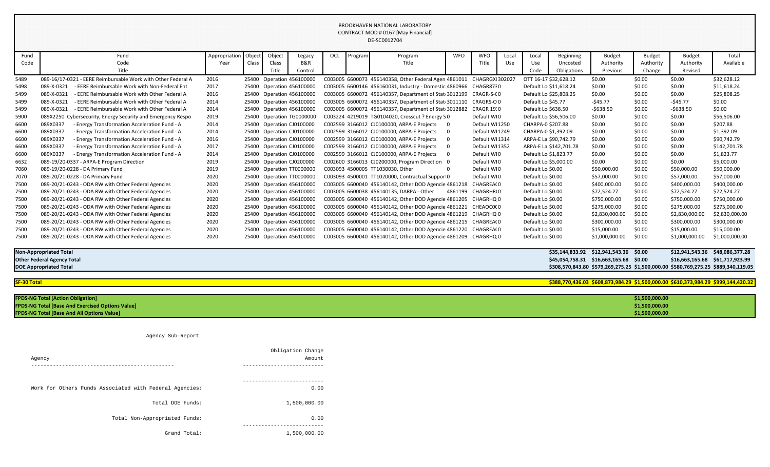BROOKHAVEN NATIONAL LABORATORY
CONTRACT MOD # 0167 [May Financial]
DE-SC0012704

| Fund Code | Fund Code Title | Appropriation Year | Object Class | Object Class Title | Legacy B&R Control | OCL | Program | Program Title | WFO | WFO Title | Local Use | Local Use Code | Beginning Uncosted Obligations | Budget Authority Previous | Budget Authority Change | Budget Authority Revised | Total Available |
|---|---|---|---|---|---|---|---|---|---|---|---|---|---|---|---|---|---|
| 5489 | 089-16/17-0321 - EERE Reimbursable Work with Other Federal A | 2016 | 25400 | Operation | 456100000 | C003005 | 6600073 | 456140358, Other Federal Agen | 4861011 | CHAGRGX | 302027 | OTT 16-17 | $32,628.12 | $0.00 | $0.00 | $0.00 | $32,628.12 |
| 5498 | 089-X-0321 - EERE Reimbursable Work with Non-Federal Ent | 2017 | 25400 | Operation | 456100000 | C003005 | 6600146 | 456160031, Industry - Domestic | 4860966 | CHAGR87 | 0 | Default Lo | $11,618.24 | $0.00 | $0.00 | $0.00 | $11,618.24 |
| 5499 | 089-X-0321 - EERE Reimbursable Work with Other Federal A | 2016 | 25400 | Operation | 456100000 | C003005 | 6600072 | 456140357, Department of Stat | 3012199 | CRAGR-S-C | 0 | Default Lo | $25,808.25 | $0.00 | $0.00 | $0.00 | $25,808.25 |
| 5499 | 089-X-0321 - EERE Reimbursable Work with Other Federal A | 2014 | 25400 | Operation | 456100000 | C003005 | 6600072 | 456140357, Department of Stat | 3011110 | CRAGRS-O | 0 | Default Lo | $45.77 | -$45.77 | $0.00 | -$45.77 | $0.00 |
| 5499 | 089-X-0321 - EERE Reimbursable Work with Other Federal A | 2014 | 25400 | Operation | 456100000 | C003005 | 6600072 | 456140357, Department of Stat | 3012882 | CRAGR 19: | 0 | Default Lo | $638.50 | -$638.50 | $0.00 | -$638.50 | $0.00 |
| 5900 | 089X2250 Cybersecurity, Energy Security and Emergency Respo | 2019 | 25400 | Operation | TG0000000 | C003224 | 4219019 | TG0104020, Crosscut ? Energy S | 0 | Default WI | 0 | Default Lo | $56,506.00 | $0.00 | $0.00 | $0.00 | $56,506.00 |
| 6600 | 089X0337 - Energy Transformation Acceleration Fund - A | 2014 | 25400 | Operation | CJ0100000 | C002599 | 3166012 | CJ0100000, ARPA-E Projects | 0 | Default WI | 1250 | CHARPA-0 | $207.88 | $0.00 | $0.00 | $0.00 | $207.88 |
| 6600 | 089X0337 - Energy Transformation Acceleration Fund - A | 2014 | 25400 | Operation | CJ0100000 | C002599 | 3166012 | CJ0100000, ARPA-E Projects | 0 | Default WI | 1249 | CHARPA-0 | $1,392.09 | $0.00 | $0.00 | $0.00 | $1,392.09 |
| 6600 | 089X0337 - Energy Transformation Acceleration Fund - A | 2016 | 25400 | Operation | CJ0100000 | C002599 | 3166012 | CJ0100000, ARPA-E Projects | 0 | Default WI | 1314 | ARPA-E La | $90,742.79 | $0.00 | $0.00 | $0.00 | $90,742.79 |
| 6600 | 089X0337 - Energy Transformation Acceleration Fund - A | 2017 | 25400 | Operation | CJ0100000 | C002599 | 3166012 | CJ0100000, ARPA-E Projects | 0 | Default WI | 1352 | ARPA-E La | $142,701.78 | $0.00 | $0.00 | $0.00 | $142,701.78 |
| 6600 | 089X0337 - Energy Transformation Acceleration Fund - A | 2014 | 25400 | Operation | CJ0100000 | C002599 | 3166012 | CJ0100000, ARPA-E Projects | 0 | Default WI | 0 | Default Lo | $1,823.77 | $0.00 | $0.00 | $0.00 | $1,823.77 |
| 6632 | 089-19/20-0337 - ARPA-E Program Direction | 2019 | 25400 | Operation | CJ0200000 | C002600 | 3166013 | CJ0200000, Program Direction | 0 | Default WI | 0 | Default Lo | $5,000.00 | $0.00 | $0.00 | $0.00 | $5,000.00 |
| 7060 | 089-19/20-0228 - DA Primary Fund | 2019 | 25400 | Operation | TT0000000 | C003093 | 4500005 | TT1030030, Other | 0 | Default WI | 0 | Default Lo | $0.00 | $50,000.00 | $0.00 | $50,000.00 | $50,000.00 |
| 7070 | 089-20/21-0228 - DA Primary Fund | 2020 | 25400 | Operation | TT0000000 | C003093 | 4500001 | TT1020000, Contractual Suppor | 0 | Default WI | 0 | Default Lo | $0.00 | $57,000.00 | $0.00 | $57,000.00 | $57,000.00 |
| 7500 | 089-20/21-0243 - ODA RW with Other Federal Agencies | 2020 | 25400 | Operation | 456100000 | C003005 | 6600040 | 456140142, Other DOD Agencie | 4861218 | CHAGREA | 0 | Default Lo | $0.00 | $400,000.00 | $0.00 | $400,000.00 | $400,000.00 |
| 7500 | 089-20/21-0243 - ODA RW with Other Federal Agencies | 2020 | 25400 | Operation | 456100000 | C003005 | 6600038 | 456140135, DARPA - Other | 4861199 | CHAGRHR | 0 | Default Lo | $0.00 | $72,524.27 | $0.00 | $72,524.27 | $72,524.27 |
| 7500 | 089-20/21-0243 - ODA RW with Other Federal Agencies | 2020 | 25400 | Operation | 456100000 | C003005 | 6600040 | 456140142, Other DOD Agencie | 4861205 | CHAGRHQ | 0 | Default Lo | $0.00 | $750,000.00 | $0.00 | $750,000.00 | $750,000.00 |
| 7500 | 089-20/21-0243 - ODA RW with Other Federal Agencies | 2020 | 25400 | Operation | 456100000 | C003005 | 6600040 | 456140142, Other DOD Agencie | 4861221 | CHEAOC0 | 0 | Default Lo | $0.00 | $275,000.00 | $0.00 | $275,000.00 | $275,000.00 |
| 7500 | 089-20/21-0243 - ODA RW with Other Federal Agencies | 2020 | 25400 | Operation | 456100000 | C003005 | 6600040 | 456140142, Other DOD Agencie | 4861219 | CHAGRHQ | 0 | Default Lo | $0.00 | $2,830,000.00 | $0.00 | $2,830,000.00 | $2,830,000.00 |
| 7500 | 089-20/21-0243 - ODA RW with Other Federal Agencies | 2020 | 25400 | Operation | 456100000 | C003005 | 6600040 | 456140142, Other DOD Agencie | 4861215 | CHAGREA | 0 | Default Lo | $0.00 | $300,000.00 | $0.00 | $300,000.00 | $300,000.00 |
| 7500 | 089-20/21-0243 - ODA RW with Other Federal Agencies | 2020 | 25400 | Operation | 456100000 | C003005 | 6600040 | 456140142, Other DOD Agencie | 4861220 | CHAGREA | 0 | Default Lo | $0.00 | $15,000.00 | $0.00 | $15,000.00 | $15,000.00 |
| 7500 | 089-20/21-0243 - ODA RW with Other Federal Agencies | 2020 | 25400 | Operation | 456100000 | C003005 | 6600040 | 456140142, Other DOD Agencie | 4861209 | CHAGRHQ | 0 | Default Lo | $0.00 | $1,000,000.00 | $0.00 | $1,000,000.00 | $1,000,000.00 |

| | Beginning Uncosted Obligations | Budget Authority Previous | Budget Authority Change | Budget Authority Revised | Total Available |
|---|---|---|---|---|---|
| **Non-Appropriated Total** | $35,144,833.92 | $12,941,543.36 | $0.00 | $12,941,543.36 | $48,086,377.28 |
| **Other Federal Agency Total** | $45,054,758.31 | $16,663,165.68 | $0.00 | $16,663,165.68 | $61,717,923.99 |
| **DOE Appropriated Total** | $308,570,843.80 | $579,269,275.25 | $1,500,000.00 | $580,769,275.25 | $889,340,119.05 |
| **SF-30 Total** | $388,770,436.03 | $608,873,984.29 | $1,500,000.00 | $610,373,984.29 | $999,144,420.32 |

| | |
|---|---|
| **FPDS-NG Total [Action Obligation]** | $1,500,000.00 |
| **FPDS-NG Total [Base And Exercised Options Value]** | $1,500,000.00 |
| **FPDS-NG Total [Base And All Options Value]** | $1,500,000.00 |

Agency Sub-Report

| Agency | Obligation Change Amount |
|---|---|
| Work for Others Funds Associated with Federal Agencies: | 0.00 |
| Total DOE Funds: | 1,500,000.00 |
| Total Non-Appropriated Funds: | 0.00 |
| Grand Total: | 1,500,000.00 |